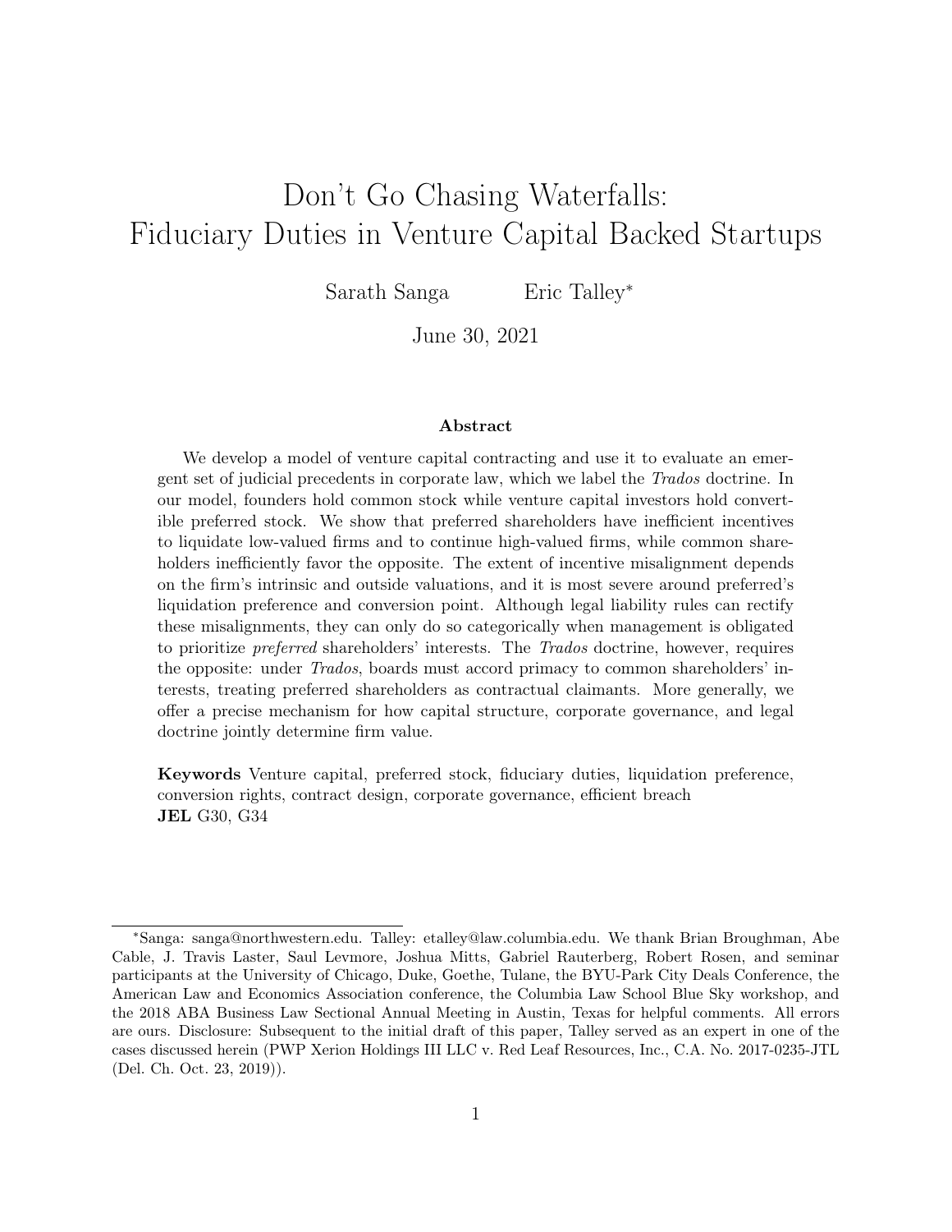# Don't Go Chasing Waterfalls: Fiduciary Duties in Venture Capital Backed Startups

Sarath Sanga Eric Talley*

June 30, 2021

## Abstract

We develop a model of venture capital contracting and use it to evaluate an emergent set of judicial precedents in corporate law, which we label the *Trados* doctrine. In our model, founders hold common stock while venture capital investors hold convertible preferred stock. We show that preferred shareholders have inefficient incentives to liquidate low-valued firms and to continue high-valued firms, while common shareholders inefficiently favor the opposite. The extent of incentive misalignment depends on the firm's intrinsic and outside valuations, and it is most severe around preferred's liquidation preference and conversion point. Although legal liability rules can rectify these misalignments, they can only do so categorically when management is obligated to prioritize *preferred* shareholders' interests. The *Trados* doctrine, however, requires the opposite: under *Trados*, boards must accord primacy to common shareholders' interests, treating preferred shareholders as contractual claimants. More generally, we offer a precise mechanism for how capital structure, corporate governance, and legal doctrine jointly determine firm value.

**Keywords** Venture capital, preferred stock, fiduciary duties, liquidation preference, conversion rights, contract design, corporate governance, efficient breach
**JEL** G30, G34

---

*Sanga: sanga@northwestern.edu. Talley: etalley@law.columbia.edu. We thank Brian Broughman, Abe Cable, J. Travis Laster, Saul Levmore, Joshua Mitts, Gabriel Rauterberg, Robert Rosen, and seminar participants at the University of Chicago, Duke, Goethe, Tulane, the BYU-Park City Deals Conference, the American Law and Economics Association conference, the Columbia Law School Blue Sky workshop, and the 2018 ABA Business Law Sectional Annual Meeting in Austin, Texas for helpful comments. All errors are ours. Disclosure: Subsequent to the initial draft of this paper, Talley served as an expert in one of the cases discussed herein (PWP Xerion Holdings III LLC v. Red Leaf Resources, Inc., C.A. No. 2017-0235-JTL (Del. Ch. Oct. 23, 2019)).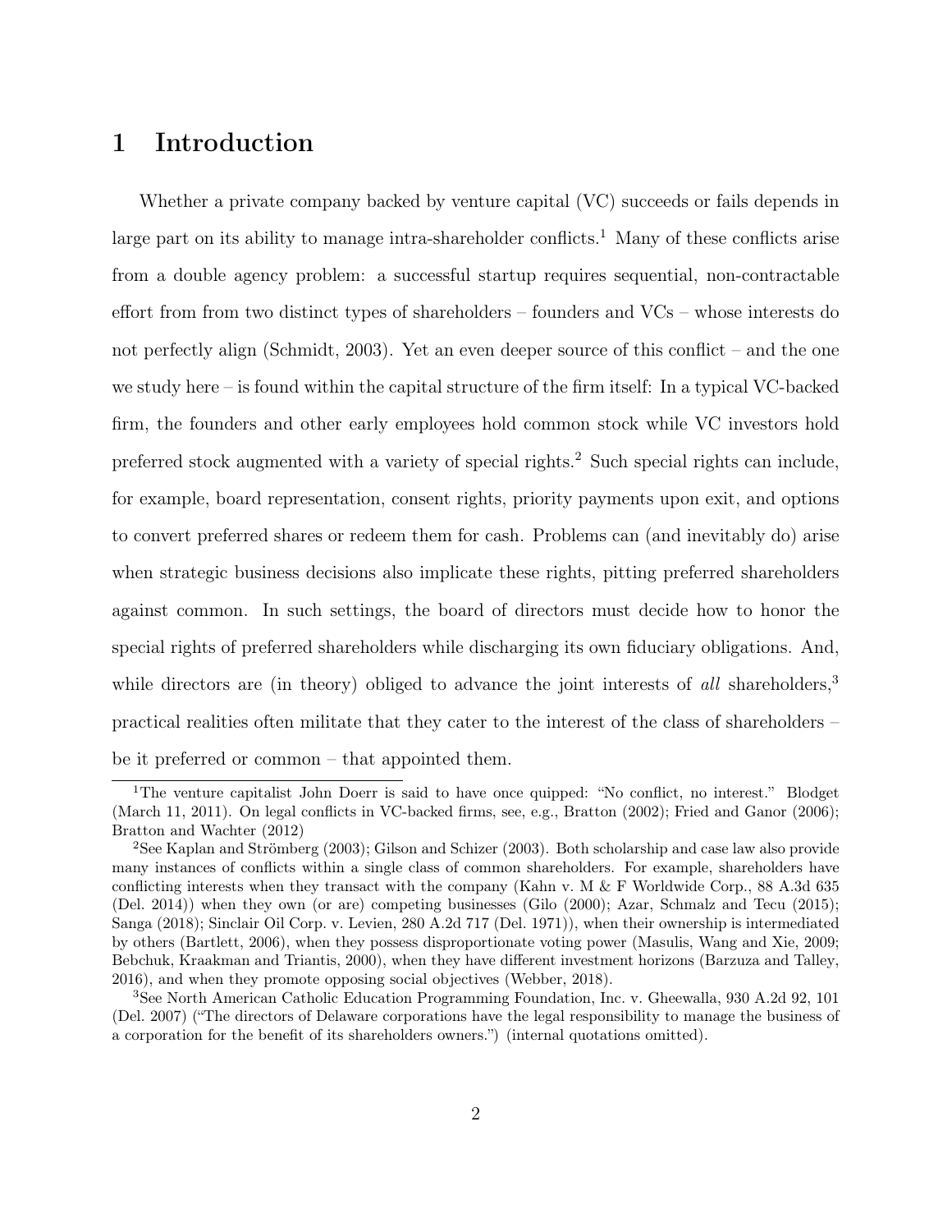# 1 Introduction

Whether a private company backed by venture capital (VC) succeeds or fails depends in large part on its ability to manage intra-shareholder conflicts.[1] Many of these conflicts arise from a double agency problem: a successful startup requires sequential, non-contractable effort from from two distinct types of shareholders – founders and VCs – whose interests do not perfectly align (Schmidt, 2003). Yet an even deeper source of this conflict – and the one we study here – is found within the capital structure of the firm itself: In a typical VC-backed firm, the founders and other early employees hold common stock while VC investors hold preferred stock augmented with a variety of special rights.[2] Such special rights can include, for example, board representation, consent rights, priority payments upon exit, and options to convert preferred shares or redeem them for cash. Problems can (and inevitably do) arise when strategic business decisions also implicate these rights, pitting preferred shareholders against common. In such settings, the board of directors must decide how to honor the special rights of preferred shareholders while discharging its own fiduciary obligations. And, while directors are (in theory) obliged to advance the joint interests of *all* shareholders,[3] practical realities often militate that they cater to the interest of the class of shareholders – be it preferred or common – that appointed them.

---

[1] The venture capitalist John Doerr is said to have once quipped: "No conflict, no interest." Blodget (March 11, 2011). On legal conflicts in VC-backed firms, see, e.g., Bratton (2002); Fried and Ganor (2006); Bratton and Wachter (2012)

[2] See Kaplan and Strömberg (2003); Gilson and Schizer (2003). Both scholarship and case law also provide many instances of conflicts within a single class of common shareholders. For example, shareholders have conflicting interests when they transact with the company (Kahn v. M & F Worldwide Corp., 88 A.3d 635 (Del. 2014)) when they own (or are) competing businesses (Gilo (2000); Azar, Schmalz and Tecu (2015); Sanga (2018); Sinclair Oil Corp. v. Levien, 280 A.2d 717 (Del. 1971)), when their ownership is intermediated by others (Bartlett, 2006), when they possess disproportionate voting power (Masulis, Wang and Xie, 2009; Bebchuk, Kraakman and Triantis, 2000), when they have different investment horizons (Barzuza and Talley, 2016), and when they promote opposing social objectives (Webber, 2018).

[3] See North American Catholic Education Programming Foundation, Inc. v. Gheewalla, 930 A.2d 92, 101 (Del. 2007) ("The directors of Delaware corporations have the legal responsibility to manage the business of a corporation for the benefit of its shareholders owners.") (internal quotations omitted).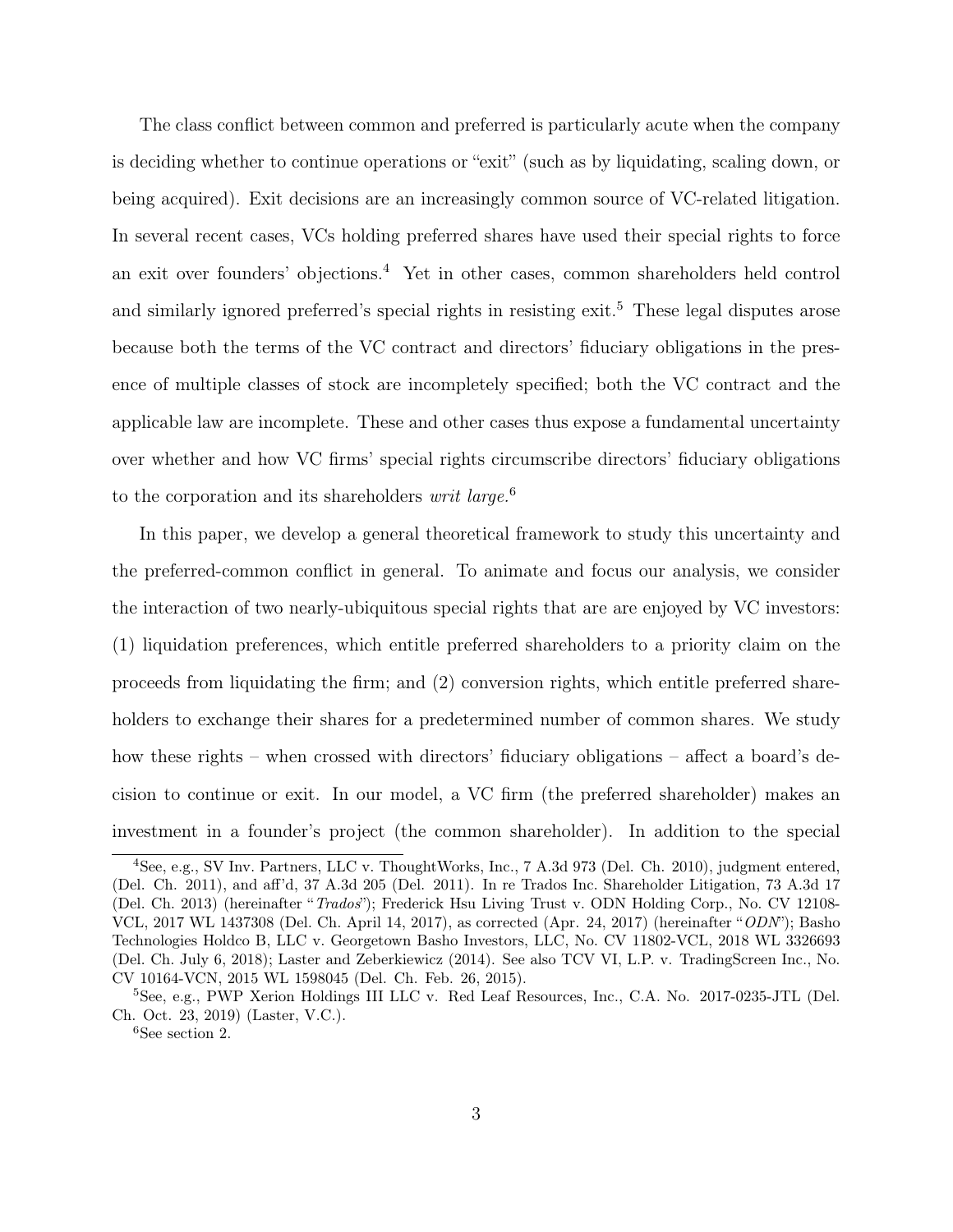The class conflict between common and preferred is particularly acute when the company is deciding whether to continue operations or "exit" (such as by liquidating, scaling down, or being acquired). Exit decisions are an increasingly common source of VC-related litigation. In several recent cases, VCs holding preferred shares have used their special rights to force an exit over founders' objections.[4] Yet in other cases, common shareholders held control and similarly ignored preferred's special rights in resisting exit.[5] These legal disputes arose because both the terms of the VC contract and directors' fiduciary obligations in the presence of multiple classes of stock are incompletely specified; both the VC contract and the applicable law are incomplete. These and other cases thus expose a fundamental uncertainty over whether and how VC firms' special rights circumscribe directors' fiduciary obligations to the corporation and its shareholders *writ large*.[6]

In this paper, we develop a general theoretical framework to study this uncertainty and the preferred-common conflict in general. To animate and focus our analysis, we consider the interaction of two nearly-ubiquitous special rights that are are enjoyed by VC investors: (1) liquidation preferences, which entitle preferred shareholders to a priority claim on the proceeds from liquidating the firm; and (2) conversion rights, which entitle preferred shareholders to exchange their shares for a predetermined number of common shares. We study how these rights – when crossed with directors' fiduciary obligations – affect a board's decision to continue or exit. In our model, a VC firm (the preferred shareholder) makes an investment in a founder's project (the common shareholder). In addition to the special

[4]See, e.g., SV Inv. Partners, LLC v. ThoughtWorks, Inc., 7 A.3d 973 (Del. Ch. 2010), judgment entered, (Del. Ch. 2011), and aff'd, 37 A.3d 205 (Del. 2011). In re Trados Inc. Shareholder Litigation, 73 A.3d 17 (Del. Ch. 2013) (hereinafter "*Trados*"); Frederick Hsu Living Trust v. ODN Holding Corp., No. CV 12108-VCL, 2017 WL 1437308 (Del. Ch. April 14, 2017), as corrected (Apr. 24, 2017) (hereinafter "*ODN*"); Basho Technologies Holdco B, LLC v. Georgetown Basho Investors, LLC, No. CV 11802-VCL, 2018 WL 3326693 (Del. Ch. July 6, 2018); Laster and Zeberkiewicz (2014). See also TCV VI, L.P. v. TradingScreen Inc., No. CV 10164-VCN, 2015 WL 1598045 (Del. Ch. Feb. 26, 2015).

[5]See, e.g., PWP Xerion Holdings III LLC v. Red Leaf Resources, Inc., C.A. No. 2017-0235-JTL (Del. Ch. Oct. 23, 2019) (Laster, V.C.).

[6]See section 2.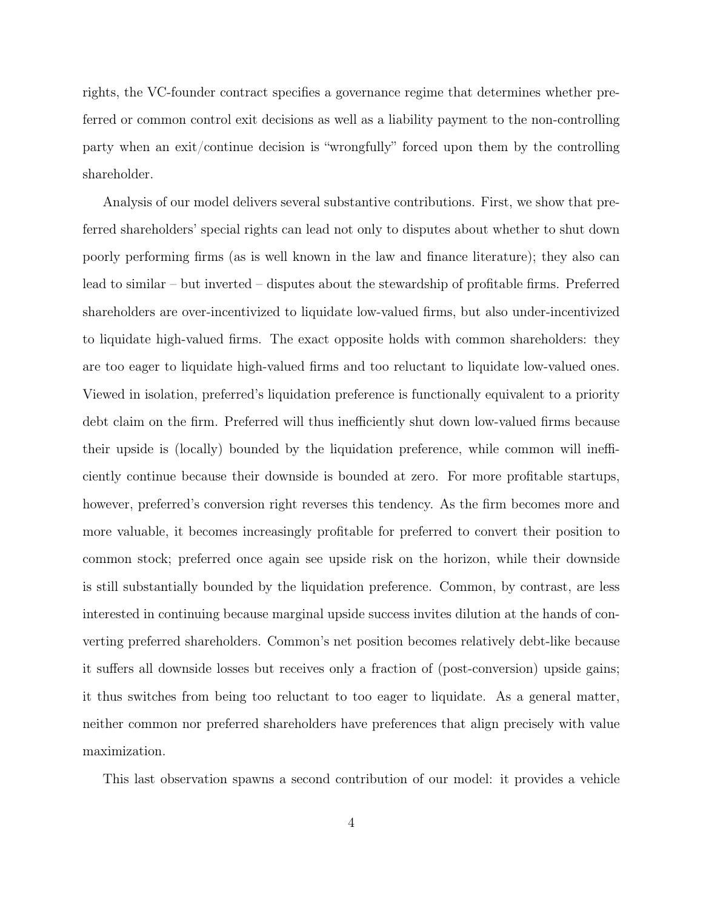rights, the VC-founder contract specifies a governance regime that determines whether preferred or common control exit decisions as well as a liability payment to the non-controlling party when an exit/continue decision is "wrongfully" forced upon them by the controlling shareholder.

Analysis of our model delivers several substantive contributions. First, we show that preferred shareholders' special rights can lead not only to disputes about whether to shut down poorly performing firms (as is well known in the law and finance literature); they also can lead to similar – but inverted – disputes about the stewardship of profitable firms. Preferred shareholders are over-incentivized to liquidate low-valued firms, but also under-incentivized to liquidate high-valued firms. The exact opposite holds with common shareholders: they are too eager to liquidate high-valued firms and too reluctant to liquidate low-valued ones. Viewed in isolation, preferred's liquidation preference is functionally equivalent to a priority debt claim on the firm. Preferred will thus inefficiently shut down low-valued firms because their upside is (locally) bounded by the liquidation preference, while common will inefficiently continue because their downside is bounded at zero. For more profitable startups, however, preferred's conversion right reverses this tendency. As the firm becomes more and more valuable, it becomes increasingly profitable for preferred to convert their position to common stock; preferred once again see upside risk on the horizon, while their downside is still substantially bounded by the liquidation preference. Common, by contrast, are less interested in continuing because marginal upside success invites dilution at the hands of converting preferred shareholders. Common's net position becomes relatively debt-like because it suffers all downside losses but receives only a fraction of (post-conversion) upside gains; it thus switches from being too reluctant to too eager to liquidate. As a general matter, neither common nor preferred shareholders have preferences that align precisely with value maximization.

This last observation spawns a second contribution of our model: it provides a vehicle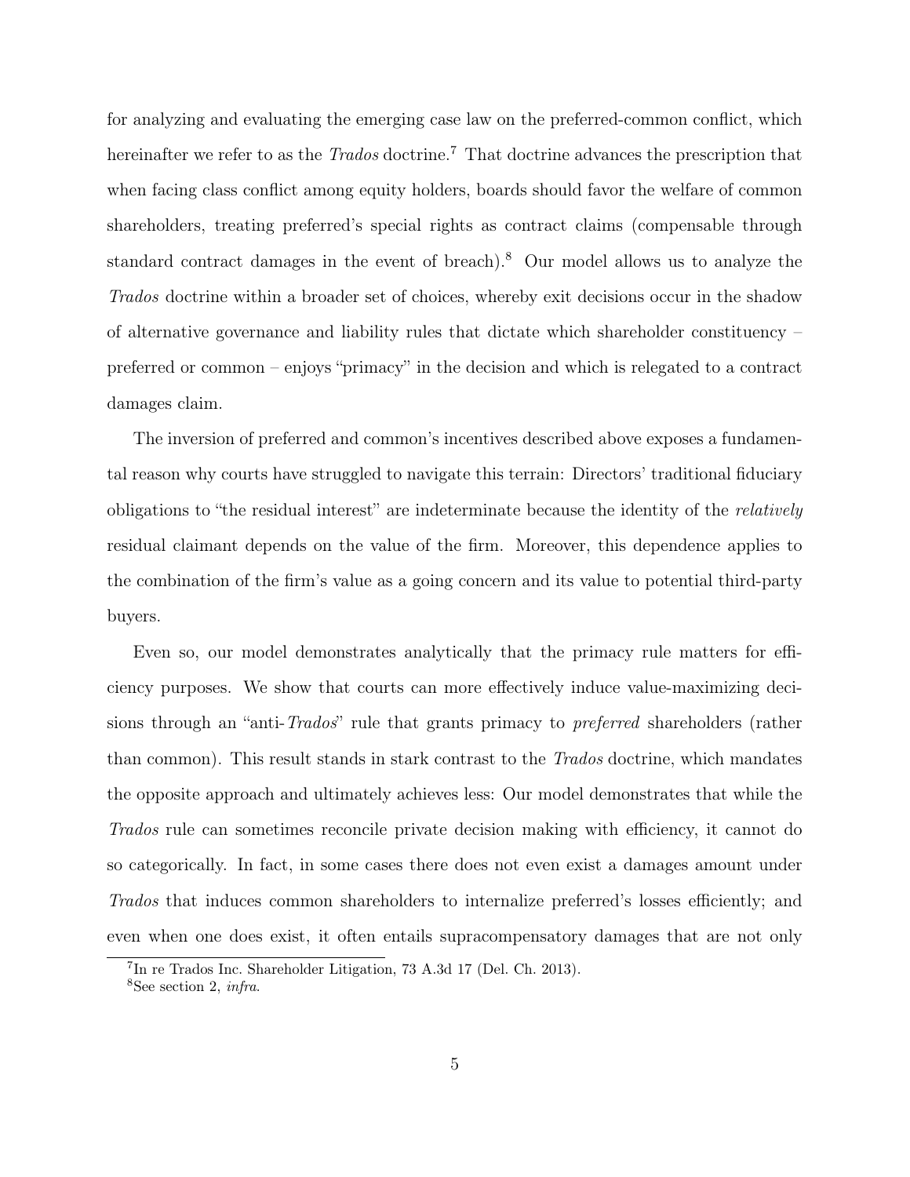for analyzing and evaluating the emerging case law on the preferred-common conflict, which hereinafter we refer to as the *Trados* doctrine.[7] That doctrine advances the prescription that when facing class conflict among equity holders, boards should favor the welfare of common shareholders, treating preferred's special rights as contract claims (compensable through standard contract damages in the event of breach).[8] Our model allows us to analyze the *Trados* doctrine within a broader set of choices, whereby exit decisions occur in the shadow of alternative governance and liability rules that dictate which shareholder constituency – preferred or common – enjoys "primacy" in the decision and which is relegated to a contract damages claim.

The inversion of preferred and common's incentives described above exposes a fundamental reason why courts have struggled to navigate this terrain: Directors' traditional fiduciary obligations to "the residual interest" are indeterminate because the identity of the *relatively* residual claimant depends on the value of the firm. Moreover, this dependence applies to the combination of the firm's value as a going concern and its value to potential third-party buyers.

Even so, our model demonstrates analytically that the primacy rule matters for efficiency purposes. We show that courts can more effectively induce value-maximizing decisions through an "anti-*Trados*" rule that grants primacy to *preferred* shareholders (rather than common). This result stands in stark contrast to the *Trados* doctrine, which mandates the opposite approach and ultimately achieves less: Our model demonstrates that while the *Trados* rule can sometimes reconcile private decision making with efficiency, it cannot do so categorically. In fact, in some cases there does not even exist a damages amount under *Trados* that induces common shareholders to internalize preferred's losses efficiently; and even when one does exist, it often entails supracompensatory damages that are not only

[7] In re Trados Inc. Shareholder Litigation, 73 A.3d 17 (Del. Ch. 2013).

[8] See section 2, *infra*.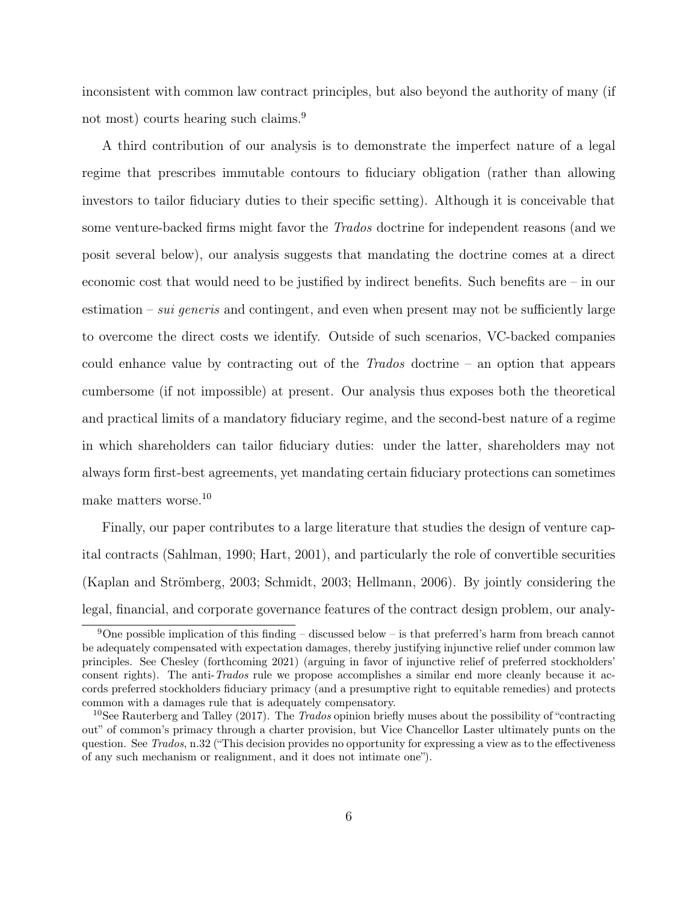inconsistent with common law contract principles, but also beyond the authority of many (if not most) courts hearing such claims.[9]

A third contribution of our analysis is to demonstrate the imperfect nature of a legal regime that prescribes immutable contours to fiduciary obligation (rather than allowing investors to tailor fiduciary duties to their specific setting). Although it is conceivable that some venture-backed firms might favor the *Trados* doctrine for independent reasons (and we posit several below), our analysis suggests that mandating the doctrine comes at a direct economic cost that would need to be justified by indirect benefits. Such benefits are – in our estimation – *sui generis* and contingent, and even when present may not be sufficiently large to overcome the direct costs we identify. Outside of such scenarios, VC-backed companies could enhance value by contracting out of the *Trados* doctrine – an option that appears cumbersome (if not impossible) at present. Our analysis thus exposes both the theoretical and practical limits of a mandatory fiduciary regime, and the second-best nature of a regime in which shareholders can tailor fiduciary duties: under the latter, shareholders may not always form first-best agreements, yet mandating certain fiduciary protections can sometimes make matters worse.[10]

Finally, our paper contributes to a large literature that studies the design of venture capital contracts (Sahlman, 1990; Hart, 2001), and particularly the role of convertible securities (Kaplan and Strömberg, 2003; Schmidt, 2003; Hellmann, 2006). By jointly considering the legal, financial, and corporate governance features of the contract design problem, our analy-

---

[9] One possible implication of this finding – discussed below – is that preferred's harm from breach cannot be adequately compensated with expectation damages, thereby justifying injunctive relief under common law principles. See Chesley (forthcoming 2021) (arguing in favor of injunctive relief of preferred stockholders' consent rights). The anti-*Trados* rule we propose accomplishes a similar end more cleanly because it accords preferred stockholders fiduciary primacy (and a presumptive right to equitable remedies) and protects common with a damages rule that is adequately compensatory.

[10] See Rauterberg and Talley (2017). The *Trados* opinion briefly muses about the possibility of "contracting out" of common's primacy through a charter provision, but Vice Chancellor Laster ultimately punts on the question. See *Trados*, n.32 ("This decision provides no opportunity for expressing a view as to the effectiveness of any such mechanism or realignment, and it does not intimate one").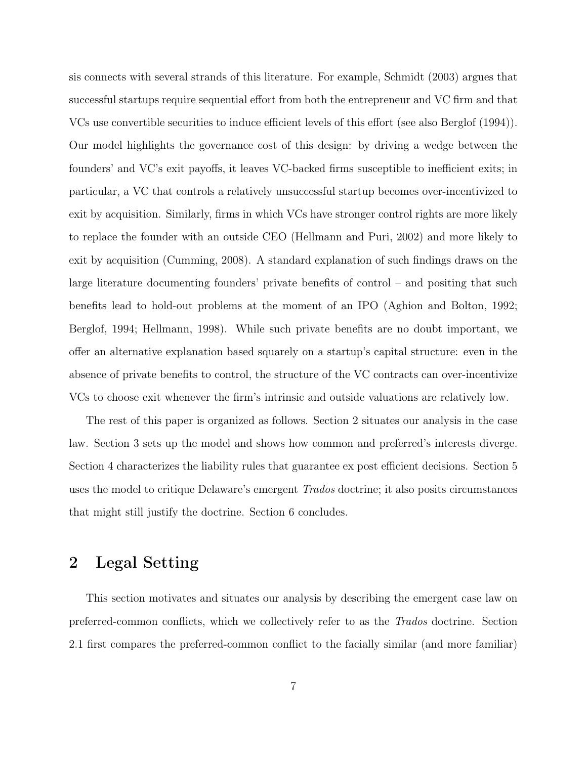sis connects with several strands of this literature. For example, Schmidt (2003) argues that successful startups require sequential effort from both the entrepreneur and VC firm and that VCs use convertible securities to induce efficient levels of this effort (see also Berglof (1994)). Our model highlights the governance cost of this design: by driving a wedge between the founders' and VC's exit payoffs, it leaves VC-backed firms susceptible to inefficient exits; in particular, a VC that controls a relatively unsuccessful startup becomes over-incentivized to exit by acquisition. Similarly, firms in which VCs have stronger control rights are more likely to replace the founder with an outside CEO (Hellmann and Puri, 2002) and more likely to exit by acquisition (Cumming, 2008). A standard explanation of such findings draws on the large literature documenting founders' private benefits of control – and positing that such benefits lead to hold-out problems at the moment of an IPO (Aghion and Bolton, 1992; Berglof, 1994; Hellmann, 1998). While such private benefits are no doubt important, we offer an alternative explanation based squarely on a startup's capital structure: even in the absence of private benefits to control, the structure of the VC contracts can over-incentivize VCs to choose exit whenever the firm's intrinsic and outside valuations are relatively low.

The rest of this paper is organized as follows. Section 2 situates our analysis in the case law. Section 3 sets up the model and shows how common and preferred's interests diverge. Section 4 characterizes the liability rules that guarantee ex post efficient decisions. Section 5 uses the model to critique Delaware's emergent *Trados* doctrine; it also posits circumstances that might still justify the doctrine. Section 6 concludes.

## 2 Legal Setting

This section motivates and situates our analysis by describing the emergent case law on preferred-common conflicts, which we collectively refer to as the *Trados* doctrine. Section 2.1 first compares the preferred-common conflict to the facially similar (and more familiar)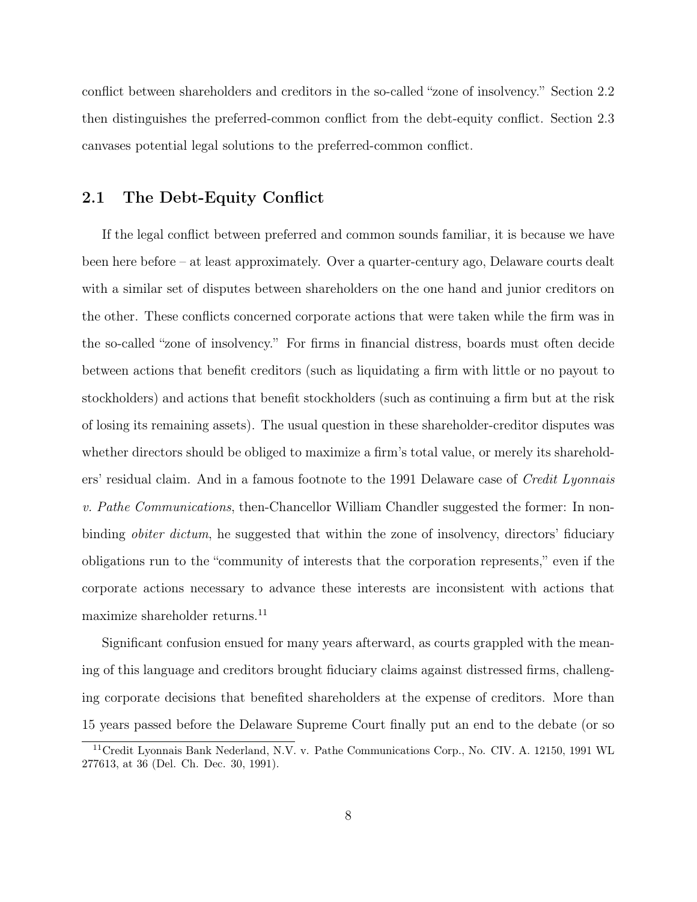conflict between shareholders and creditors in the so-called "zone of insolvency." Section 2.2 then distinguishes the preferred-common conflict from the debt-equity conflict. Section 2.3 canvases potential legal solutions to the preferred-common conflict.

## 2.1 The Debt-Equity Conflict

If the legal conflict between preferred and common sounds familiar, it is because we have been here before – at least approximately. Over a quarter-century ago, Delaware courts dealt with a similar set of disputes between shareholders on the one hand and junior creditors on the other. These conflicts concerned corporate actions that were taken while the firm was in the so-called "zone of insolvency." For firms in financial distress, boards must often decide between actions that benefit creditors (such as liquidating a firm with little or no payout to stockholders) and actions that benefit stockholders (such as continuing a firm but at the risk of losing its remaining assets). The usual question in these shareholder-creditor disputes was whether directors should be obliged to maximize a firm's total value, or merely its shareholders' residual claim. And in a famous footnote to the 1991 Delaware case of *Credit Lyonnais v. Pathe Communications*, then-Chancellor William Chandler suggested the former: In non-binding *obiter dictum*, he suggested that within the zone of insolvency, directors' fiduciary obligations run to the "community of interests that the corporation represents," even if the corporate actions necessary to advance these interests are inconsistent with actions that maximize shareholder returns.[11]

Significant confusion ensued for many years afterward, as courts grappled with the meaning of this language and creditors brought fiduciary claims against distressed firms, challenging corporate decisions that benefited shareholders at the expense of creditors. More than 15 years passed before the Delaware Supreme Court finally put an end to the debate (or so

[11] Credit Lyonnais Bank Nederland, N.V. v. Pathe Communications Corp., No. CIV. A. 12150, 1991 WL 277613, at 36 (Del. Ch. Dec. 30, 1991).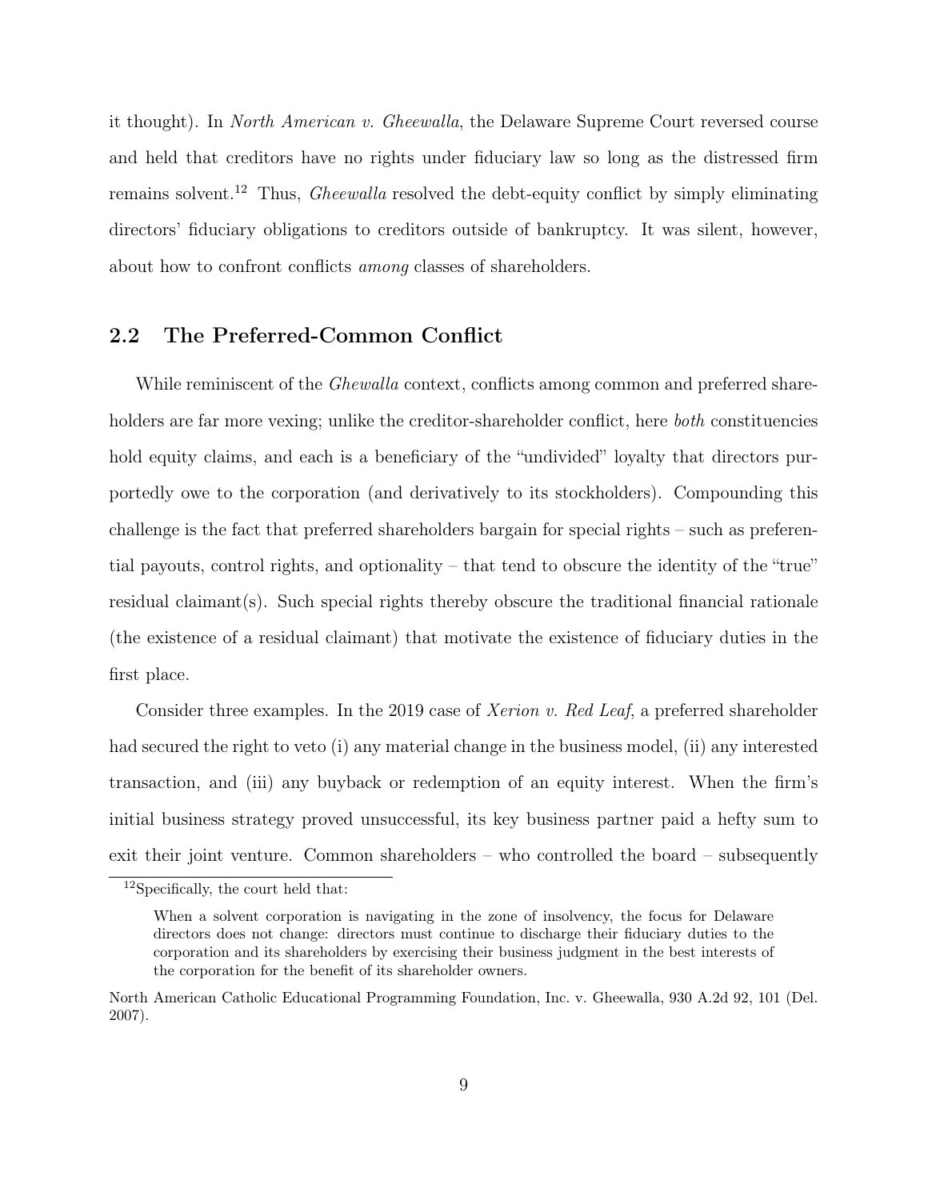it thought). In *North American v. Gheewalla*, the Delaware Supreme Court reversed course and held that creditors have no rights under fiduciary law so long as the distressed firm remains solvent.[12] Thus, *Gheewalla* resolved the debt-equity conflict by simply eliminating directors' fiduciary obligations to creditors outside of bankruptcy. It was silent, however, about how to confront conflicts *among* classes of shareholders.

## 2.2 The Preferred-Common Conflict

While reminiscent of the *Ghewalla* context, conflicts among common and preferred shareholders are far more vexing; unlike the creditor-shareholder conflict, here *both* constituencies hold equity claims, and each is a beneficiary of the "undivided" loyalty that directors purportedly owe to the corporation (and derivatively to its stockholders). Compounding this challenge is the fact that preferred shareholders bargain for special rights – such as preferential payouts, control rights, and optionality – that tend to obscure the identity of the "true" residual claimant(s). Such special rights thereby obscure the traditional financial rationale (the existence of a residual claimant) that motivate the existence of fiduciary duties in the first place.

Consider three examples. In the 2019 case of *Xerion v. Red Leaf*, a preferred shareholder had secured the right to veto (i) any material change in the business model, (ii) any interested transaction, and (iii) any buyback or redemption of an equity interest. When the firm's initial business strategy proved unsuccessful, its key business partner paid a hefty sum to exit their joint venture. Common shareholders – who controlled the board – subsequently

---

[12] Specifically, the court held that:

> When a solvent corporation is navigating in the zone of insolvency, the focus for Delaware directors does not change: directors must continue to discharge their fiduciary duties to the corporation and its shareholders by exercising their business judgment in the best interests of the corporation for the benefit of its shareholder owners.

North American Catholic Educational Programming Foundation, Inc. v. Gheewalla, 930 A.2d 92, 101 (Del. 2007).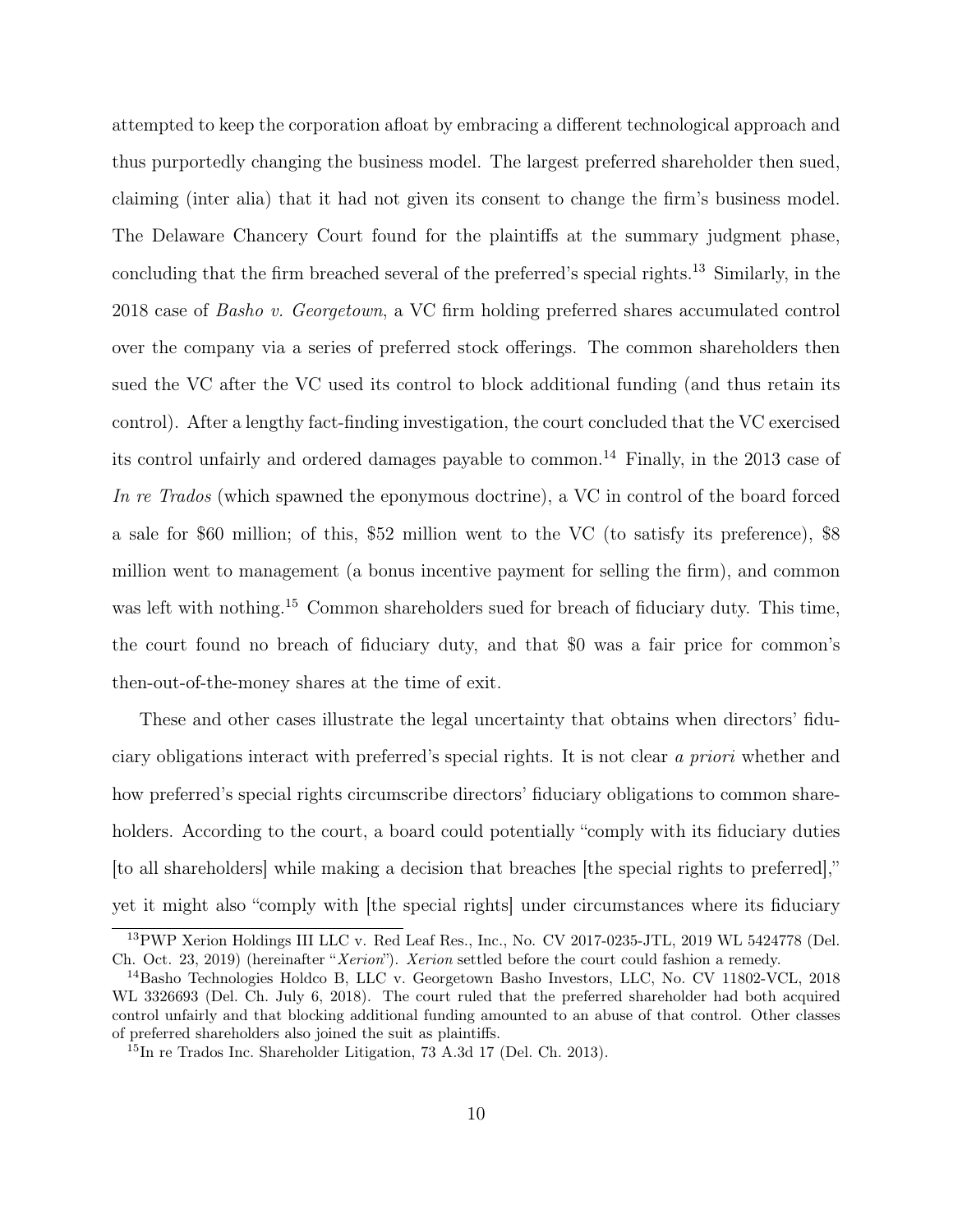attempted to keep the corporation afloat by embracing a different technological approach and thus purportedly changing the business model. The largest preferred shareholder then sued, claiming (inter alia) that it had not given its consent to change the firm's business model. The Delaware Chancery Court found for the plaintiffs at the summary judgment phase, concluding that the firm breached several of the preferred's special rights.[13] Similarly, in the 2018 case of *Basho v. Georgetown*, a VC firm holding preferred shares accumulated control over the company via a series of preferred stock offerings. The common shareholders then sued the VC after the VC used its control to block additional funding (and thus retain its control). After a lengthy fact-finding investigation, the court concluded that the VC exercised its control unfairly and ordered damages payable to common.[14] Finally, in the 2013 case of *In re Trados* (which spawned the eponymous doctrine), a VC in control of the board forced a sale for $60 million; of this, $52 million went to the VC (to satisfy its preference), $8 million went to management (a bonus incentive payment for selling the firm), and common was left with nothing.[15] Common shareholders sued for breach of fiduciary duty. This time, the court found no breach of fiduciary duty, and that $0 was a fair price for common's then-out-of-the-money shares at the time of exit.

These and other cases illustrate the legal uncertainty that obtains when directors' fiduciary obligations interact with preferred's special rights. It is not clear *a priori* whether and how preferred's special rights circumscribe directors' fiduciary obligations to common shareholders. According to the court, a board could potentially "comply with its fiduciary duties [to all shareholders] while making a decision that breaches [the special rights to preferred]," yet it might also "comply with [the special rights] under circumstances where its fiduciary

---

[13] PWP Xerion Holdings III LLC v. Red Leaf Res., Inc., No. CV 2017-0235-JTL, 2019 WL 5424778 (Del. Ch. Oct. 23, 2019) (hereinafter "*Xerion*"). *Xerion* settled before the court could fashion a remedy.

[14] Basho Technologies Holdco B, LLC v. Georgetown Basho Investors, LLC, No. CV 11802-VCL, 2018 WL 3326693 (Del. Ch. July 6, 2018). The court ruled that the preferred shareholder had both acquired control unfairly and that blocking additional funding amounted to an abuse of that control. Other classes of preferred shareholders also joined the suit as plaintiffs.

[15] In re Trados Inc. Shareholder Litigation, 73 A.3d 17 (Del. Ch. 2013).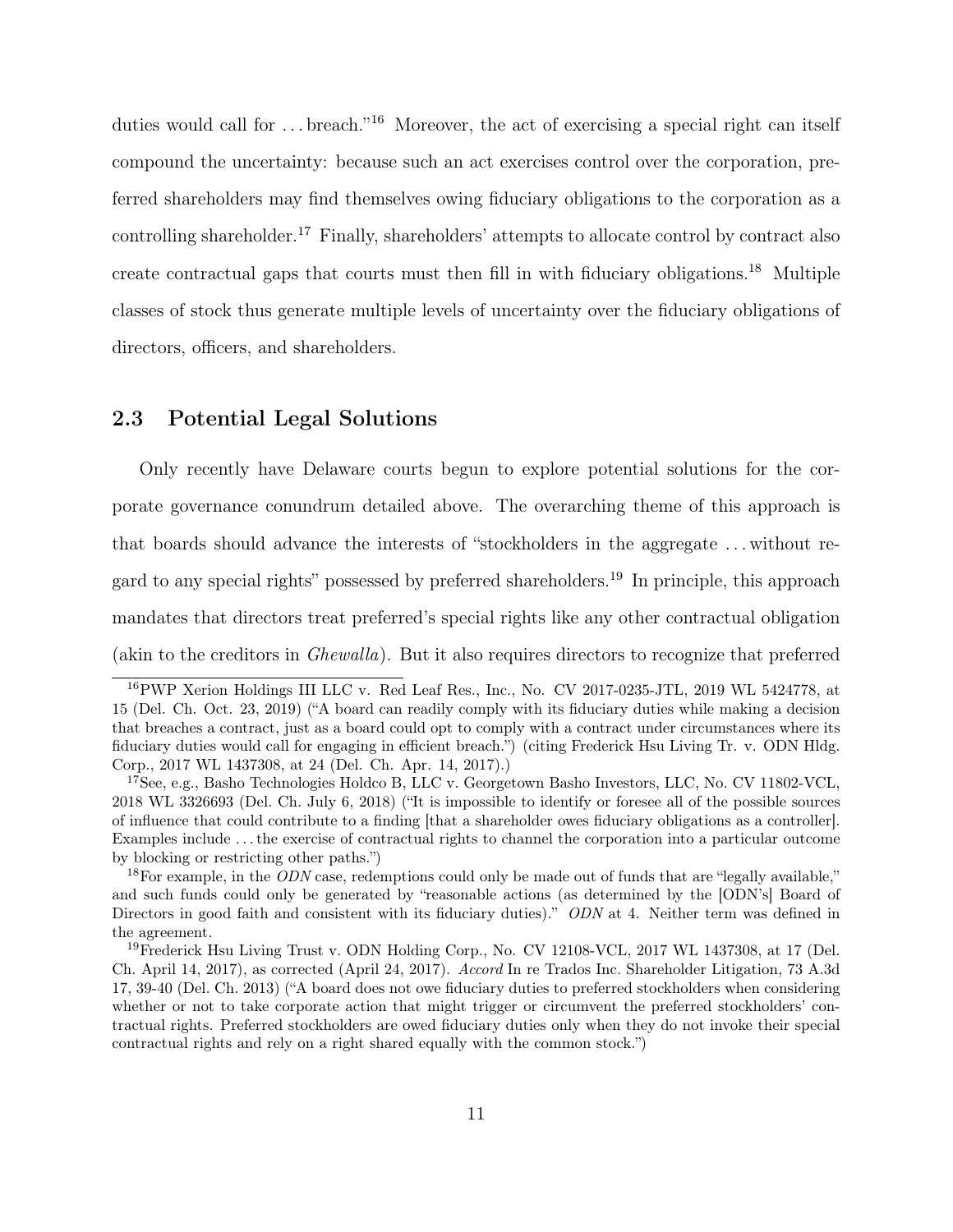duties would call for . . . breach."[16] Moreover, the act of exercising a special right can itself compound the uncertainty: because such an act exercises control over the corporation, preferred shareholders may find themselves owing fiduciary obligations to the corporation as a controlling shareholder.[17] Finally, shareholders' attempts to allocate control by contract also create contractual gaps that courts must then fill in with fiduciary obligations.[18] Multiple classes of stock thus generate multiple levels of uncertainty over the fiduciary obligations of directors, officers, and shareholders.

## 2.3 Potential Legal Solutions

Only recently have Delaware courts begun to explore potential solutions for the corporate governance conundrum detailed above. The overarching theme of this approach is that boards should advance the interests of "stockholders in the aggregate . . . without regard to any special rights" possessed by preferred shareholders.[19] In principle, this approach mandates that directors treat preferred's special rights like any other contractual obligation (akin to the creditors in *Ghewalla*). But it also requires directors to recognize that preferred

---

[16] PWP Xerion Holdings III LLC v. Red Leaf Res., Inc., No. CV 2017-0235-JTL, 2019 WL 5424778, at 15 (Del. Ch. Oct. 23, 2019) ("A board can readily comply with its fiduciary duties while making a decision that breaches a contract, just as a board could opt to comply with a contract under circumstances where its fiduciary duties would call for engaging in efficient breach.") (citing Frederick Hsu Living Tr. v. ODN Hldg. Corp., 2017 WL 1437308, at 24 (Del. Ch. Apr. 14, 2017).)

[17] See, e.g., Basho Technologies Holdco B, LLC v. Georgetown Basho Investors, LLC, No. CV 11802-VCL, 2018 WL 3326693 (Del. Ch. July 6, 2018) ("It is impossible to identify or foresee all of the possible sources of influence that could contribute to a finding [that a shareholder owes fiduciary obligations as a controller]. Examples include . . . the exercise of contractual rights to channel the corporation into a particular outcome by blocking or restricting other paths.")

[18] For example, in the *ODN* case, redemptions could only be made out of funds that are "legally available," and such funds could only be generated by "reasonable actions (as determined by the [ODN's] Board of Directors in good faith and consistent with its fiduciary duties)." *ODN* at 4. Neither term was defined in the agreement.

[19] Frederick Hsu Living Trust v. ODN Holding Corp., No. CV 12108-VCL, 2017 WL 1437308, at 17 (Del. Ch. April 14, 2017), as corrected (April 24, 2017). *Accord* In re Trados Inc. Shareholder Litigation, 73 A.3d 17, 39-40 (Del. Ch. 2013) ("A board does not owe fiduciary duties to preferred stockholders when considering whether or not to take corporate action that might trigger or circumvent the preferred stockholders' contractual rights. Preferred stockholders are owed fiduciary duties only when they do not invoke their special contractual rights and rely on a right shared equally with the common stock.")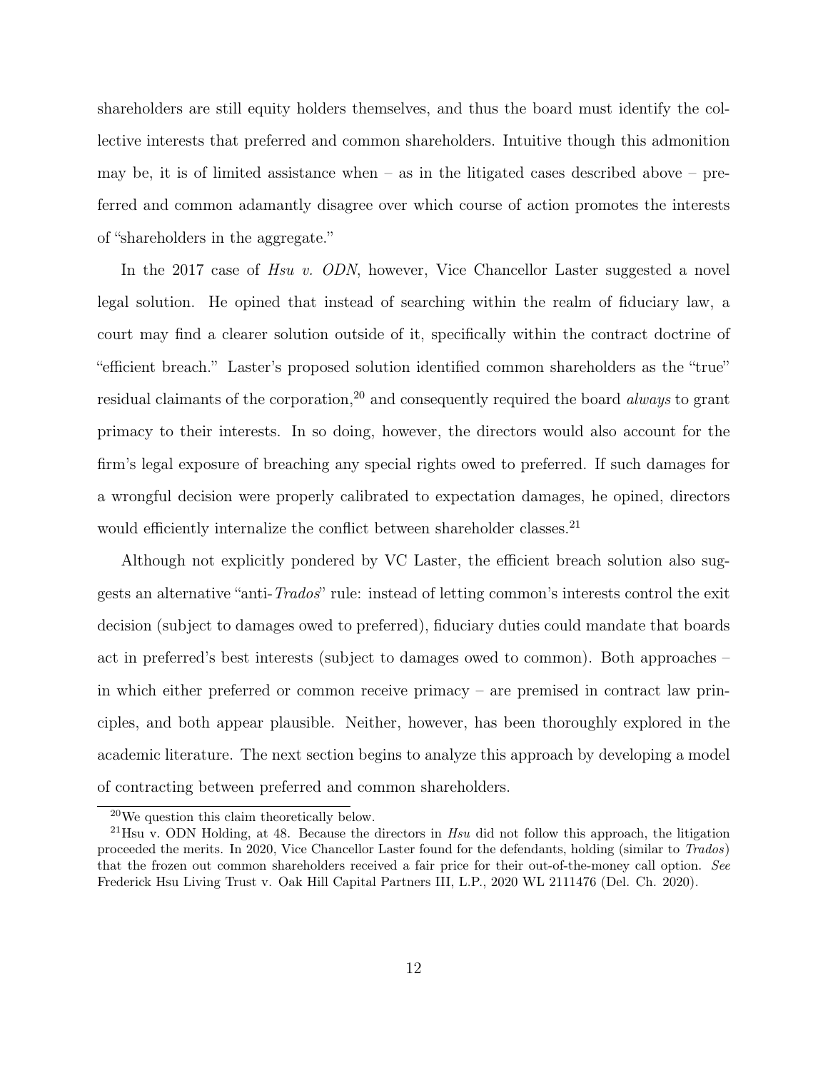shareholders are still equity holders themselves, and thus the board must identify the collective interests that preferred and common shareholders. Intuitive though this admonition may be, it is of limited assistance when – as in the litigated cases described above – preferred and common adamantly disagree over which course of action promotes the interests of "shareholders in the aggregate."

In the 2017 case of *Hsu v. ODN*, however, Vice Chancellor Laster suggested a novel legal solution. He opined that instead of searching within the realm of fiduciary law, a court may find a clearer solution outside of it, specifically within the contract doctrine of "efficient breach." Laster's proposed solution identified common shareholders as the "true" residual claimants of the corporation,[20] and consequently required the board *always* to grant primacy to their interests. In so doing, however, the directors would also account for the firm's legal exposure of breaching any special rights owed to preferred. If such damages for a wrongful decision were properly calibrated to expectation damages, he opined, directors would efficiently internalize the conflict between shareholder classes.[21]

Although not explicitly pondered by VC Laster, the efficient breach solution also suggests an alternative "anti-*Trados*" rule: instead of letting common's interests control the exit decision (subject to damages owed to preferred), fiduciary duties could mandate that boards act in preferred's best interests (subject to damages owed to common). Both approaches – in which either preferred or common receive primacy – are premised in contract law principles, and both appear plausible. Neither, however, has been thoroughly explored in the academic literature. The next section begins to analyze this approach by developing a model of contracting between preferred and common shareholders.

---

[20] We question this claim theoretically below.

[21] Hsu v. ODN Holding, at 48. Because the directors in *Hsu* did not follow this approach, the litigation proceeded the merits. In 2020, Vice Chancellor Laster found for the defendants, holding (similar to *Trados*) that the frozen out common shareholders received a fair price for their out-of-the-money call option. *See* Frederick Hsu Living Trust v. Oak Hill Capital Partners III, L.P., 2020 WL 2111476 (Del. Ch. 2020).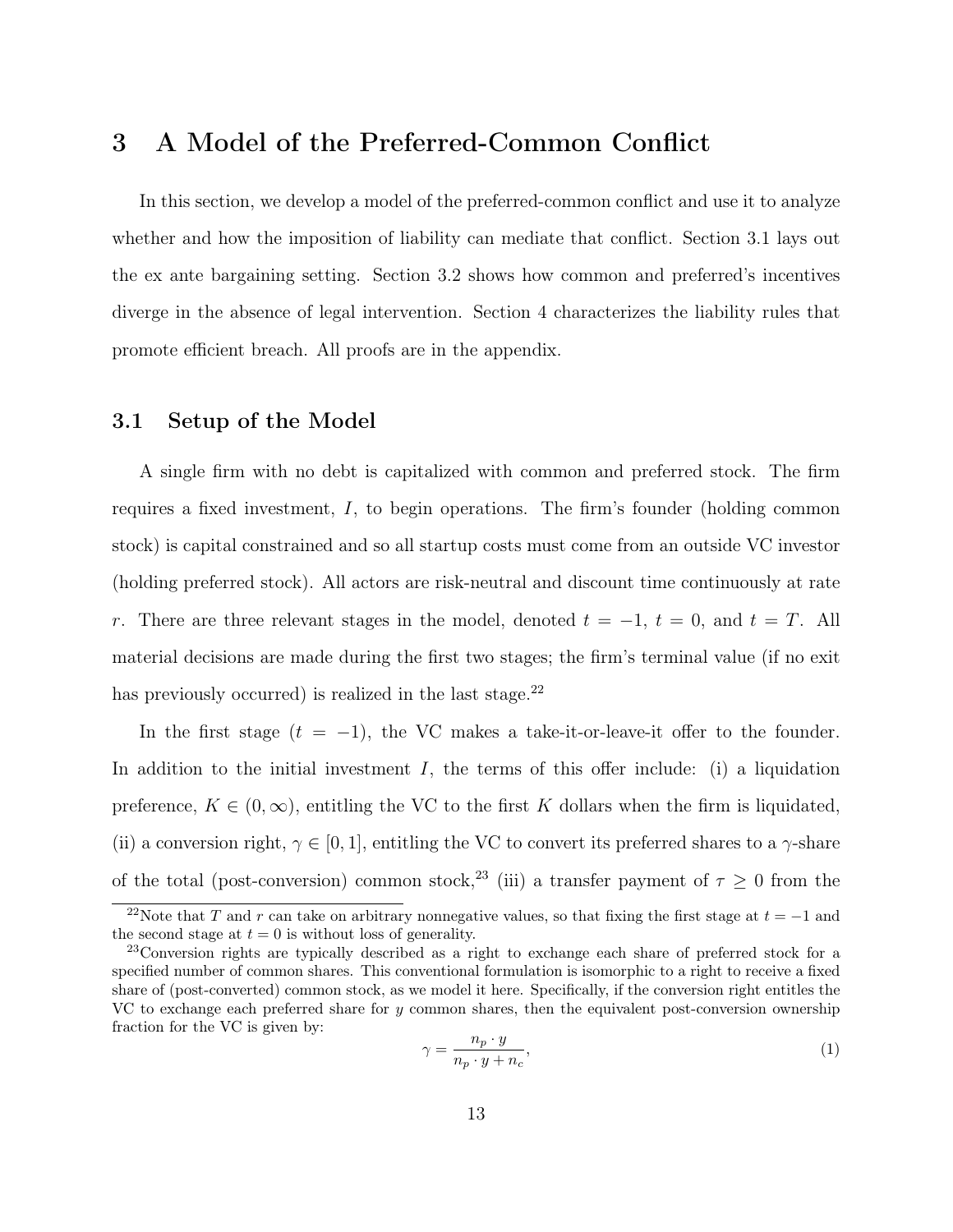# 3 A Model of the Preferred-Common Conflict

In this section, we develop a model of the preferred-common conflict and use it to analyze whether and how the imposition of liability can mediate that conflict. Section 3.1 lays out the ex ante bargaining setting. Section 3.2 shows how common and preferred's incentives diverge in the absence of legal intervention. Section 4 characterizes the liability rules that promote efficient breach. All proofs are in the appendix.

## 3.1 Setup of the Model

A single firm with no debt is capitalized with common and preferred stock. The firm requires a fixed investment, $I$, to begin operations. The firm's founder (holding common stock) is capital constrained and so all startup costs must come from an outside VC investor (holding preferred stock). All actors are risk-neutral and discount time continuously at rate $r$. There are three relevant stages in the model, denoted $t = -1$, $t = 0$, and $t = T$. All material decisions are made during the first two stages; the firm's terminal value (if no exit has previously occurred) is realized in the last stage.[22]

In the first stage ($t = -1$), the VC makes a take-it-or-leave-it offer to the founder. In addition to the initial investment $I$, the terms of this offer include: (i) a liquidation preference, $K \in (0, \infty)$, entitling the VC to the first $K$ dollars when the firm is liquidated, (ii) a conversion right, $\gamma \in [0, 1]$, entitling the VC to convert its preferred shares to a $\gamma$-share of the total (post-conversion) common stock,[23] (iii) a transfer payment of $\tau \geq 0$ from the

---

[22] Note that $T$ and $r$ can take on arbitrary nonnegative values, so that fixing the first stage at $t = -1$ and the second stage at $t = 0$ is without loss of generality.

[23] Conversion rights are typically described as a right to exchange each share of preferred stock for a specified number of common shares. This conventional formulation is isomorphic to a right to receive a fixed share of (post-converted) common stock, as we model it here. Specifically, if the conversion right entitles the VC to exchange each preferred share for $y$ common shares, then the equivalent post-conversion ownership fraction for the VC is given by:

$$\gamma = \frac{n_p \cdot y}{n_p \cdot y + n_c}, \tag{1}$$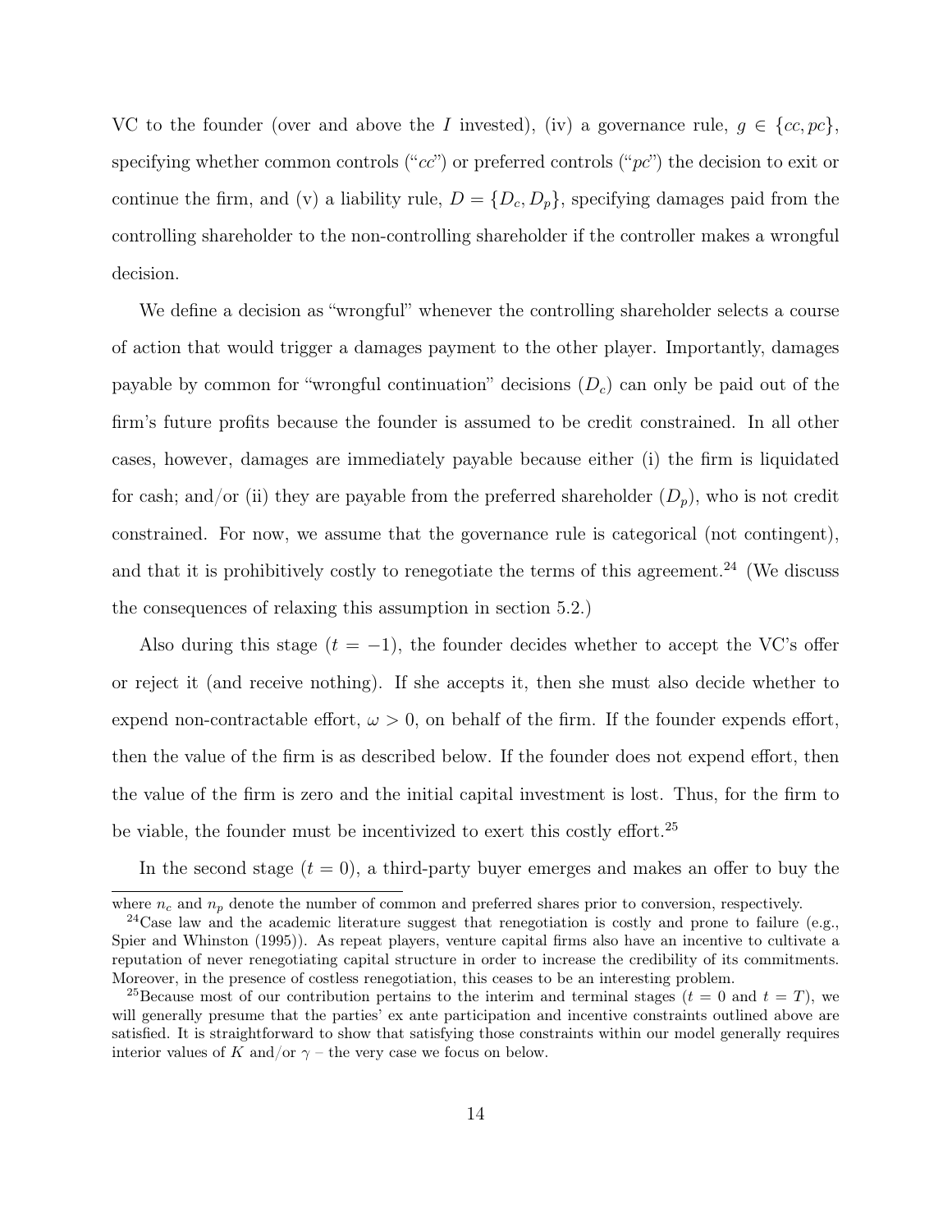VC to the founder (over and above the $I$ invested), (iv) a governance rule, $g \in \{cc, pc\}$, specifying whether common controls ("$cc$") or preferred controls ("$pc$") the decision to exit or continue the firm, and (v) a liability rule, $D = \{D_c, D_p\}$, specifying damages paid from the controlling shareholder to the non-controlling shareholder if the controller makes a wrongful decision.

We define a decision as "wrongful" whenever the controlling shareholder selects a course of action that would trigger a damages payment to the other player. Importantly, damages payable by common for "wrongful continuation" decisions ($D_c$) can only be paid out of the firm's future profits because the founder is assumed to be credit constrained. In all other cases, however, damages are immediately payable because either (i) the firm is liquidated for cash; and/or (ii) they are payable from the preferred shareholder ($D_p$), who is not credit constrained. For now, we assume that the governance rule is categorical (not contingent), and that it is prohibitively costly to renegotiate the terms of this agreement.[24] (We discuss the consequences of relaxing this assumption in section 5.2.)

Also during this stage ($t = -1$), the founder decides whether to accept the VC's offer or reject it (and receive nothing). If she accepts it, then she must also decide whether to expend non-contractable effort, $\omega > 0$, on behalf of the firm. If the founder expends effort, then the value of the firm is as described below. If the founder does not expend effort, then the value of the firm is zero and the initial capital investment is lost. Thus, for the firm to be viable, the founder must be incentivized to exert this costly effort.[25]

In the second stage ($t = 0$), a third-party buyer emerges and makes an offer to buy the

---

where $n_c$ and $n_p$ denote the number of common and preferred shares prior to conversion, respectively.

[24] Case law and the academic literature suggest that renegotiation is costly and prone to failure (e.g., Spier and Whinston (1995)). As repeat players, venture capital firms also have an incentive to cultivate a reputation of never renegotiating capital structure in order to increase the credibility of its commitments. Moreover, in the presence of costless renegotiation, this ceases to be an interesting problem.

[25] Because most of our contribution pertains to the interim and terminal stages ($t = 0$ and $t = T$), we will generally presume that the parties' ex ante participation and incentive constraints outlined above are satisfied. It is straightforward to show that satisfying those constraints within our model generally requires interior values of $K$ and/or $\gamma$ – the very case we focus on below.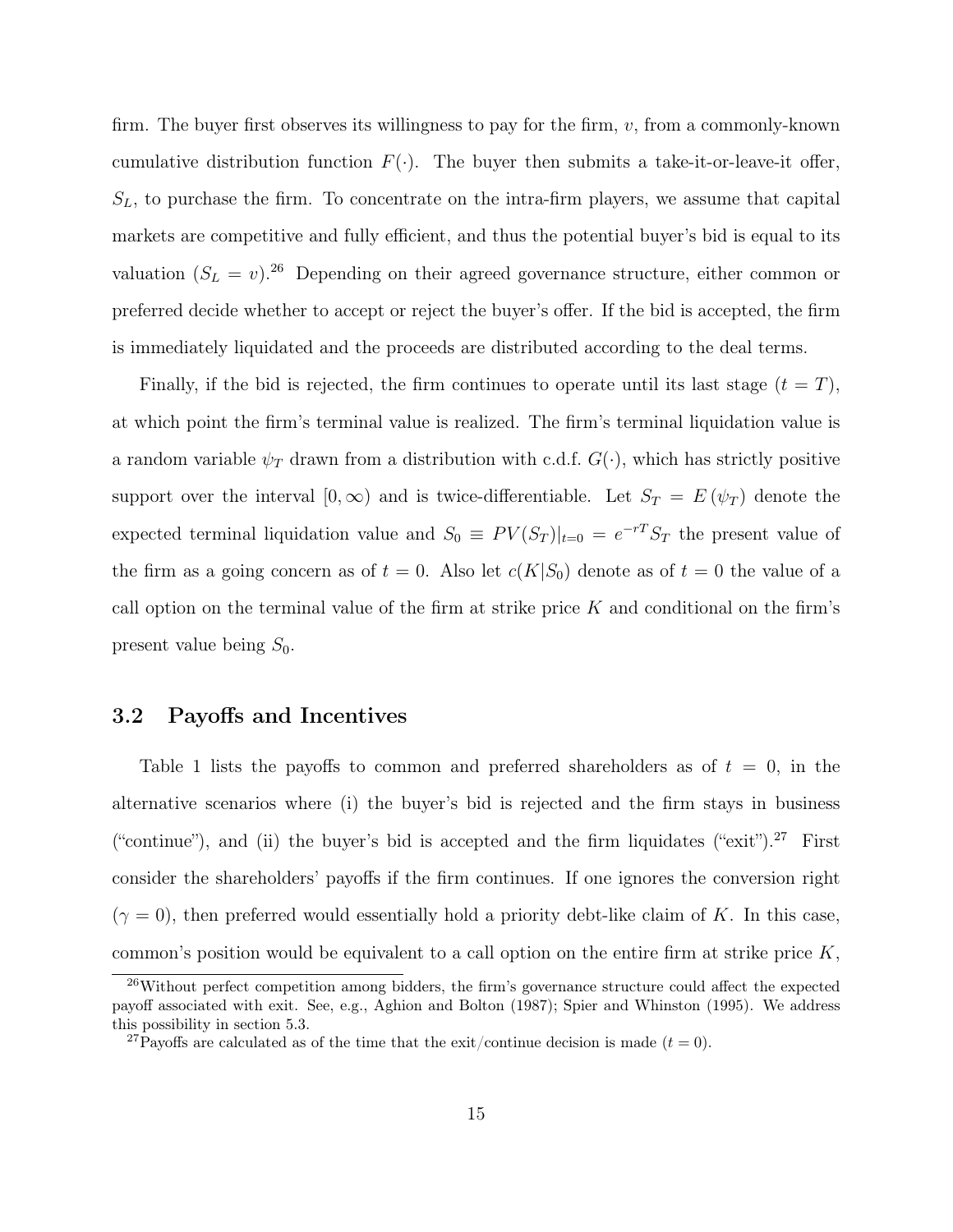firm. The buyer first observes its willingness to pay for the firm, $v$, from a commonly-known cumulative distribution function $F(\cdot)$. The buyer then submits a take-it-or-leave-it offer, $S_L$, to purchase the firm. To concentrate on the intra-firm players, we assume that capital markets are competitive and fully efficient, and thus the potential buyer's bid is equal to its valuation ($S_L = v$).[26] Depending on their agreed governance structure, either common or preferred decide whether to accept or reject the buyer's offer. If the bid is accepted, the firm is immediately liquidated and the proceeds are distributed according to the deal terms.

Finally, if the bid is rejected, the firm continues to operate until its last stage ($t = T$), at which point the firm's terminal value is realized. The firm's terminal liquidation value is a random variable $\psi_T$ drawn from a distribution with c.d.f. $G(\cdot)$, which has strictly positive support over the interval $[0, \infty)$ and is twice-differentiable. Let $S_T = E(\psi_T)$ denote the expected terminal liquidation value and $S_0 \equiv PV(S_T)|_{t=0} = e^{-rT} S_T$ the present value of the firm as a going concern as of $t = 0$. Also let $c(K|S_0)$ denote as of $t = 0$ the value of a call option on the terminal value of the firm at strike price $K$ and conditional on the firm's present value being $S_0$.

## 3.2 Payoffs and Incentives

Table 1 lists the payoffs to common and preferred shareholders as of $t = 0$, in the alternative scenarios where (i) the buyer's bid is rejected and the firm stays in business ("continue"), and (ii) the buyer's bid is accepted and the firm liquidates ("exit").[27] First consider the shareholders' payoffs if the firm continues. If one ignores the conversion right ($\gamma = 0$), then preferred would essentially hold a priority debt-like claim of $K$. In this case, common's position would be equivalent to a call option on the entire firm at strike price $K$,

[26] Without perfect competition among bidders, the firm's governance structure could affect the expected payoff associated with exit. See, e.g., Aghion and Bolton (1987); Spier and Whinston (1995). We address this possibility in section 5.3.

[27] Payoffs are calculated as of the time that the exit/continue decision is made ($t = 0$).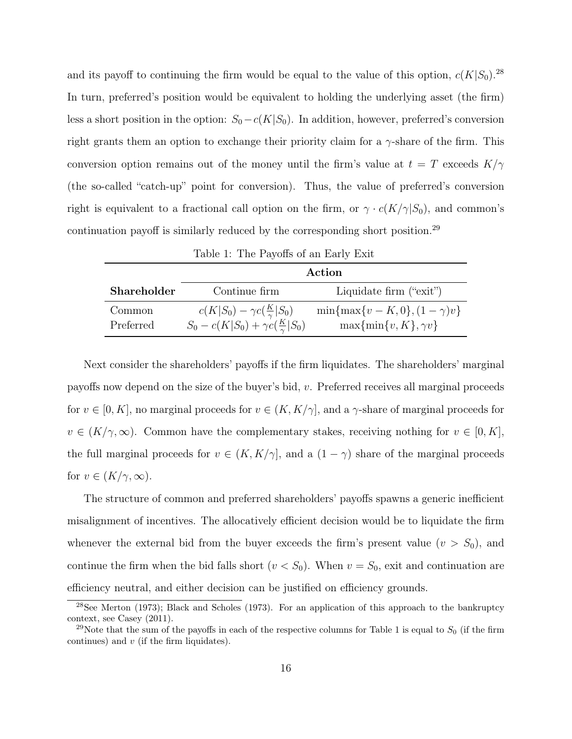and its payoff to continuing the firm would be equal to the value of this option, $c(K|S_0)$.[28] In turn, preferred's position would be equivalent to holding the underlying asset (the firm) less a short position in the option: $S_0 - c(K|S_0)$. In addition, however, preferred's conversion right grants them an option to exchange their priority claim for a $\gamma$-share of the firm. This conversion option remains out of the money until the firm's value at $t = T$ exceeds $K/\gamma$ (the so-called "catch-up" point for conversion). Thus, the value of preferred's conversion right is equivalent to a fractional call option on the firm, or $\gamma \cdot c(K/\gamma|S_0)$, and common's continuation payoff is similarly reduced by the corresponding short position.[29]

Table 1: The Payoffs of an Early Exit

| | **Action** | |
|---|---|---|
| **Shareholder** | Continue firm | Liquidate firm ("exit") |
| Common | $c(K\|S_0) - \gamma c(\frac{K}{\gamma}\|S_0)$ | $\min\{\max\{v - K, 0\}, (1-\gamma)v\}$ |
| Preferred | $S_0 - c(K\|S_0) + \gamma c(\frac{K}{\gamma}\|S_0)$ | $\max\{\min\{v, K\}, \gamma v\}$ |

Next consider the shareholders' payoffs if the firm liquidates. The shareholders' marginal payoffs now depend on the size of the buyer's bid, $v$. Preferred receives all marginal proceeds for $v \in [0, K]$, no marginal proceeds for $v \in (K, K/\gamma]$, and a $\gamma$-share of marginal proceeds for $v \in (K/\gamma, \infty)$. Common have the complementary stakes, receiving nothing for $v \in [0, K]$, the full marginal proceeds for $v \in (K, K/\gamma]$, and a $(1 - \gamma)$ share of the marginal proceeds for $v \in (K/\gamma, \infty)$.

The structure of common and preferred shareholders' payoffs spawns a generic inefficient misalignment of incentives. The allocatively efficient decision would be to liquidate the firm whenever the external bid from the buyer exceeds the firm's present value ($v > S_0$), and continue the firm when the bid falls short ($v < S_0$). When $v = S_0$, exit and continuation are efficiency neutral, and either decision can be justified on efficiency grounds.

[28] See Merton (1973); Black and Scholes (1973). For an application of this approach to the bankruptcy context, see Casey (2011).

[29] Note that the sum of the payoffs in each of the respective columns for Table 1 is equal to $S_0$ (if the firm continues) and $v$ (if the firm liquidates).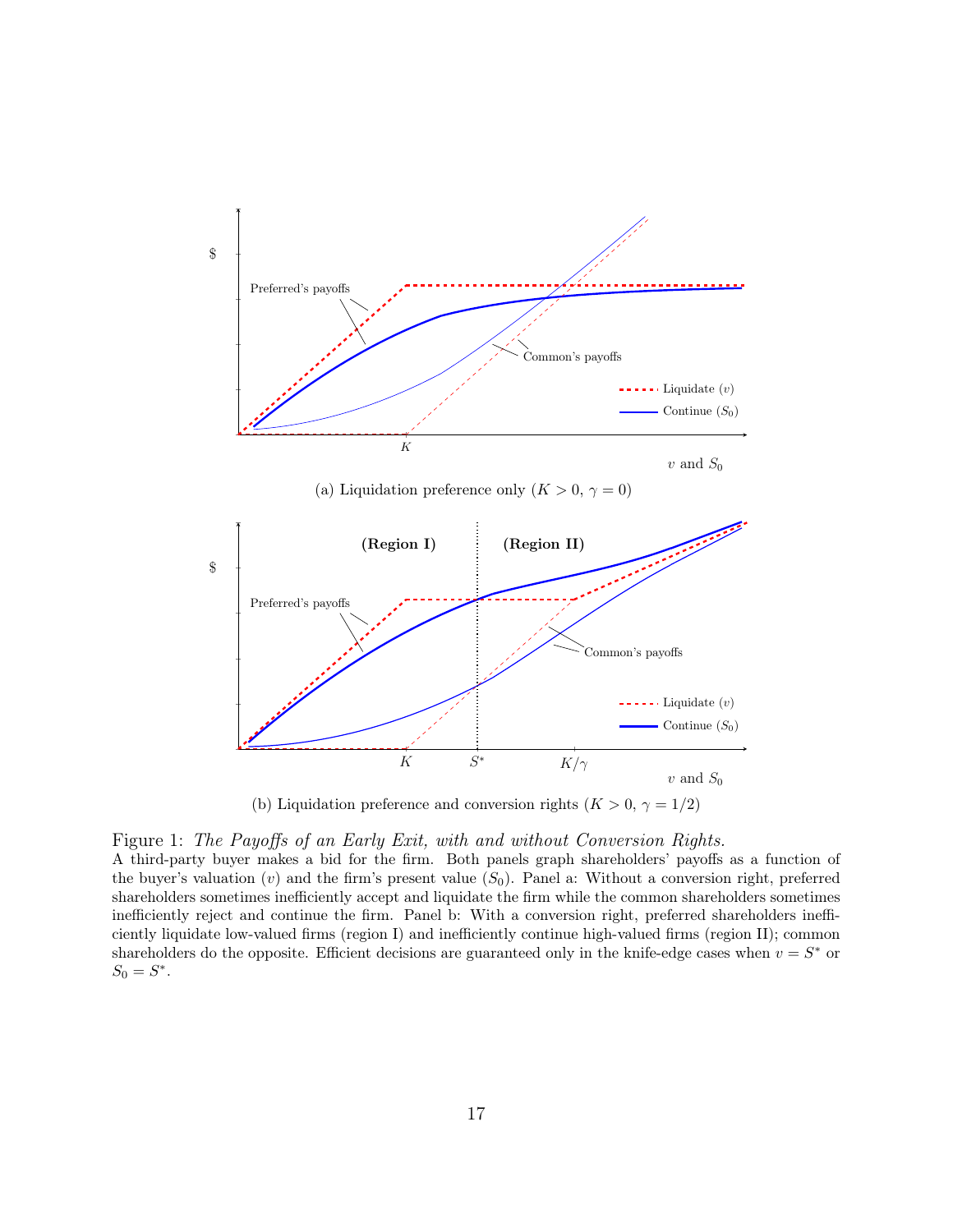(a) Liquidation preference only ($K > 0$, $\gamma = 0$)

(b) Liquidation preference and conversion rights ($K > 0$, $\gamma = 1/2$)

Figure 1: *The Payoffs of an Early Exit, with and without Conversion Rights.*
A third-party buyer makes a bid for the firm. Both panels graph shareholders' payoffs as a function of the buyer's valuation ($v$) and the firm's present value ($S_0$). Panel a: Without a conversion right, preferred shareholders sometimes inefficiently accept and liquidate the firm while the common shareholders sometimes inefficiently reject and continue the firm. Panel b: With a conversion right, preferred shareholders inefficiently liquidate low-valued firms (region I) and inefficiently continue high-valued firms (region II); common shareholders do the opposite. Efficient decisions are guaranteed only in the knife-edge cases when $v = S^*$ or $S_0 = S^*$.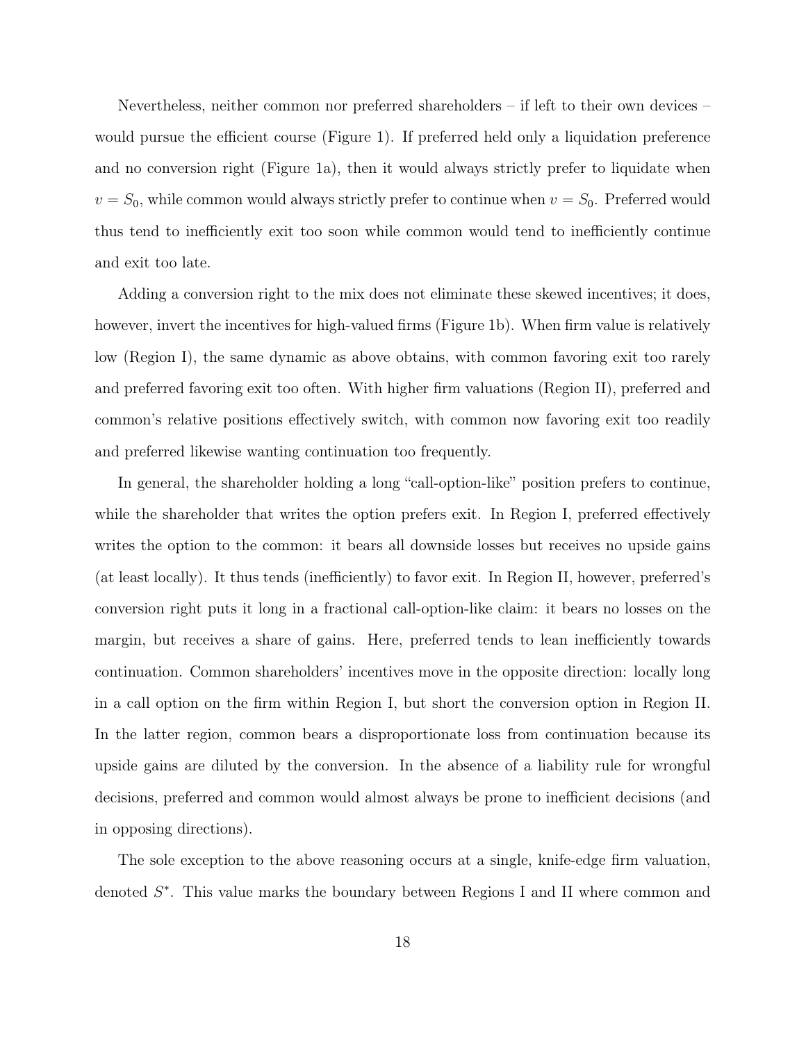Nevertheless, neither common nor preferred shareholders – if left to their own devices – would pursue the efficient course (Figure 1). If preferred held only a liquidation preference and no conversion right (Figure 1a), then it would always strictly prefer to liquidate when $v = S_0$, while common would always strictly prefer to continue when $v = S_0$. Preferred would thus tend to inefficiently exit too soon while common would tend to inefficiently continue and exit too late.

Adding a conversion right to the mix does not eliminate these skewed incentives; it does, however, invert the incentives for high-valued firms (Figure 1b). When firm value is relatively low (Region I), the same dynamic as above obtains, with common favoring exit too rarely and preferred favoring exit too often. With higher firm valuations (Region II), preferred and common's relative positions effectively switch, with common now favoring exit too readily and preferred likewise wanting continuation too frequently.

In general, the shareholder holding a long "call-option-like" position prefers to continue, while the shareholder that writes the option prefers exit. In Region I, preferred effectively writes the option to the common: it bears all downside losses but receives no upside gains (at least locally). It thus tends (inefficiently) to favor exit. In Region II, however, preferred's conversion right puts it long in a fractional call-option-like claim: it bears no losses on the margin, but receives a share of gains. Here, preferred tends to lean inefficiently towards continuation. Common shareholders' incentives move in the opposite direction: locally long in a call option on the firm within Region I, but short the conversion option in Region II. In the latter region, common bears a disproportionate loss from continuation because its upside gains are diluted by the conversion. In the absence of a liability rule for wrongful decisions, preferred and common would almost always be prone to inefficient decisions (and in opposing directions).

The sole exception to the above reasoning occurs at a single, knife-edge firm valuation, denoted $S^*$. This value marks the boundary between Regions I and II where common and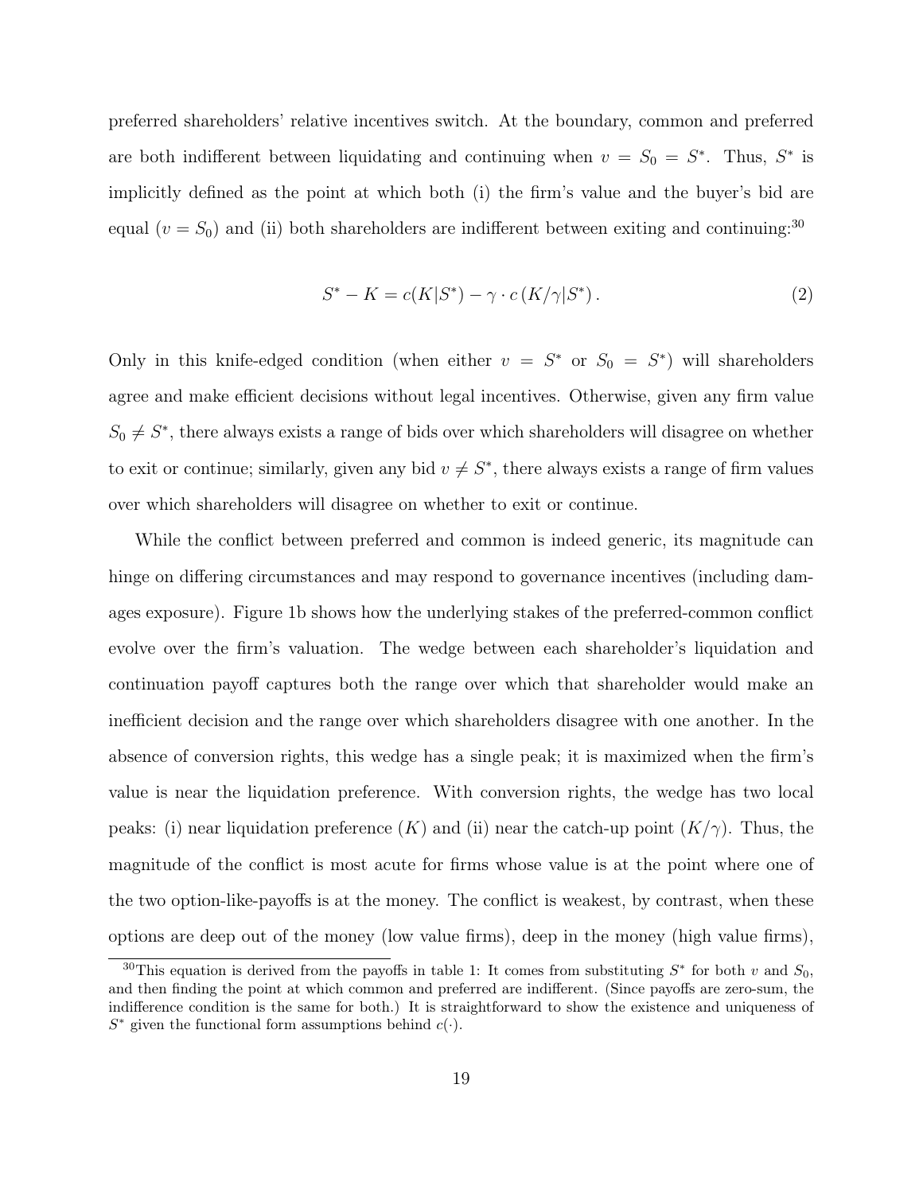preferred shareholders' relative incentives switch. At the boundary, common and preferred are both indifferent between liquidating and continuing when $v = S_0 = S^*$. Thus, $S^*$ is implicitly defined as the point at which both (i) the firm's value and the buyer's bid are equal ($v = S_0$) and (ii) both shareholders are indifferent between exiting and continuing:[30]

$$S^* - K = c(K|S^*) - \gamma \cdot c\left(K/\gamma|S^*\right). \tag{2}$$

Only in this knife-edged condition (when either $v = S^*$ or $S_0 = S^*$) will shareholders agree and make efficient decisions without legal incentives. Otherwise, given any firm value $S_0 \neq S^*$, there always exists a range of bids over which shareholders will disagree on whether to exit or continue; similarly, given any bid $v \neq S^*$, there always exists a range of firm values over which shareholders will disagree on whether to exit or continue.

While the conflict between preferred and common is indeed generic, its magnitude can hinge on differing circumstances and may respond to governance incentives (including damages exposure). Figure 1b shows how the underlying stakes of the preferred-common conflict evolve over the firm's valuation. The wedge between each shareholder's liquidation and continuation payoff captures both the range over which that shareholder would make an inefficient decision and the range over which shareholders disagree with one another. In the absence of conversion rights, this wedge has a single peak; it is maximized when the firm's value is near the liquidation preference. With conversion rights, the wedge has two local peaks: (i) near liquidation preference ($K$) and (ii) near the catch-up point ($K/\gamma$). Thus, the magnitude of the conflict is most acute for firms whose value is at the point where one of the two option-like-payoffs is at the money. The conflict is weakest, by contrast, when these options are deep out of the money (low value firms), deep in the money (high value firms),

[30]This equation is derived from the payoffs in table 1: It comes from substituting $S^*$ for both $v$ and $S_0$, and then finding the point at which common and preferred are indifferent. (Since payoffs are zero-sum, the indifference condition is the same for both.) It is straightforward to show the existence and uniqueness of $S^*$ given the functional form assumptions behind $c(\cdot)$.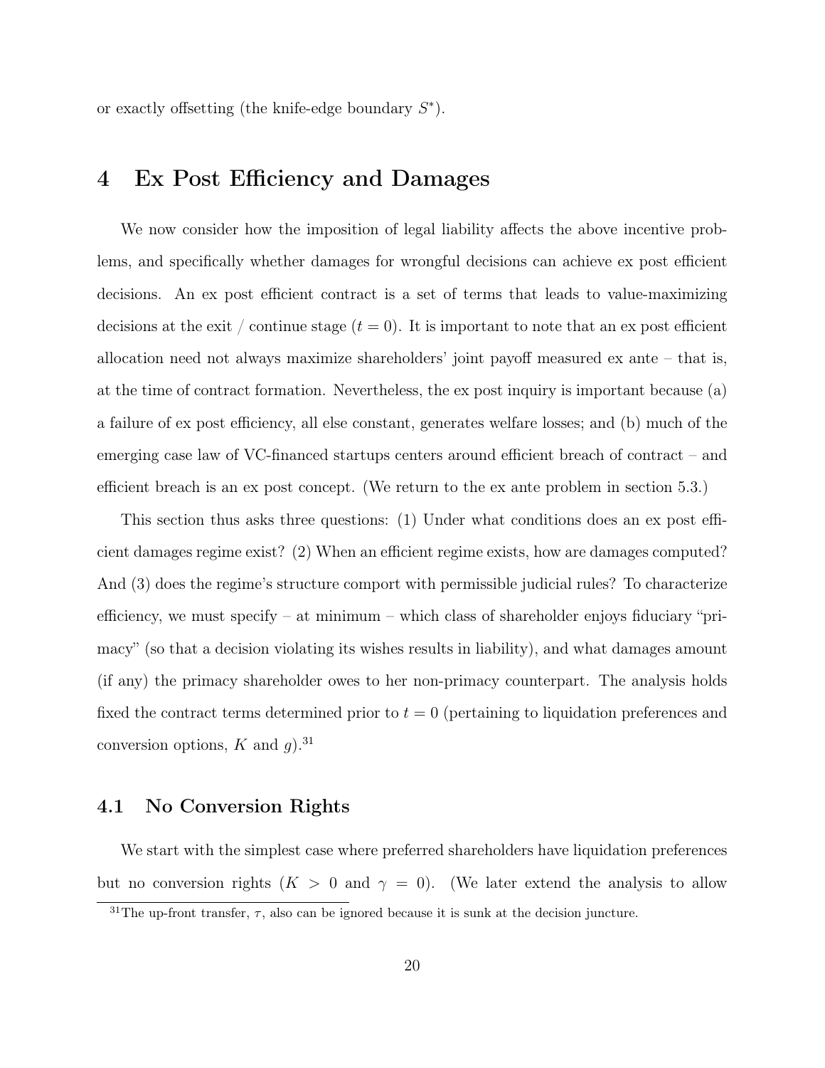or exactly offsetting (the knife-edge boundary $S^*$).

# 4 Ex Post Efficiency and Damages

We now consider how the imposition of legal liability affects the above incentive problems, and specifically whether damages for wrongful decisions can achieve ex post efficient decisions. An ex post efficient contract is a set of terms that leads to value-maximizing decisions at the exit / continue stage ($t = 0$). It is important to note that an ex post efficient allocation need not always maximize shareholders' joint payoff measured ex ante – that is, at the time of contract formation. Nevertheless, the ex post inquiry is important because (a) a failure of ex post efficiency, all else constant, generates welfare losses; and (b) much of the emerging case law of VC-financed startups centers around efficient breach of contract – and efficient breach is an ex post concept. (We return to the ex ante problem in section 5.3.)

This section thus asks three questions: (1) Under what conditions does an ex post efficient damages regime exist? (2) When an efficient regime exists, how are damages computed? And (3) does the regime's structure comport with permissible judicial rules? To characterize efficiency, we must specify – at minimum – which class of shareholder enjoys fiduciary "primacy" (so that a decision violating its wishes results in liability), and what damages amount (if any) the primacy shareholder owes to her non-primacy counterpart. The analysis holds fixed the contract terms determined prior to $t = 0$ (pertaining to liquidation preferences and conversion options, $K$ and $g$).[31]

## 4.1 No Conversion Rights

We start with the simplest case where preferred shareholders have liquidation preferences but no conversion rights ($K > 0$ and $\gamma = 0$). (We later extend the analysis to allow

[31] The up-front transfer, $\tau$, also can be ignored because it is sunk at the decision juncture.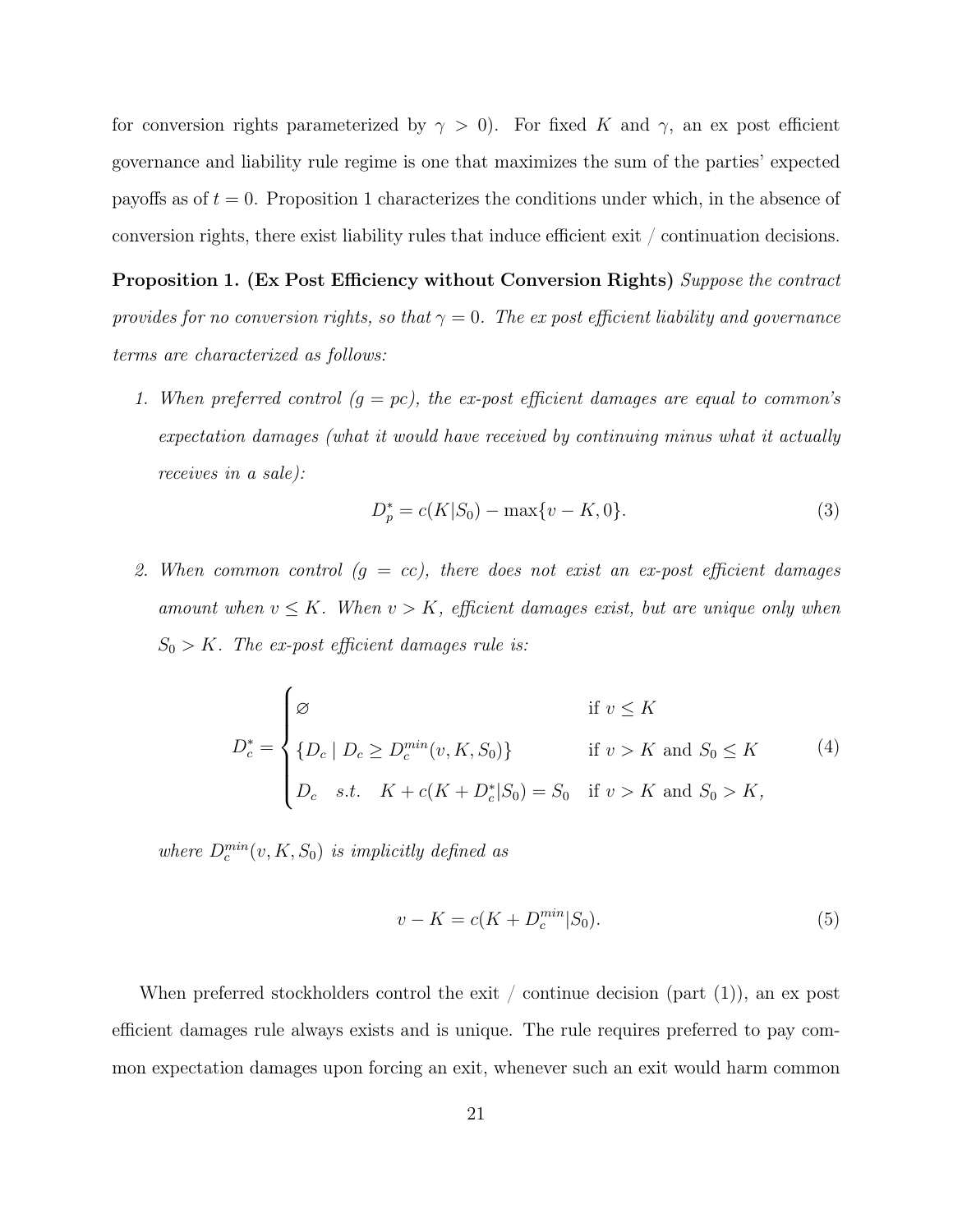for conversion rights parameterized by $\gamma > 0$). For fixed $K$ and $\gamma$, an ex post efficient governance and liability rule regime is one that maximizes the sum of the parties' expected payoffs as of $t = 0$. Proposition 1 characterizes the conditions under which, in the absence of conversion rights, there exist liability rules that induce efficient exit / continuation decisions.

**Proposition 1. (Ex Post Efficiency without Conversion Rights)** *Suppose the contract provides for no conversion rights, so that $\gamma = 0$. The ex post efficient liability and governance terms are characterized as follows:*

1. *When preferred control ($g = pc$), the ex-post efficient damages are equal to common's expectation damages (what it would have received by continuing minus what it actually receives in a sale):*

$$D_p^* = c(K|S_0) - \max\{v - K, 0\}. \tag{3}$$

2. *When common control ($g = cc$), there does not exist an ex-post efficient damages amount when $v \leq K$. When $v > K$, efficient damages exist, but are unique only when $S_0 > K$. The ex-post efficient damages rule is:*

$$D_c^* = \begin{cases} \varnothing & \text{if } v \leq K \\ \{D_c \mid D_c \geq D_c^{min}(v, K, S_0)\} & \text{if } v > K \text{ and } S_0 \leq K \\ D_c \quad s.t. \quad K + c(K + D_c^*|S_0) = S_0 & \text{if } v > K \text{ and } S_0 > K, \end{cases} \tag{4}$$

*where $D_c^{min}(v, K, S_0)$ is implicitly defined as*

$$v - K = c(K + D_c^{min}|S_0). \tag{5}$$

When preferred stockholders control the exit / continue decision (part (1)), an ex post efficient damages rule always exists and is unique. The rule requires preferred to pay common expectation damages upon forcing an exit, whenever such an exit would harm common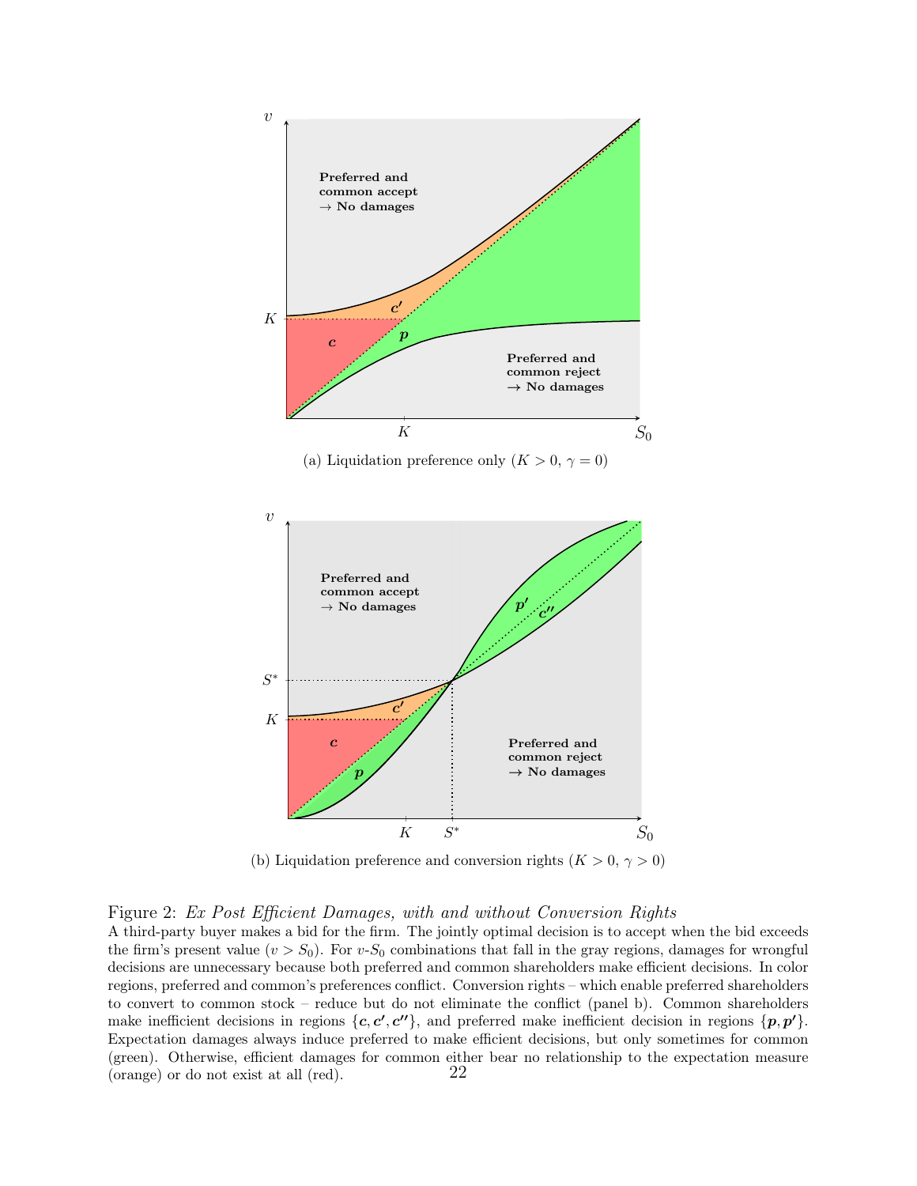(a) Liquidation preference only ($K > 0$, $\gamma = 0$)

(b) Liquidation preference and conversion rights ($K > 0$, $\gamma > 0$)

Figure 2: *Ex Post Efficient Damages, with and without Conversion Rights*
A third-party buyer makes a bid for the firm. The jointly optimal decision is to accept when the bid exceeds the firm's present value ($v > S_0$). For $v$-$S_0$ combinations that fall in the gray regions, damages for wrongful decisions are unnecessary because both preferred and common shareholders make efficient decisions. In color regions, preferred and common's preferences conflict. Conversion rights – which enable preferred shareholders to convert to common stock – reduce but do not eliminate the conflict (panel b). Common shareholders make inefficient decisions in regions $\{\boldsymbol{c}, \boldsymbol{c'}, \boldsymbol{c''}\}$, and preferred make inefficient decision in regions $\{\boldsymbol{p}, \boldsymbol{p'}\}$. Expectation damages always induce preferred to make efficient decisions, but only sometimes for common (green). Otherwise, efficient damages for common either bear no relationship to the expectation measure (orange) or do not exist at all (red).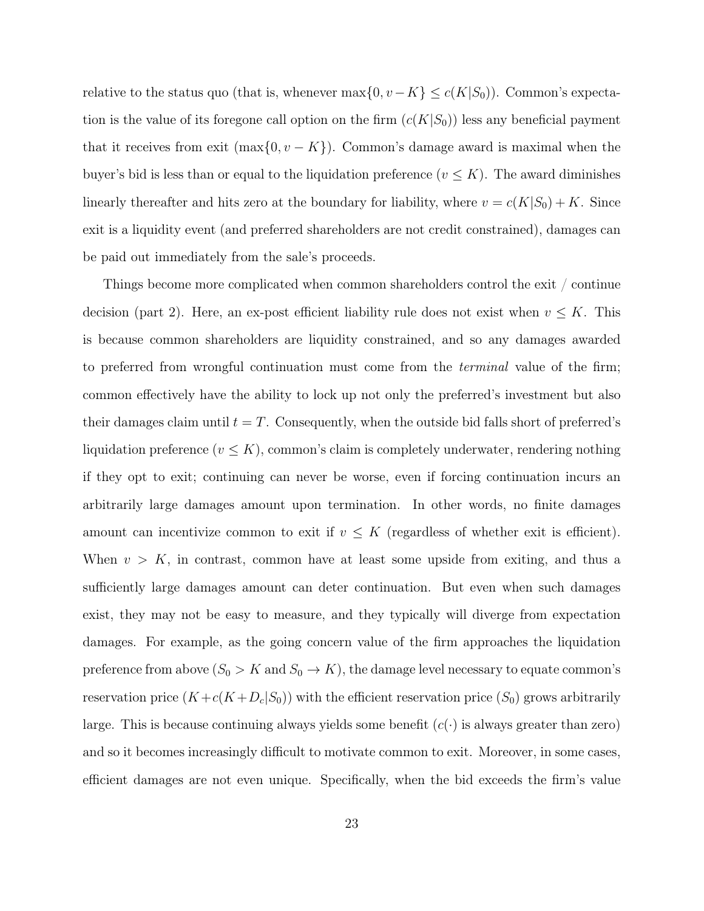relative to the status quo (that is, whenever $\max\{0, v-K\} \leq c(K|S_0)$). Common's expectation is the value of its foregone call option on the firm ($c(K|S_0)$) less any beneficial payment that it receives from exit ($\max\{0, v-K\}$). Common's damage award is maximal when the buyer's bid is less than or equal to the liquidation preference ($v \leq K$). The award diminishes linearly thereafter and hits zero at the boundary for liability, where $v = c(K|S_0) + K$. Since exit is a liquidity event (and preferred shareholders are not credit constrained), damages can be paid out immediately from the sale's proceeds.

Things become more complicated when common shareholders control the exit / continue decision (part 2). Here, an ex-post efficient liability rule does not exist when $v \leq K$. This is because common shareholders are liquidity constrained, and so any damages awarded to preferred from wrongful continuation must come from the *terminal* value of the firm; common effectively have the ability to lock up not only the preferred's investment but also their damages claim until $t = T$. Consequently, when the outside bid falls short of preferred's liquidation preference ($v \leq K$), common's claim is completely underwater, rendering nothing if they opt to exit; continuing can never be worse, even if forcing continuation incurs an arbitrarily large damages amount upon termination. In other words, no finite damages amount can incentivize common to exit if $v \leq K$ (regardless of whether exit is efficient). When $v > K$, in contrast, common have at least some upside from exiting, and thus a sufficiently large damages amount can deter continuation. But even when such damages exist, they may not be easy to measure, and they typically will diverge from expectation damages. For example, as the going concern value of the firm approaches the liquidation preference from above ($S_0 > K$ and $S_0 \to K$), the damage level necessary to equate common's reservation price ($K + c(K + D_c|S_0)$) with the efficient reservation price ($S_0$) grows arbitrarily large. This is because continuing always yields some benefit ($c(\cdot)$ is always greater than zero) and so it becomes increasingly difficult to motivate common to exit. Moreover, in some cases, efficient damages are not even unique. Specifically, when the bid exceeds the firm's value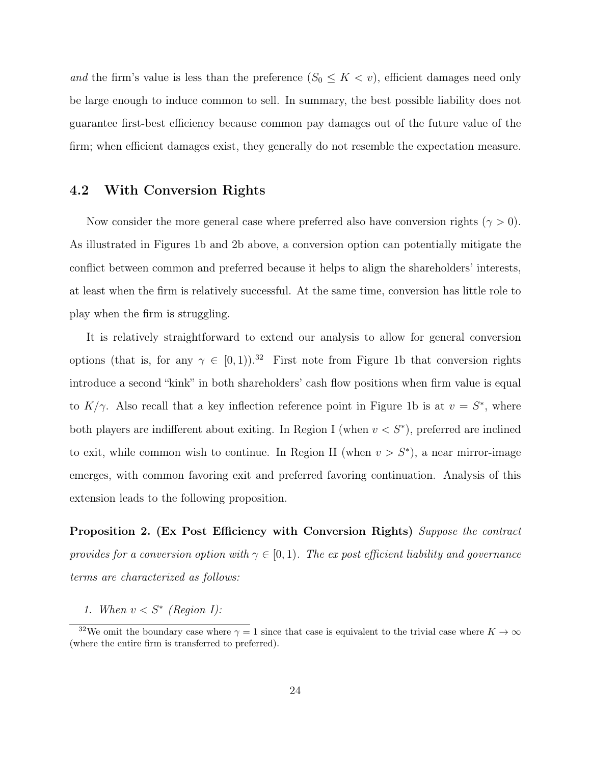*and* the firm's value is less than the preference ($S_0 \leq K < v$), efficient damages need only be large enough to induce common to sell. In summary, the best possible liability does not guarantee first-best efficiency because common pay damages out of the future value of the firm; when efficient damages exist, they generally do not resemble the expectation measure.

## 4.2 With Conversion Rights

Now consider the more general case where preferred also have conversion rights ($\gamma > 0$). As illustrated in Figures 1b and 2b above, a conversion option can potentially mitigate the conflict between common and preferred because it helps to align the shareholders' interests, at least when the firm is relatively successful. At the same time, conversion has little role to play when the firm is struggling.

It is relatively straightforward to extend our analysis to allow for general conversion options (that is, for any $\gamma \in [0, 1)$).[32] First note from Figure 1b that conversion rights introduce a second "kink" in both shareholders' cash flow positions when firm value is equal to $K/\gamma$. Also recall that a key inflection reference point in Figure 1b is at $v = S^*$, where both players are indifferent about exiting. In Region I (when $v < S^*$), preferred are inclined to exit, while common wish to continue. In Region II (when $v > S^*$), a near mirror-image emerges, with common favoring exit and preferred favoring continuation. Analysis of this extension leads to the following proposition.

**Proposition 2. (Ex Post Efficiency with Conversion Rights)** *Suppose the contract provides for a conversion option with $\gamma \in [0, 1)$. The ex post efficient liability and governance terms are characterized as follows:*

1. *When $v < S^*$ (Region I):*

[32] We omit the boundary case where $\gamma = 1$ since that case is equivalent to the trivial case where $K \to \infty$ (where the entire firm is transferred to preferred).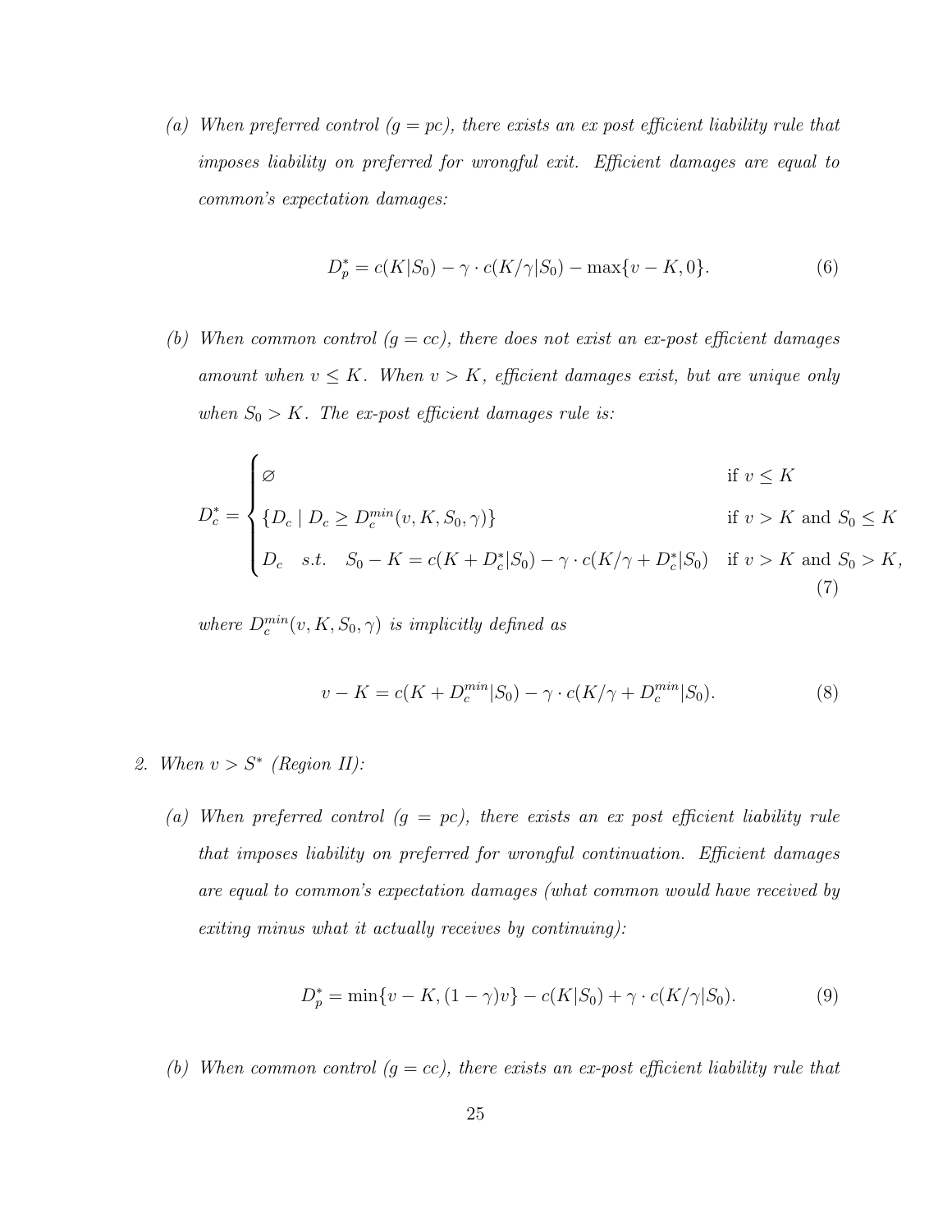(a) *When preferred control ($g = pc$), there exists an ex post efficient liability rule that imposes liability on preferred for wrongful exit. Efficient damages are equal to common's expectation damages:*

$$D_p^* = c(K|S_0) - \gamma \cdot c(K/\gamma|S_0) - \max\{v - K, 0\}. \tag{6}$$

(b) *When common control ($g = cc$), there does not exist an ex-post efficient damages amount when $v \leq K$. When $v > K$, efficient damages exist, but are unique only when $S_0 > K$. The ex-post efficient damages rule is:*

$$D_c^* = \begin{cases} \varnothing & \text{if } v \leq K \\ \{D_c \mid D_c \geq D_c^{min}(v, K, S_0, \gamma)\} & \text{if } v > K \text{ and } S_0 \leq K \\ D_c \quad s.t. \quad S_0 - K = c(K + D_c^*|S_0) - \gamma \cdot c(K/\gamma + D_c^*|S_0) & \text{if } v > K \text{ and } S_0 > K, \end{cases} \tag{7}$$

*where $D_c^{min}(v, K, S_0, \gamma)$ is implicitly defined as*

$$v - K = c(K + D_c^{min}|S_0) - \gamma \cdot c(K/\gamma + D_c^{min}|S_0). \tag{8}$$

2. *When $v > S^*$ (Region II):*

(a) *When preferred control ($g = pc$), there exists an ex post efficient liability rule that imposes liability on preferred for wrongful continuation. Efficient damages are equal to common's expectation damages (what common would have received by exiting minus what it actually receives by continuing):*

$$D_p^* = \min\{v - K, (1 - \gamma)v\} - c(K|S_0) + \gamma \cdot c(K/\gamma|S_0). \tag{9}$$

(b) *When common control ($g = cc$), there exists an ex-post efficient liability rule that*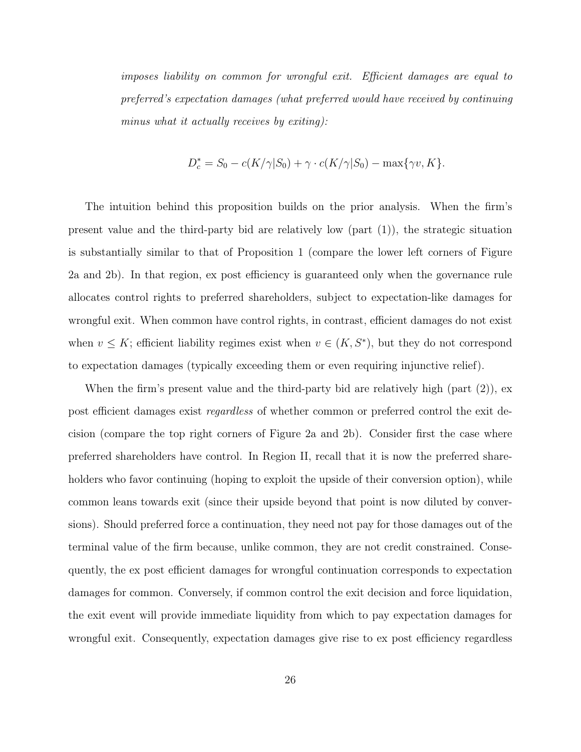*imposes liability on common for wrongful exit. Efficient damages are equal to preferred's expectation damages (what preferred would have received by continuing minus what it actually receives by exiting):*

$$D_c^* = S_0 - c(K/\gamma|S_0) + \gamma \cdot c(K/\gamma|S_0) - \max\{\gamma v, K\}.$$

The intuition behind this proposition builds on the prior analysis. When the firm's present value and the third-party bid are relatively low (part (1)), the strategic situation is substantially similar to that of Proposition 1 (compare the lower left corners of Figure 2a and 2b). In that region, ex post efficiency is guaranteed only when the governance rule allocates control rights to preferred shareholders, subject to expectation-like damages for wrongful exit. When common have control rights, in contrast, efficient damages do not exist when $v \leq K$; efficient liability regimes exist when $v \in (K, S^*)$, but they do not correspond to expectation damages (typically exceeding them or even requiring injunctive relief).

When the firm's present value and the third-party bid are relatively high (part (2)), ex post efficient damages exist *regardless* of whether common or preferred control the exit decision (compare the top right corners of Figure 2a and 2b). Consider first the case where preferred shareholders have control. In Region II, recall that it is now the preferred shareholders who favor continuing (hoping to exploit the upside of their conversion option), while common leans towards exit (since their upside beyond that point is now diluted by conversions). Should preferred force a continuation, they need not pay for those damages out of the terminal value of the firm because, unlike common, they are not credit constrained. Consequently, the ex post efficient damages for wrongful continuation corresponds to expectation damages for common. Conversely, if common control the exit decision and force liquidation, the exit event will provide immediate liquidity from which to pay expectation damages for wrongful exit. Consequently, expectation damages give rise to ex post efficiency regardless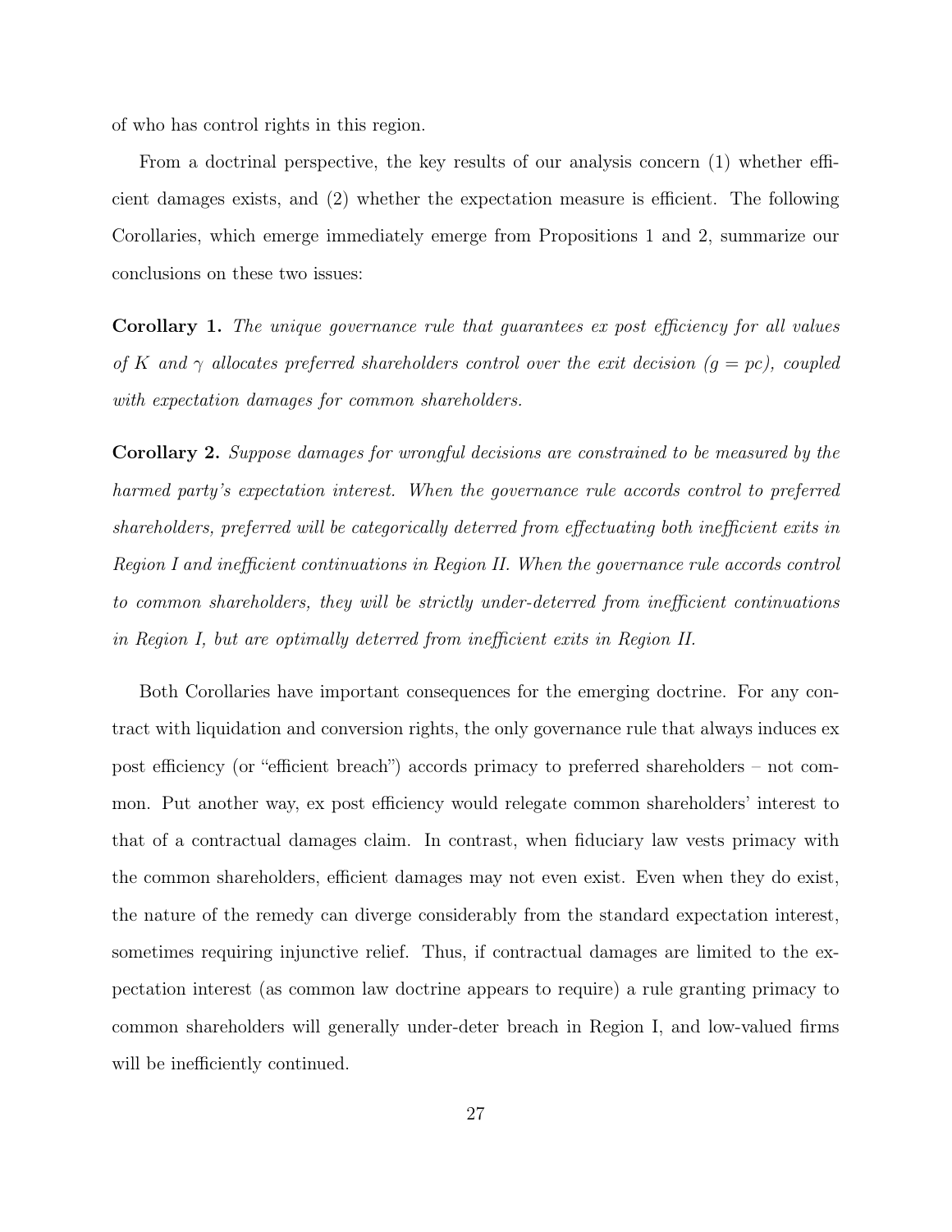of who has control rights in this region.

From a doctrinal perspective, the key results of our analysis concern (1) whether efficient damages exists, and (2) whether the expectation measure is efficient. The following Corollaries, which emerge immediately emerge from Propositions 1 and 2, summarize our conclusions on these two issues:

**Corollary 1.** *The unique governance rule that guarantees ex post efficiency for all values of $K$ and $\gamma$ allocates preferred shareholders control over the exit decision ($g = pc$), coupled with expectation damages for common shareholders.*

**Corollary 2.** *Suppose damages for wrongful decisions are constrained to be measured by the harmed party's expectation interest. When the governance rule accords control to preferred shareholders, preferred will be categorically deterred from effectuating both inefficient exits in Region I and inefficient continuations in Region II. When the governance rule accords control to common shareholders, they will be strictly under-deterred from inefficient continuations in Region I, but are optimally deterred from inefficient exits in Region II.*

Both Corollaries have important consequences for the emerging doctrine. For any contract with liquidation and conversion rights, the only governance rule that always induces ex post efficiency (or "efficient breach") accords primacy to preferred shareholders – not common. Put another way, ex post efficiency would relegate common shareholders' interest to that of a contractual damages claim. In contrast, when fiduciary law vests primacy with the common shareholders, efficient damages may not even exist. Even when they do exist, the nature of the remedy can diverge considerably from the standard expectation interest, sometimes requiring injunctive relief. Thus, if contractual damages are limited to the expectation interest (as common law doctrine appears to require) a rule granting primacy to common shareholders will generally under-deter breach in Region I, and low-valued firms will be inefficiently continued.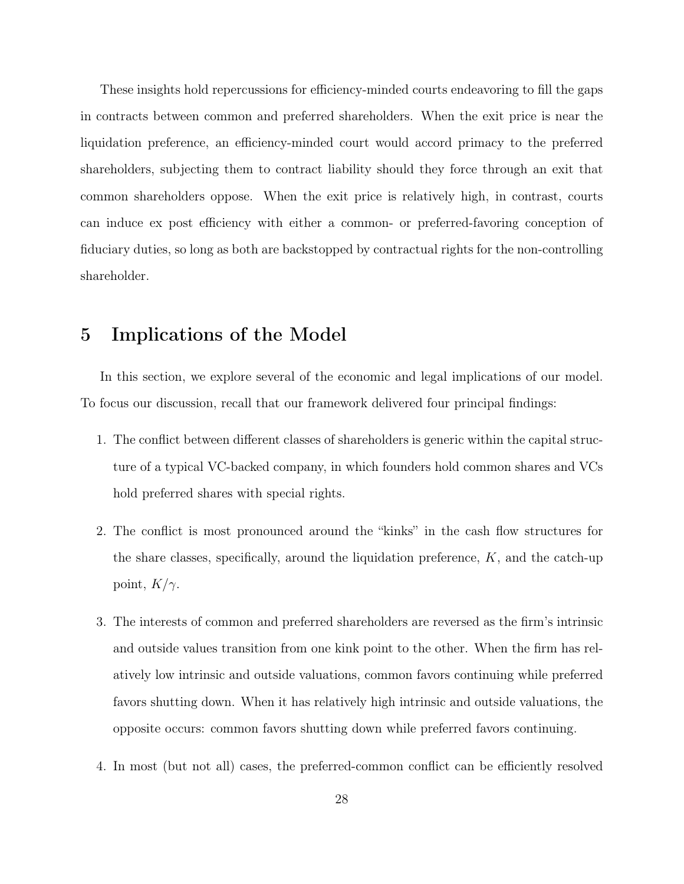These insights hold repercussions for efficiency-minded courts endeavoring to fill the gaps in contracts between common and preferred shareholders. When the exit price is near the liquidation preference, an efficiency-minded court would accord primacy to the preferred shareholders, subjecting them to contract liability should they force through an exit that common shareholders oppose. When the exit price is relatively high, in contrast, courts can induce ex post efficiency with either a common- or preferred-favoring conception of fiduciary duties, so long as both are backstopped by contractual rights for the non-controlling shareholder.

# 5 Implications of the Model

In this section, we explore several of the economic and legal implications of our model. To focus our discussion, recall that our framework delivered four principal findings:

1. The conflict between different classes of shareholders is generic within the capital structure of a typical VC-backed company, in which founders hold common shares and VCs hold preferred shares with special rights.

2. The conflict is most pronounced around the "kinks" in the cash flow structures for the share classes, specifically, around the liquidation preference, $K$, and the catch-up point, $K/\gamma$.

3. The interests of common and preferred shareholders are reversed as the firm's intrinsic and outside values transition from one kink point to the other. When the firm has relatively low intrinsic and outside valuations, common favors continuing while preferred favors shutting down. When it has relatively high intrinsic and outside valuations, the opposite occurs: common favors shutting down while preferred favors continuing.

4. In most (but not all) cases, the preferred-common conflict can be efficiently resolved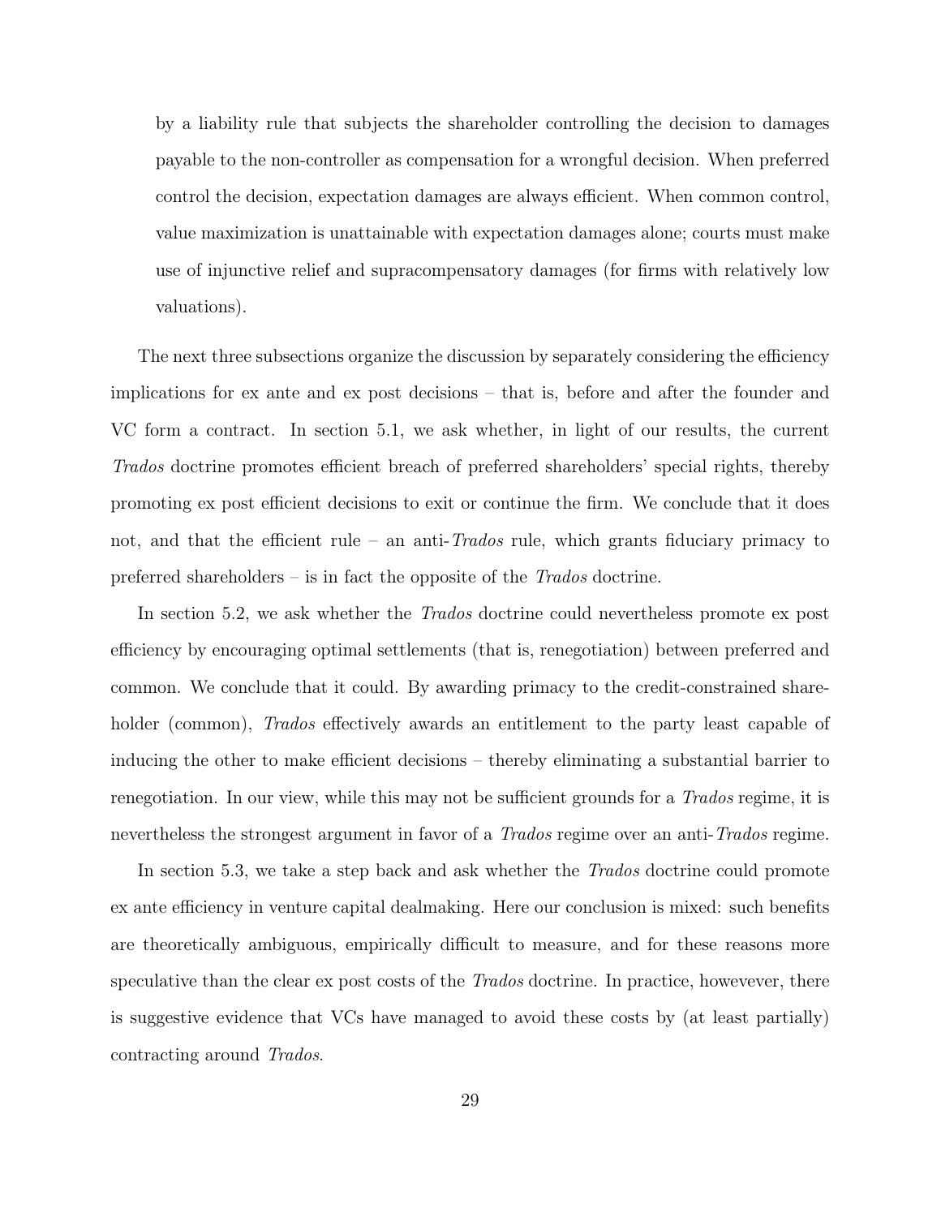> by a liability rule that subjects the shareholder controlling the decision to damages payable to the non-controller as compensation for a wrongful decision. When preferred control the decision, expectation damages are always efficient. When common control, value maximization is unattainable with expectation damages alone; courts must make use of injunctive relief and supracompensatory damages (for firms with relatively low valuations).

The next three subsections organize the discussion by separately considering the efficiency implications for ex ante and ex post decisions – that is, before and after the founder and VC form a contract. In section 5.1, we ask whether, in light of our results, the current *Trados* doctrine promotes efficient breach of preferred shareholders' special rights, thereby promoting ex post efficient decisions to exit or continue the firm. We conclude that it does not, and that the efficient rule – an anti-*Trados* rule, which grants fiduciary primacy to preferred shareholders – is in fact the opposite of the *Trados* doctrine.

In section 5.2, we ask whether the *Trados* doctrine could nevertheless promote ex post efficiency by encouraging optimal settlements (that is, renegotiation) between preferred and common. We conclude that it could. By awarding primacy to the credit-constrained shareholder (common), *Trados* effectively awards an entitlement to the party least capable of inducing the other to make efficient decisions – thereby eliminating a substantial barrier to renegotiation. In our view, while this may not be sufficient grounds for a *Trados* regime, it is nevertheless the strongest argument in favor of a *Trados* regime over an anti-*Trados* regime.

In section 5.3, we take a step back and ask whether the *Trados* doctrine could promote ex ante efficiency in venture capital dealmaking. Here our conclusion is mixed: such benefits are theoretically ambiguous, empirically difficult to measure, and for these reasons more speculative than the clear ex post costs of the *Trados* doctrine. In practice, howevever, there is suggestive evidence that VCs have managed to avoid these costs by (at least partially) contracting around *Trados*.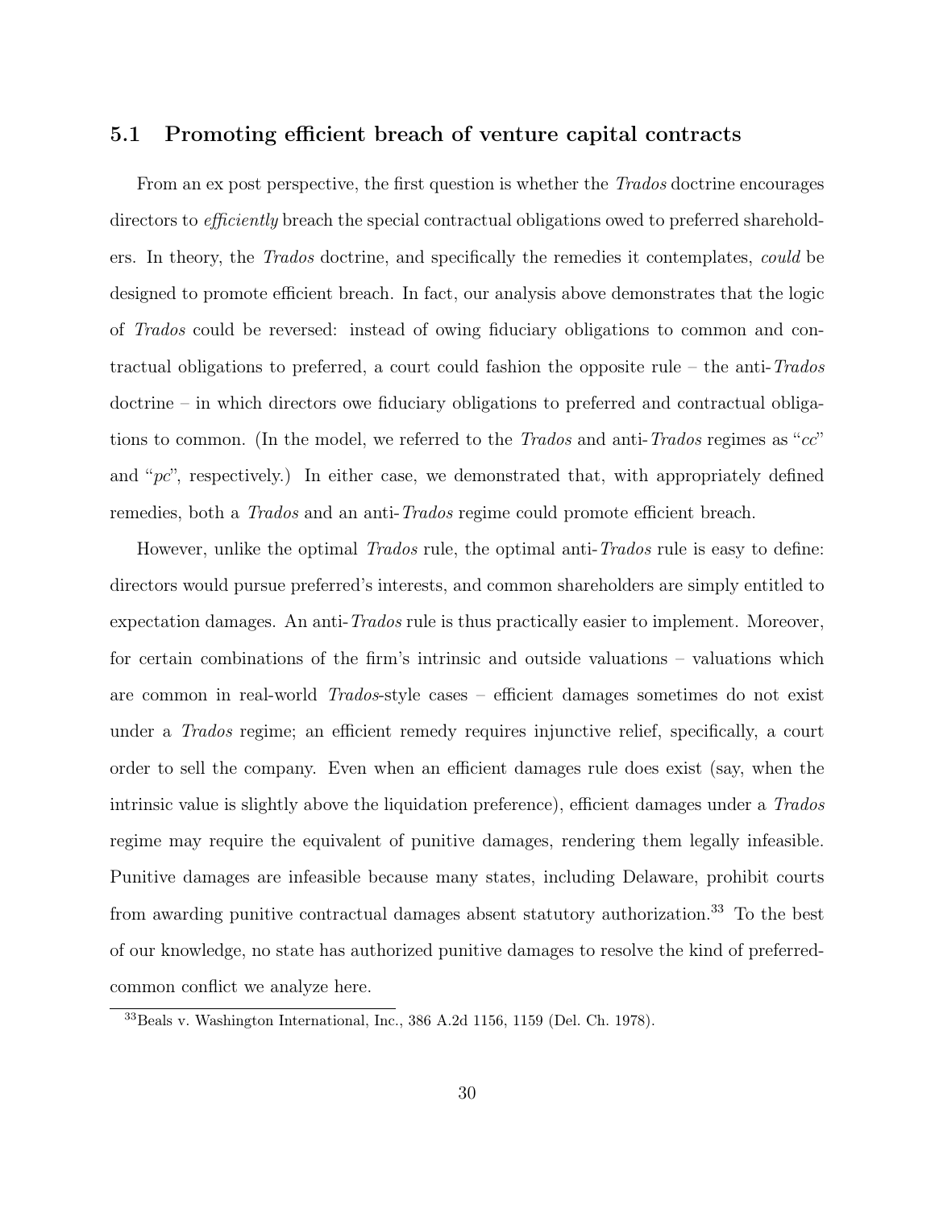## 5.1 Promoting efficient breach of venture capital contracts

From an ex post perspective, the first question is whether the *Trados* doctrine encourages directors to *efficiently* breach the special contractual obligations owed to preferred shareholders. In theory, the *Trados* doctrine, and specifically the remedies it contemplates, *could* be designed to promote efficient breach. In fact, our analysis above demonstrates that the logic of *Trados* could be reversed: instead of owing fiduciary obligations to common and contractual obligations to preferred, a court could fashion the opposite rule – the anti-*Trados* doctrine – in which directors owe fiduciary obligations to preferred and contractual obligations to common. (In the model, we referred to the *Trados* and anti-*Trados* regimes as "*cc*" and "*pc*", respectively.) In either case, we demonstrated that, with appropriately defined remedies, both a *Trados* and an anti-*Trados* regime could promote efficient breach.

However, unlike the optimal *Trados* rule, the optimal anti-*Trados* rule is easy to define: directors would pursue preferred's interests, and common shareholders are simply entitled to expectation damages. An anti-*Trados* rule is thus practically easier to implement. Moreover, for certain combinations of the firm's intrinsic and outside valuations – valuations which are common in real-world *Trados*-style cases – efficient damages sometimes do not exist under a *Trados* regime; an efficient remedy requires injunctive relief, specifically, a court order to sell the company. Even when an efficient damages rule does exist (say, when the intrinsic value is slightly above the liquidation preference), efficient damages under a *Trados* regime may require the equivalent of punitive damages, rendering them legally infeasible. Punitive damages are infeasible because many states, including Delaware, prohibit courts from awarding punitive contractual damages absent statutory authorization.[33] To the best of our knowledge, no state has authorized punitive damages to resolve the kind of preferred-common conflict we analyze here.

[33] Beals v. Washington International, Inc., 386 A.2d 1156, 1159 (Del. Ch. 1978).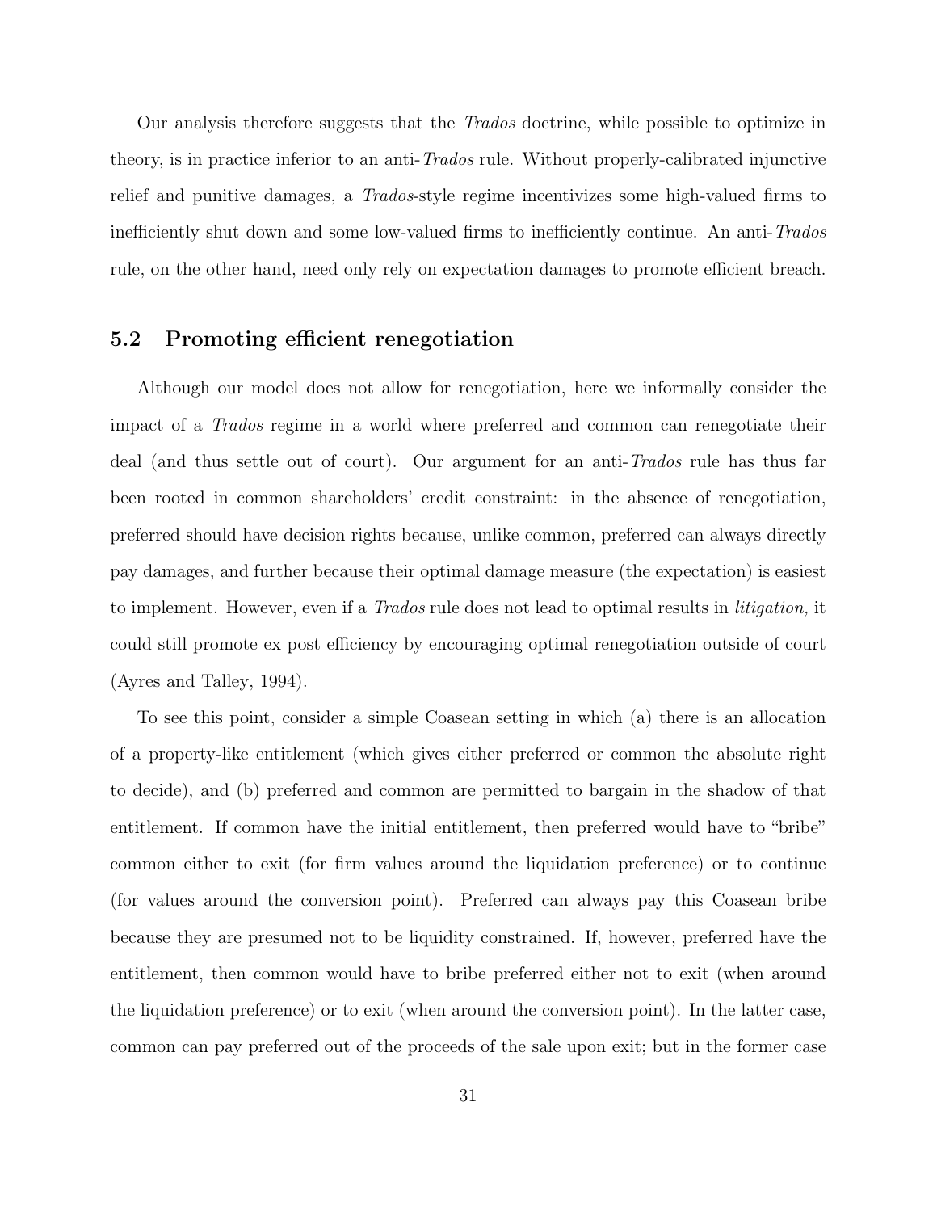Our analysis therefore suggests that the *Trados* doctrine, while possible to optimize in theory, is in practice inferior to an anti-*Trados* rule. Without properly-calibrated injunctive relief and punitive damages, a *Trados*-style regime incentivizes some high-valued firms to inefficiently shut down and some low-valued firms to inefficiently continue. An anti-*Trados* rule, on the other hand, need only rely on expectation damages to promote efficient breach.

## 5.2 Promoting efficient renegotiation

Although our model does not allow for renegotiation, here we informally consider the impact of a *Trados* regime in a world where preferred and common can renegotiate their deal (and thus settle out of court). Our argument for an anti-*Trados* rule has thus far been rooted in common shareholders' credit constraint: in the absence of renegotiation, preferred should have decision rights because, unlike common, preferred can always directly pay damages, and further because their optimal damage measure (the expectation) is easiest to implement. However, even if a *Trados* rule does not lead to optimal results in *litigation,* it could still promote ex post efficiency by encouraging optimal renegotiation outside of court (Ayres and Talley, 1994).

To see this point, consider a simple Coasean setting in which (a) there is an allocation of a property-like entitlement (which gives either preferred or common the absolute right to decide), and (b) preferred and common are permitted to bargain in the shadow of that entitlement. If common have the initial entitlement, then preferred would have to "bribe" common either to exit (for firm values around the liquidation preference) or to continue (for values around the conversion point). Preferred can always pay this Coasean bribe because they are presumed not to be liquidity constrained. If, however, preferred have the entitlement, then common would have to bribe preferred either not to exit (when around the liquidation preference) or to exit (when around the conversion point). In the latter case, common can pay preferred out of the proceeds of the sale upon exit; but in the former case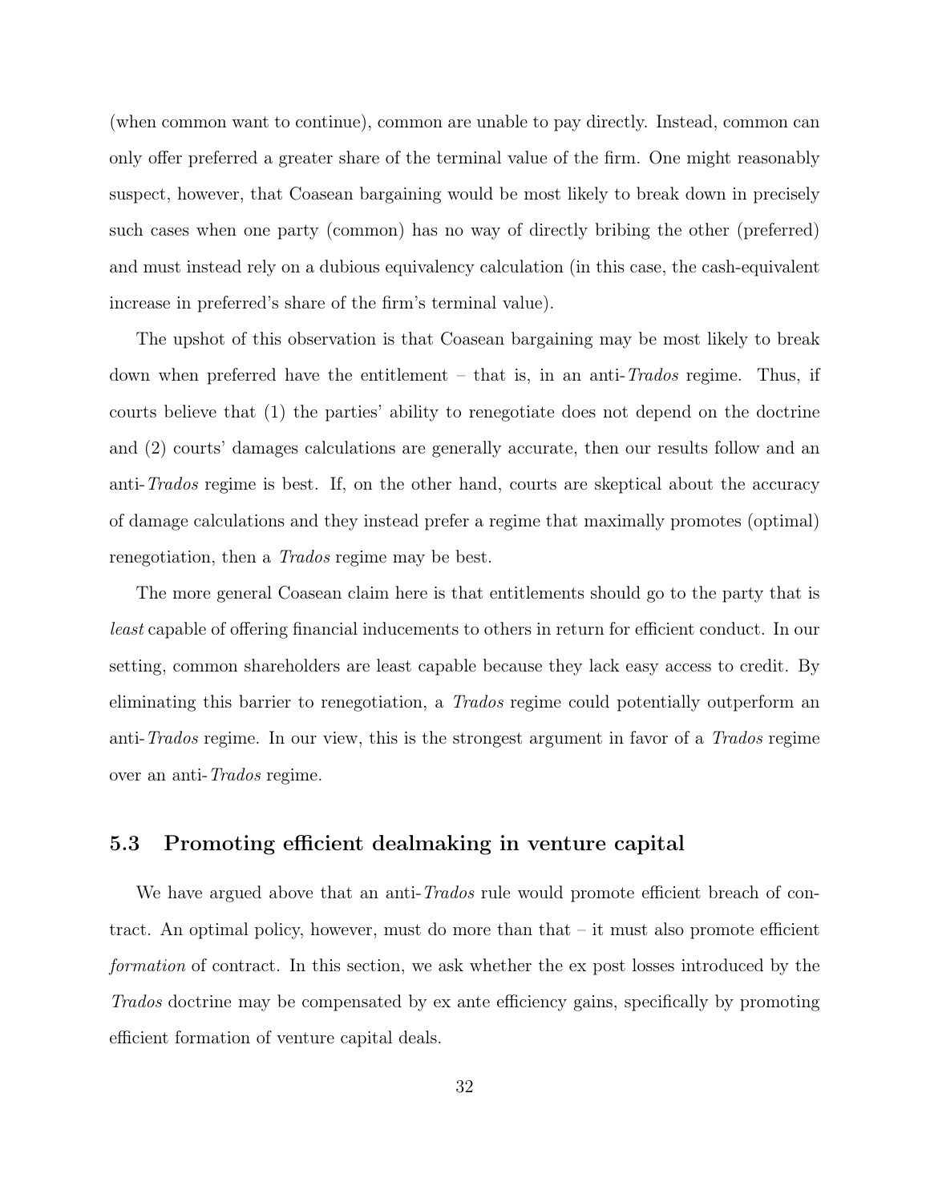(when common want to continue), common are unable to pay directly. Instead, common can only offer preferred a greater share of the terminal value of the firm. One might reasonably suspect, however, that Coasean bargaining would be most likely to break down in precisely such cases when one party (common) has no way of directly bribing the other (preferred) and must instead rely on a dubious equivalency calculation (in this case, the cash-equivalent increase in preferred's share of the firm's terminal value).

The upshot of this observation is that Coasean bargaining may be most likely to break down when preferred have the entitlement – that is, in an anti-*Trados* regime. Thus, if courts believe that (1) the parties' ability to renegotiate does not depend on the doctrine and (2) courts' damages calculations are generally accurate, then our results follow and an anti-*Trados* regime is best. If, on the other hand, courts are skeptical about the accuracy of damage calculations and they instead prefer a regime that maximally promotes (optimal) renegotiation, then a *Trados* regime may be best.

The more general Coasean claim here is that entitlements should go to the party that is *least* capable of offering financial inducements to others in return for efficient conduct. In our setting, common shareholders are least capable because they lack easy access to credit. By eliminating this barrier to renegotiation, a *Trados* regime could potentially outperform an anti-*Trados* regime. In our view, this is the strongest argument in favor of a *Trados* regime over an anti-*Trados* regime.

### 5.3 Promoting efficient dealmaking in venture capital

We have argued above that an anti-*Trados* rule would promote efficient breach of contract. An optimal policy, however, must do more than that – it must also promote efficient *formation* of contract. In this section, we ask whether the ex post losses introduced by the *Trados* doctrine may be compensated by ex ante efficiency gains, specifically by promoting efficient formation of venture capital deals.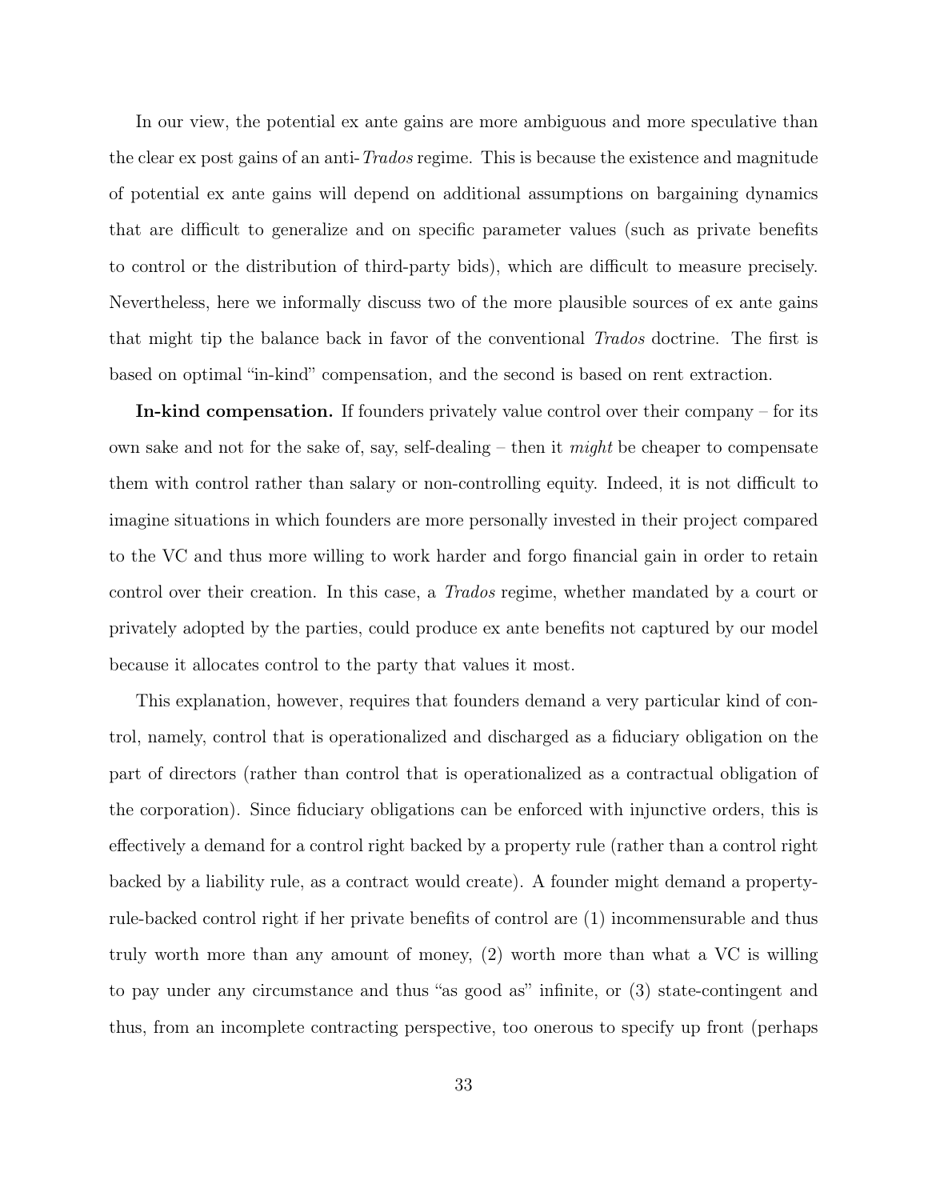In our view, the potential ex ante gains are more ambiguous and more speculative than the clear ex post gains of an anti-*Trados* regime. This is because the existence and magnitude of potential ex ante gains will depend on additional assumptions on bargaining dynamics that are difficult to generalize and on specific parameter values (such as private benefits to control or the distribution of third-party bids), which are difficult to measure precisely. Nevertheless, here we informally discuss two of the more plausible sources of ex ante gains that might tip the balance back in favor of the conventional *Trados* doctrine. The first is based on optimal "in-kind" compensation, and the second is based on rent extraction.

**In-kind compensation.** If founders privately value control over their company – for its own sake and not for the sake of, say, self-dealing – then it *might* be cheaper to compensate them with control rather than salary or non-controlling equity. Indeed, it is not difficult to imagine situations in which founders are more personally invested in their project compared to the VC and thus more willing to work harder and forgo financial gain in order to retain control over their creation. In this case, a *Trados* regime, whether mandated by a court or privately adopted by the parties, could produce ex ante benefits not captured by our model because it allocates control to the party that values it most.

This explanation, however, requires that founders demand a very particular kind of control, namely, control that is operationalized and discharged as a fiduciary obligation on the part of directors (rather than control that is operationalized as a contractual obligation of the corporation). Since fiduciary obligations can be enforced with injunctive orders, this is effectively a demand for a control right backed by a property rule (rather than a control right backed by a liability rule, as a contract would create). A founder might demand a property-rule-backed control right if her private benefits of control are (1) incommensurable and thus truly worth more than any amount of money, (2) worth more than what a VC is willing to pay under any circumstance and thus "as good as" infinite, or (3) state-contingent and thus, from an incomplete contracting perspective, too onerous to specify up front (perhaps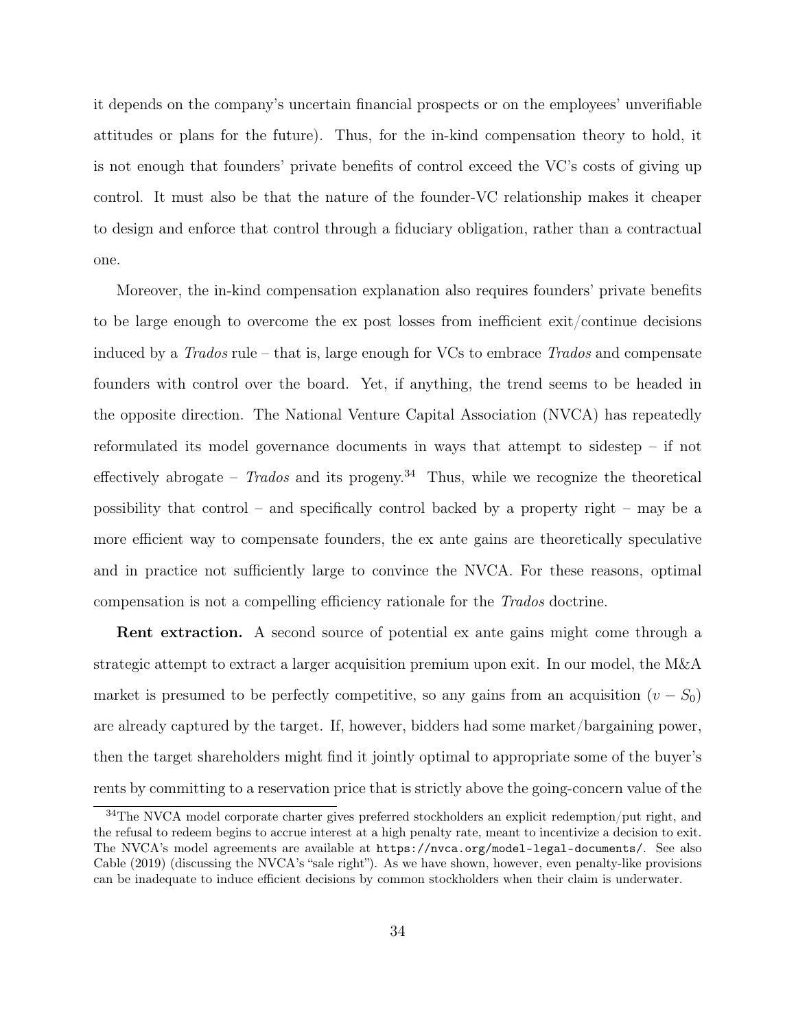it depends on the company's uncertain financial prospects or on the employees' unverifiable attitudes or plans for the future). Thus, for the in-kind compensation theory to hold, it is not enough that founders' private benefits of control exceed the VC's costs of giving up control. It must also be that the nature of the founder-VC relationship makes it cheaper to design and enforce that control through a fiduciary obligation, rather than a contractual one.

Moreover, the in-kind compensation explanation also requires founders' private benefits to be large enough to overcome the ex post losses from inefficient exit/continue decisions induced by a *Trados* rule – that is, large enough for VCs to embrace *Trados* and compensate founders with control over the board. Yet, if anything, the trend seems to be headed in the opposite direction. The National Venture Capital Association (NVCA) has repeatedly reformulated its model governance documents in ways that attempt to sidestep – if not effectively abrogate – *Trados* and its progeny.[34] Thus, while we recognize the theoretical possibility that control – and specifically control backed by a property right – may be a more efficient way to compensate founders, the ex ante gains are theoretically speculative and in practice not sufficiently large to convince the NVCA. For these reasons, optimal compensation is not a compelling efficiency rationale for the *Trados* doctrine.

**Rent extraction.** A second source of potential ex ante gains might come through a strategic attempt to extract a larger acquisition premium upon exit. In our model, the M&A market is presumed to be perfectly competitive, so any gains from an acquisition ($v - S_0$) are already captured by the target. If, however, bidders had some market/bargaining power, then the target shareholders might find it jointly optimal to appropriate some of the buyer's rents by committing to a reservation price that is strictly above the going-concern value of the

[34] The NVCA model corporate charter gives preferred stockholders an explicit redemption/put right, and the refusal to redeem begins to accrue interest at a high penalty rate, meant to incentivize a decision to exit. The NVCA's model agreements are available at `https://nvca.org/model-legal-documents/`. See also Cable (2019) (discussing the NVCA's "sale right"). As we have shown, however, even penalty-like provisions can be inadequate to induce efficient decisions by common stockholders when their claim is underwater.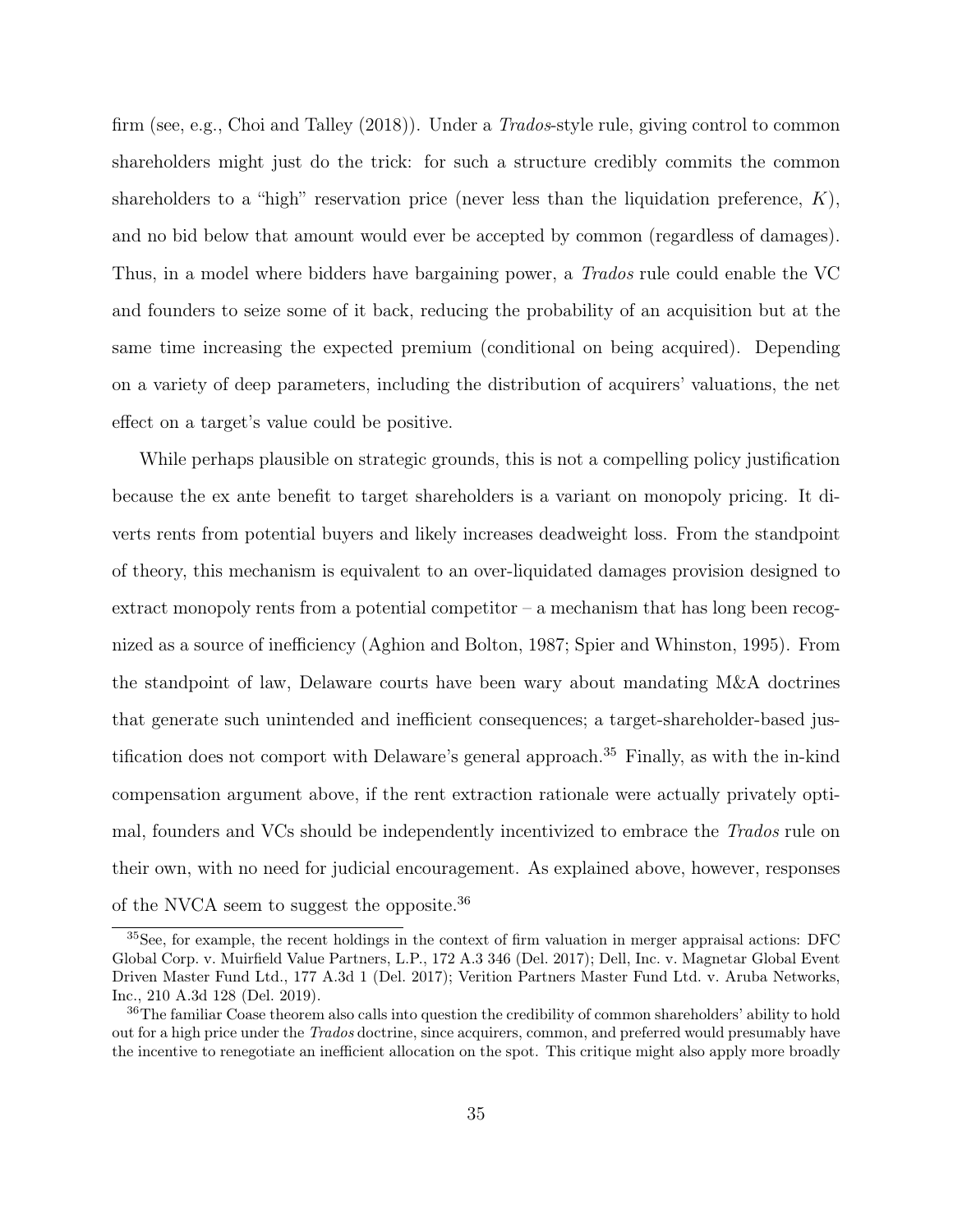firm (see, e.g., Choi and Talley (2018)). Under a *Trados*-style rule, giving control to common shareholders might just do the trick: for such a structure credibly commits the common shareholders to a "high" reservation price (never less than the liquidation preference, $K$), and no bid below that amount would ever be accepted by common (regardless of damages). Thus, in a model where bidders have bargaining power, a *Trados* rule could enable the VC and founders to seize some of it back, reducing the probability of an acquisition but at the same time increasing the expected premium (conditional on being acquired). Depending on a variety of deep parameters, including the distribution of acquirers' valuations, the net effect on a target's value could be positive.

While perhaps plausible on strategic grounds, this is not a compelling policy justification because the ex ante benefit to target shareholders is a variant on monopoly pricing. It diverts rents from potential buyers and likely increases deadweight loss. From the standpoint of theory, this mechanism is equivalent to an over-liquidated damages provision designed to extract monopoly rents from a potential competitor – a mechanism that has long been recognized as a source of inefficiency (Aghion and Bolton, 1987; Spier and Whinston, 1995). From the standpoint of law, Delaware courts have been wary about mandating M&A doctrines that generate such unintended and inefficient consequences; a target-shareholder-based justification does not comport with Delaware's general approach.[35] Finally, as with the in-kind compensation argument above, if the rent extraction rationale were actually privately optimal, founders and VCs should be independently incentivized to embrace the *Trados* rule on their own, with no need for judicial encouragement. As explained above, however, responses of the NVCA seem to suggest the opposite.[36]

[35] See, for example, the recent holdings in the context of firm valuation in merger appraisal actions: DFC Global Corp. v. Muirfield Value Partners, L.P., 172 A.3 346 (Del. 2017); Dell, Inc. v. Magnetar Global Event Driven Master Fund Ltd., 177 A.3d 1 (Del. 2017); Verition Partners Master Fund Ltd. v. Aruba Networks, Inc., 210 A.3d 128 (Del. 2019).

[36] The familiar Coase theorem also calls into question the credibility of common shareholders' ability to hold out for a high price under the *Trados* doctrine, since acquirers, common, and preferred would presumably have the incentive to renegotiate an inefficient allocation on the spot. This critique might also apply more broadly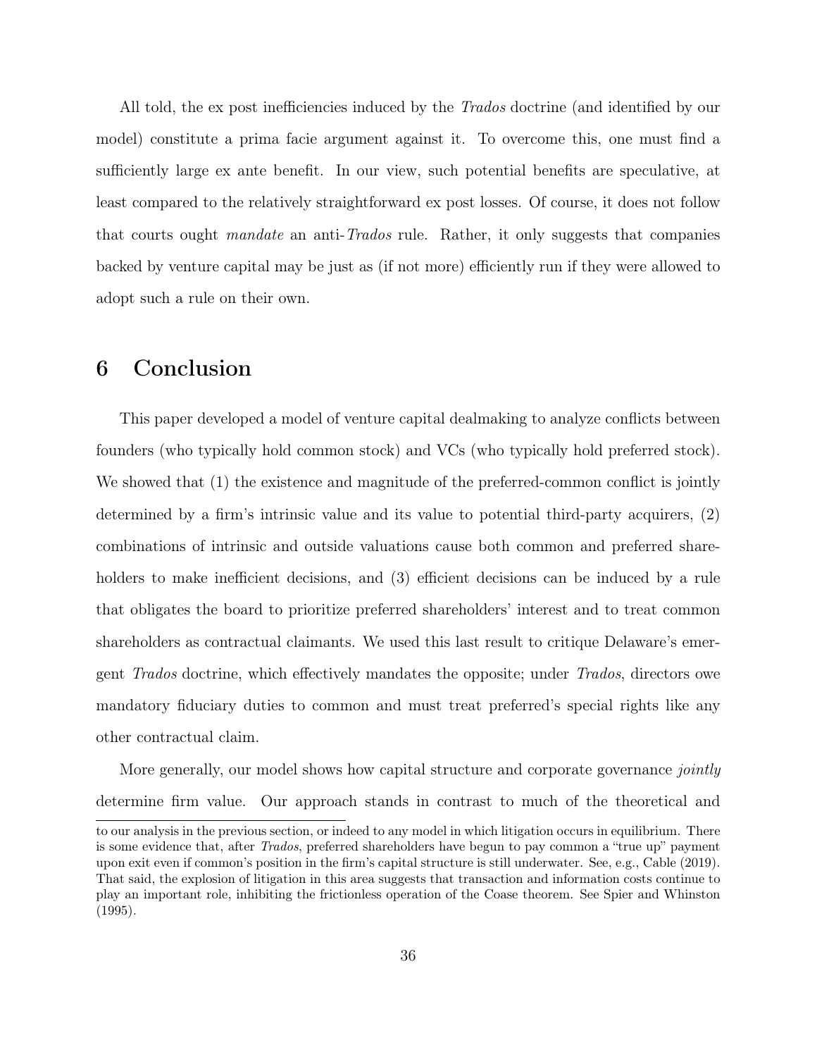All told, the ex post inefficiencies induced by the *Trados* doctrine (and identified by our model) constitute a prima facie argument against it. To overcome this, one must find a sufficiently large ex ante benefit. In our view, such potential benefits are speculative, at least compared to the relatively straightforward ex post losses. Of course, it does not follow that courts ought *mandate* an anti-*Trados* rule. Rather, it only suggests that companies backed by venture capital may be just as (if not more) efficiently run if they were allowed to adopt such a rule on their own.

# 6 Conclusion

This paper developed a model of venture capital dealmaking to analyze conflicts between founders (who typically hold common stock) and VCs (who typically hold preferred stock). We showed that (1) the existence and magnitude of the preferred-common conflict is jointly determined by a firm's intrinsic value and its value to potential third-party acquirers, (2) combinations of intrinsic and outside valuations cause both common and preferred shareholders to make inefficient decisions, and (3) efficient decisions can be induced by a rule that obligates the board to prioritize preferred shareholders' interest and to treat common shareholders as contractual claimants. We used this last result to critique Delaware's emergent *Trados* doctrine, which effectively mandates the opposite; under *Trados*, directors owe mandatory fiduciary duties to common and must treat preferred's special rights like any other contractual claim.

More generally, our model shows how capital structure and corporate governance *jointly* determine firm value. Our approach stands in contrast to much of the theoretical and

to our analysis in the previous section, or indeed to any model in which litigation occurs in equilibrium. There is some evidence that, after *Trados*, preferred shareholders have begun to pay common a "true up" payment upon exit even if common's position in the firm's capital structure is still underwater. See, e.g., Cable (2019). That said, the explosion of litigation in this area suggests that transaction and information costs continue to play an important role, inhibiting the frictionless operation of the Coase theorem. See Spier and Whinston (1995).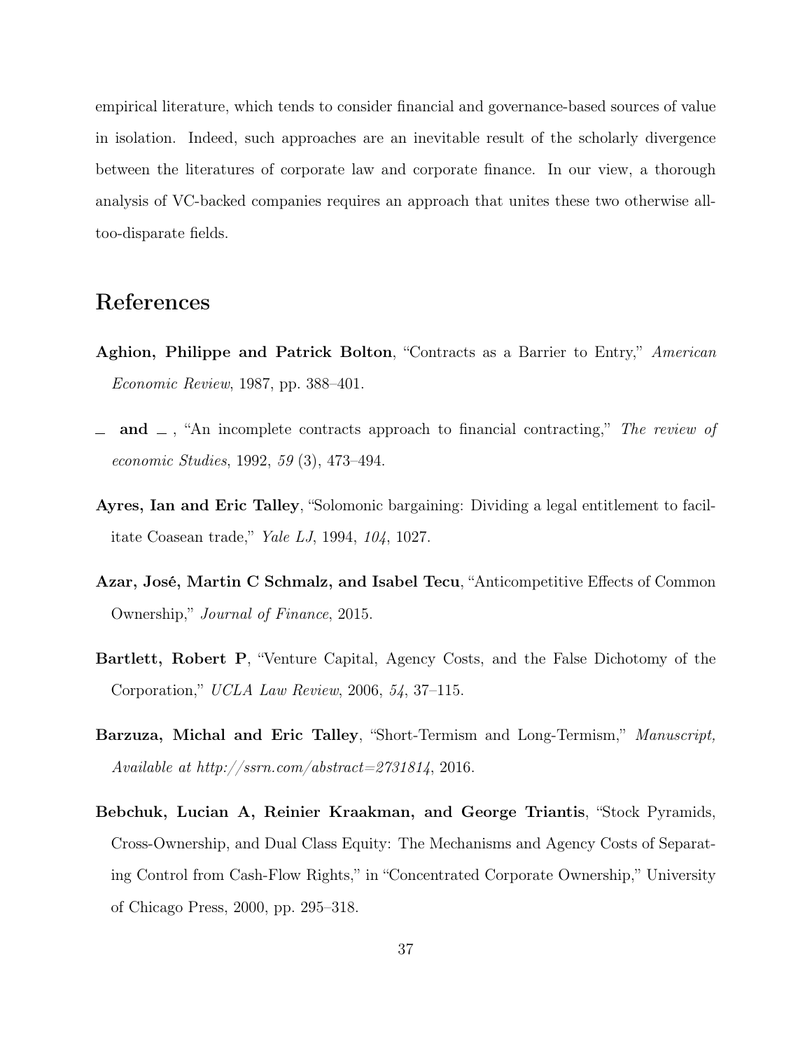empirical literature, which tends to consider financial and governance-based sources of value in isolation. Indeed, such approaches are an inevitable result of the scholarly divergence between the literatures of corporate law and corporate finance. In our view, a thorough analysis of VC-backed companies requires an approach that unites these two otherwise all-too-disparate fields.

# References

**Aghion, Philippe and Patrick Bolton**, "Contracts as a Barrier to Entry," *American Economic Review*, 1987, pp. 388–401.

**\_ and \_** , "An incomplete contracts approach to financial contracting," *The review of economic Studies*, 1992, *59* (3), 473–494.

**Ayres, Ian and Eric Talley**, "Solomonic bargaining: Dividing a legal entitlement to facilitate Coasean trade," *Yale LJ*, 1994, *104*, 1027.

**Azar, José, Martin C Schmalz, and Isabel Tecu**, "Anticompetitive Effects of Common Ownership," *Journal of Finance*, 2015.

**Bartlett, Robert P**, "Venture Capital, Agency Costs, and the False Dichotomy of the Corporation," *UCLA Law Review*, 2006, *54*, 37–115.

**Barzuza, Michal and Eric Talley**, "Short-Termism and Long-Termism," *Manuscript, Available at http://ssrn.com/abstract=2731814*, 2016.

**Bebchuk, Lucian A, Reinier Kraakman, and George Triantis**, "Stock Pyramids, Cross-Ownership, and Dual Class Equity: The Mechanisms and Agency Costs of Separating Control from Cash-Flow Rights," in "Concentrated Corporate Ownership," University of Chicago Press, 2000, pp. 295–318.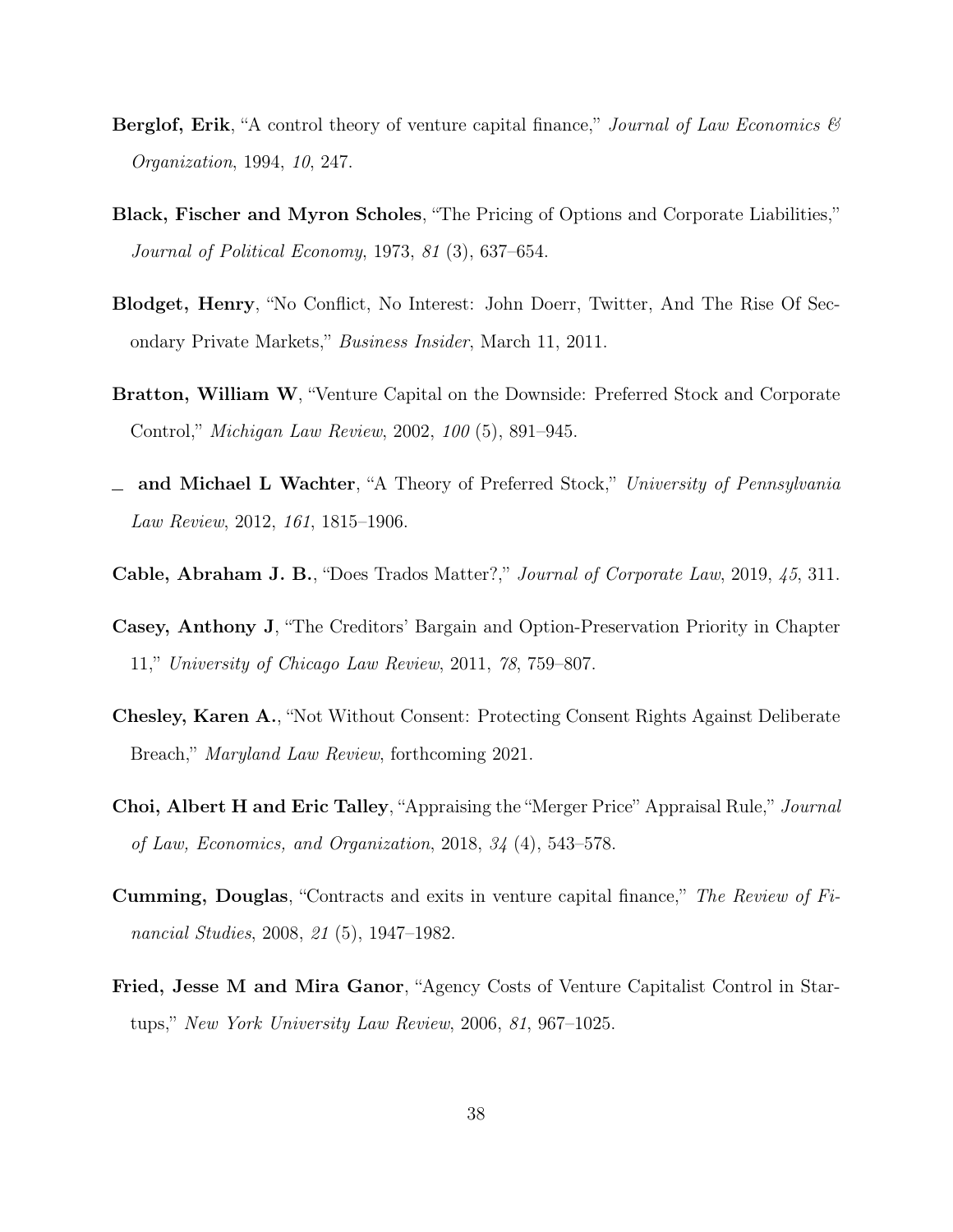**Berglof, Erik**, "A control theory of venture capital finance," *Journal of Law Economics & Organization*, 1994, *10*, 247.

**Black, Fischer and Myron Scholes**, "The Pricing of Options and Corporate Liabilities," *Journal of Political Economy*, 1973, *81* (3), 637–654.

**Blodget, Henry**, "No Conflict, No Interest: John Doerr, Twitter, And The Rise Of Secondary Private Markets," *Business Insider*, March 11, 2011.

**Bratton, William W**, "Venture Capital on the Downside: Preferred Stock and Corporate Control," *Michigan Law Review*, 2002, *100* (5), 891–945.

_ **and Michael L Wachter**, "A Theory of Preferred Stock," *University of Pennsylvania Law Review*, 2012, *161*, 1815–1906.

**Cable, Abraham J. B.**, "Does Trados Matter?," *Journal of Corporate Law*, 2019, *45*, 311.

**Casey, Anthony J**, "The Creditors' Bargain and Option-Preservation Priority in Chapter 11," *University of Chicago Law Review*, 2011, *78*, 759–807.

**Chesley, Karen A.**, "Not Without Consent: Protecting Consent Rights Against Deliberate Breach," *Maryland Law Review*, forthcoming 2021.

**Choi, Albert H and Eric Talley**, "Appraising the "Merger Price" Appraisal Rule," *Journal of Law, Economics, and Organization*, 2018, *34* (4), 543–578.

**Cumming, Douglas**, "Contracts and exits in venture capital finance," *The Review of Financial Studies*, 2008, *21* (5), 1947–1982.

**Fried, Jesse M and Mira Ganor**, "Agency Costs of Venture Capitalist Control in Startups," *New York University Law Review*, 2006, *81*, 967–1025.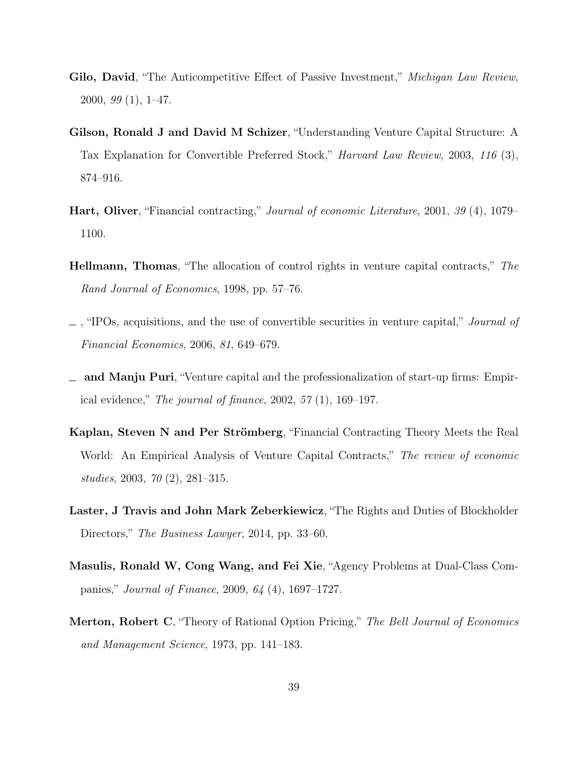**Gilo, David**, "The Anticompetitive Effect of Passive Investment," *Michigan Law Review*, 2000, *99* (1), 1–47.

**Gilson, Ronald J and David M Schizer**, "Understanding Venture Capital Structure: A Tax Explanation for Convertible Preferred Stock," *Harvard Law Review*, 2003, *116* (3), 874–916.

**Hart, Oliver**, "Financial contracting," *Journal of economic Literature*, 2001, *39* (4), 1079–1100.

**Hellmann, Thomas**, "The allocation of control rights in venture capital contracts," *The Rand Journal of Economics*, 1998, pp. 57–76.

\_ , "IPOs, acquisitions, and the use of convertible securities in venture capital," *Journal of Financial Economics*, 2006, *81*, 649–679.

\_ **and Manju Puri**, "Venture capital and the professionalization of start-up firms: Empirical evidence," *The journal of finance*, 2002, *57* (1), 169–197.

**Kaplan, Steven N and Per Strömberg**, "Financial Contracting Theory Meets the Real World: An Empirical Analysis of Venture Capital Contracts," *The review of economic studies*, 2003, *70* (2), 281–315.

**Laster, J Travis and John Mark Zeberkiewicz**, "The Rights and Duties of Blockholder Directors," *The Business Lawyer*, 2014, pp. 33–60.

**Masulis, Ronald W, Cong Wang, and Fei Xie**, "Agency Problems at Dual-Class Companies," *Journal of Finance*, 2009, *64* (4), 1697–1727.

**Merton, Robert C**, "Theory of Rational Option Pricing," *The Bell Journal of Economics and Management Science*, 1973, pp. 141–183.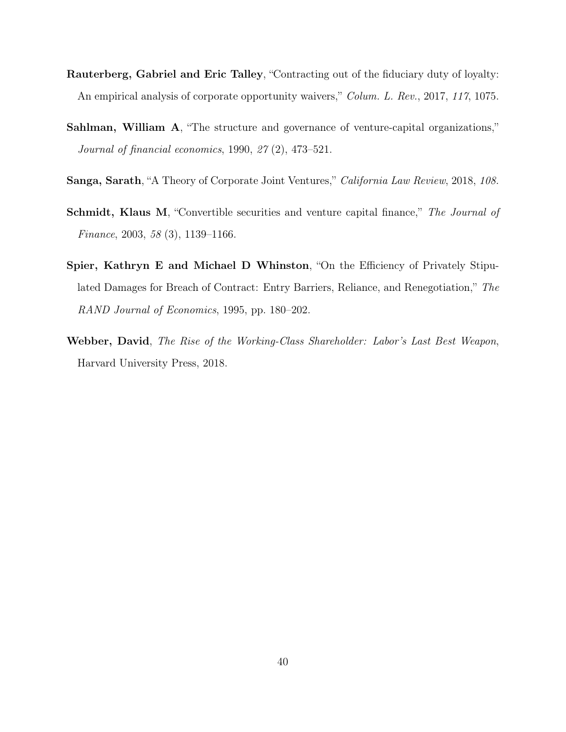**Rauterberg, Gabriel and Eric Talley**, "Contracting out of the fiduciary duty of loyalty: An empirical analysis of corporate opportunity waivers," *Colum. L. Rev.*, 2017, *117*, 1075.

**Sahlman, William A**, "The structure and governance of venture-capital organizations," *Journal of financial economics*, 1990, *27* (2), 473–521.

**Sanga, Sarath**, "A Theory of Corporate Joint Ventures," *California Law Review*, 2018, *108.*

**Schmidt, Klaus M**, "Convertible securities and venture capital finance," *The Journal of Finance*, 2003, *58* (3), 1139–1166.

**Spier, Kathryn E and Michael D Whinston**, "On the Efficiency of Privately Stipulated Damages for Breach of Contract: Entry Barriers, Reliance, and Renegotiation," *The RAND Journal of Economics*, 1995, pp. 180–202.

**Webber, David**, *The Rise of the Working-Class Shareholder: Labor's Last Best Weapon*, Harvard University Press, 2018.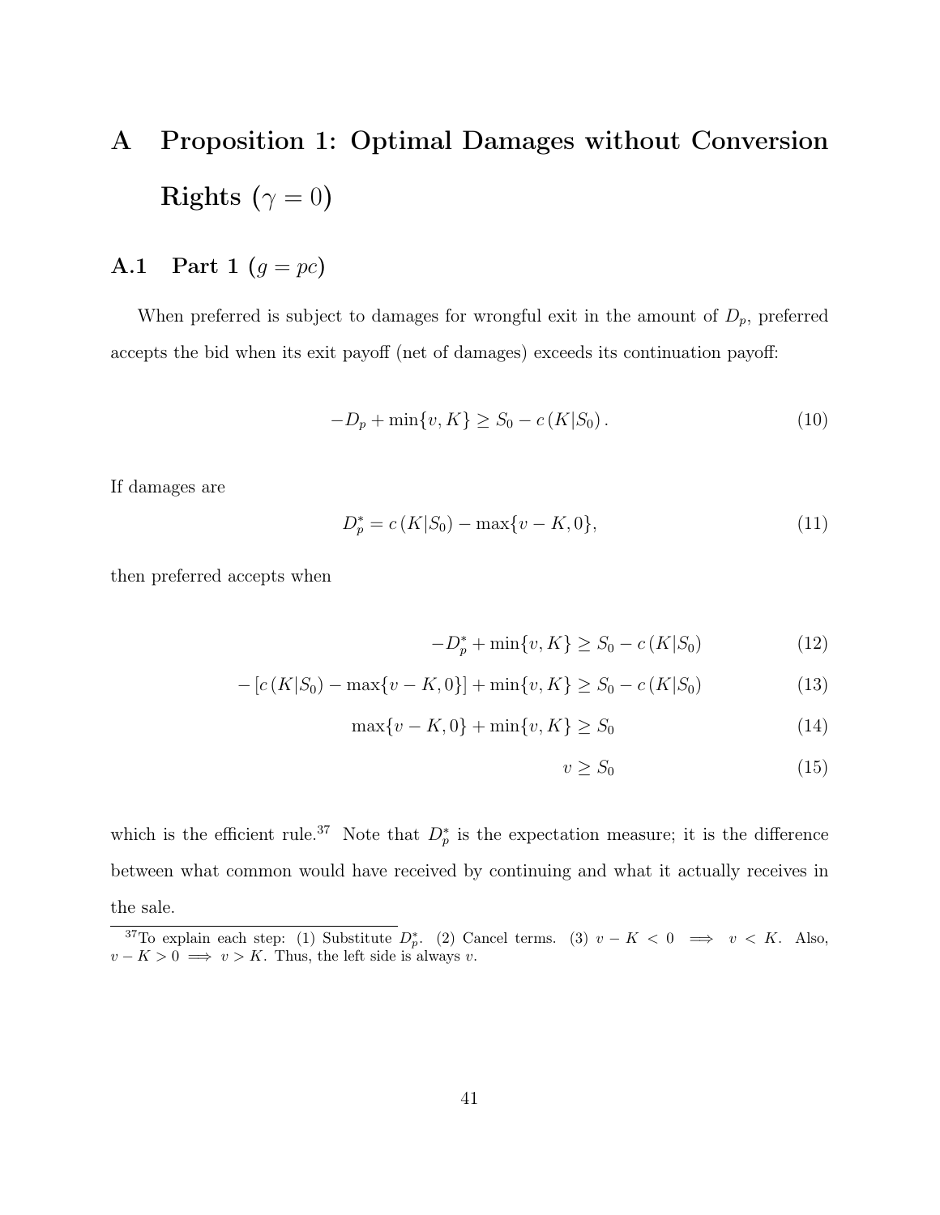# A Proposition 1: Optimal Damages without Conversion Rights ($\gamma = 0$)

## A.1 Part 1 ($g = pc$)

When preferred is subject to damages for wrongful exit in the amount of $D_p$, preferred accepts the bid when its exit payoff (net of damages) exceeds its continuation payoff:

$$-D_p + \min\{v, K\} \geq S_0 - c\,(K|S_0)\,. \tag{10}$$

If damages are

$$D_p^* = c\,(K|S_0) - \max\{v - K, 0\}, \tag{11}$$

then preferred accepts when

$$-D_p^* + \min\{v, K\} \geq S_0 - c\,(K|S_0) \tag{12}$$

$$-\left[c\,(K|S_0) - \max\{v - K, 0\}\right] + \min\{v, K\} \geq S_0 - c\,(K|S_0) \tag{13}$$

$$\max\{v - K, 0\} + \min\{v, K\} \geq S_0 \tag{14}$$

$$v \geq S_0 \tag{15}$$

which is the efficient rule.[37] Note that $D_p^*$ is the expectation measure; it is the difference between what common would have received by continuing and what it actually receives in the sale.

[37] To explain each step: (1) Substitute $D_p^*$. (2) Cancel terms. (3) $v - K < 0 \implies v < K$. Also, $v - K > 0 \implies v > K$. Thus, the left side is always $v$.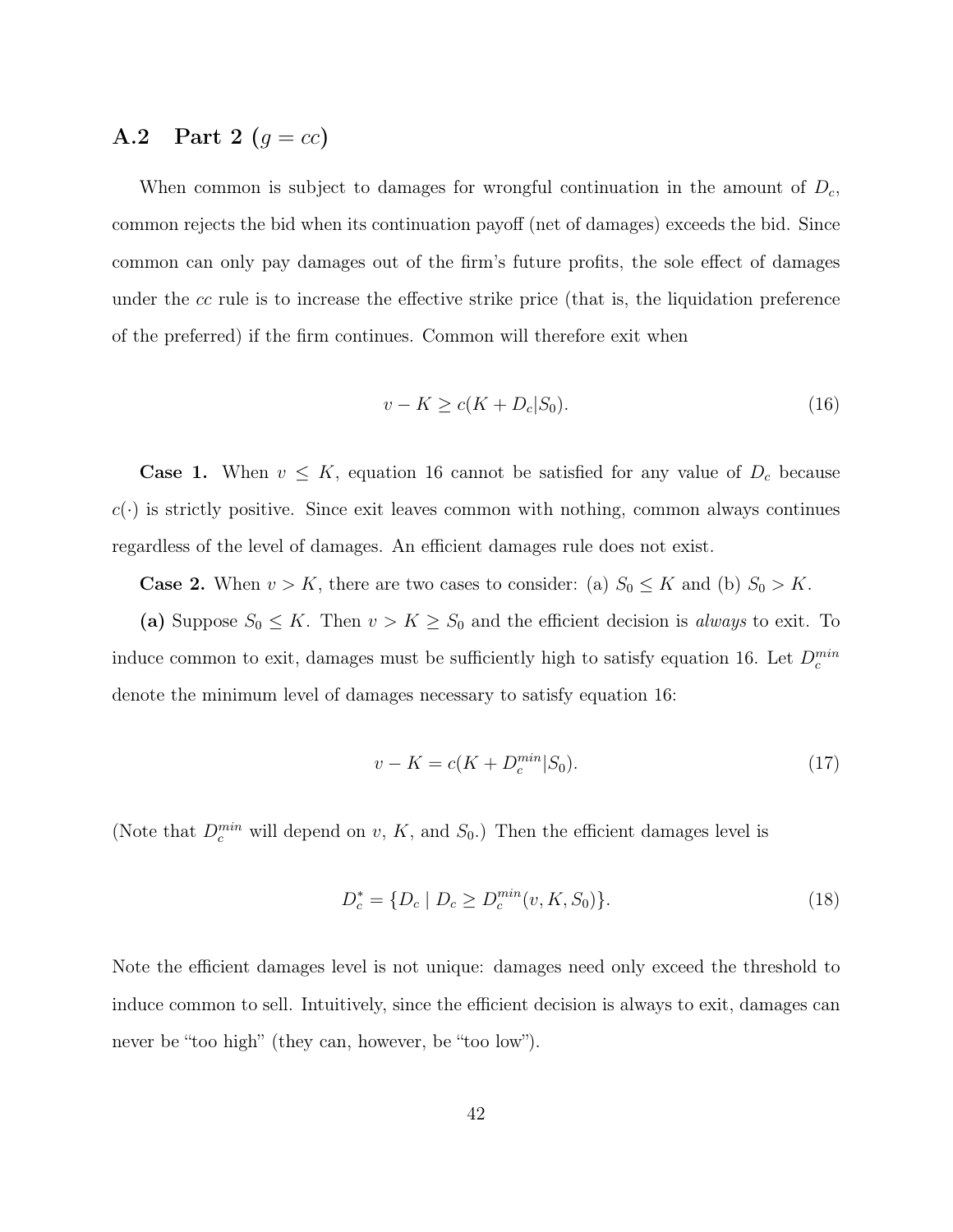## A.2 Part 2 ($g = cc$)

When common is subject to damages for wrongful continuation in the amount of $D_c$, common rejects the bid when its continuation payoff (net of damages) exceeds the bid. Since common can only pay damages out of the firm's future profits, the sole effect of damages under the $cc$ rule is to increase the effective strike price (that is, the liquidation preference of the preferred) if the firm continues. Common will therefore exit when

$$v - K \geq c(K + D_c | S_0). \tag{16}$$

**Case 1.** When $v \leq K$, equation 16 cannot be satisfied for any value of $D_c$ because $c(\cdot)$ is strictly positive. Since exit leaves common with nothing, common always continues regardless of the level of damages. An efficient damages rule does not exist.

**Case 2.** When $v > K$, there are two cases to consider: (a) $S_0 \leq K$ and (b) $S_0 > K$.

**(a)** Suppose $S_0 \leq K$. Then $v > K \geq S_0$ and the efficient decision is *always* to exit. To induce common to exit, damages must be sufficiently high to satisfy equation 16. Let $D_c^{min}$ denote the minimum level of damages necessary to satisfy equation 16:

$$v - K = c(K + D_c^{min} | S_0). \tag{17}$$

(Note that $D_c^{min}$ will depend on $v$, $K$, and $S_0$.) Then the efficient damages level is

$$D_c^* = \{D_c \mid D_c \geq D_c^{min}(v, K, S_0)\}. \tag{18}$$

Note the efficient damages level is not unique: damages need only exceed the threshold to induce common to sell. Intuitively, since the efficient decision is always to exit, damages can never be "too high" (they can, however, be "too low").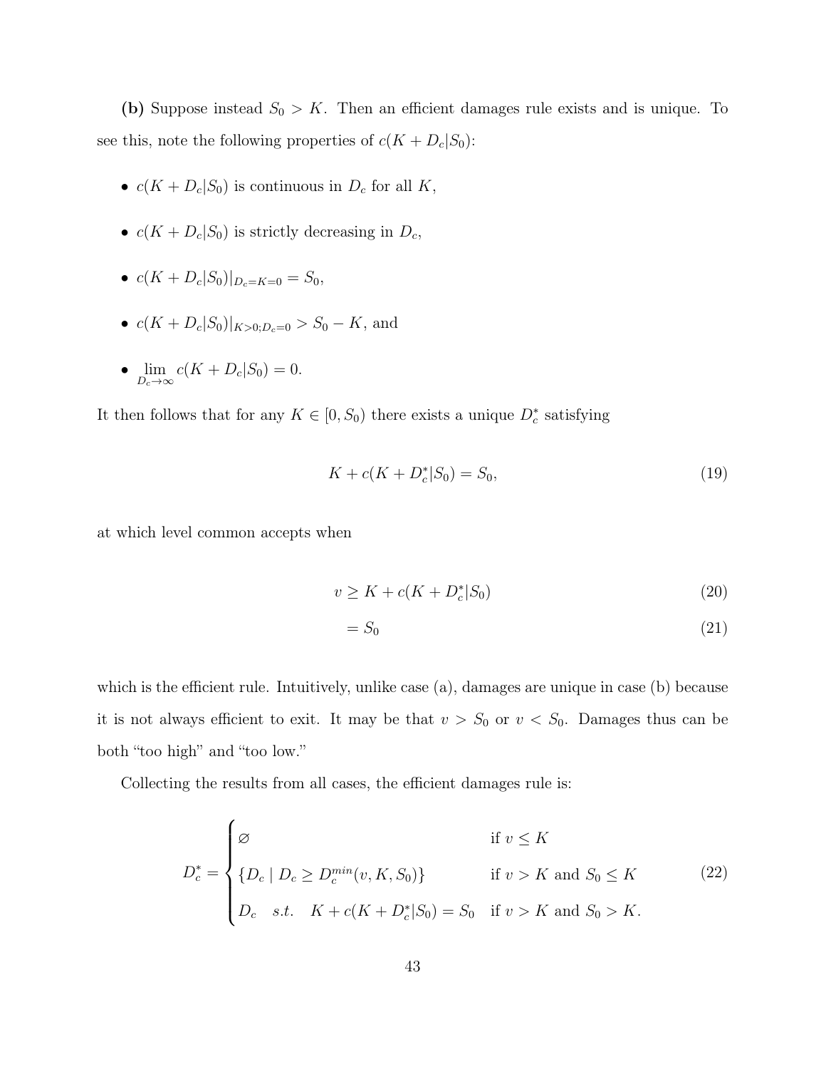**(b)** Suppose instead $S_0 > K$. Then an efficient damages rule exists and is unique. To see this, note the following properties of $c(K + D_c|S_0)$:

- $c(K + D_c|S_0)$ is continuous in $D_c$ for all $K$,
- $c(K + D_c|S_0)$ is strictly decreasing in $D_c$,
- $c(K + D_c|S_0)|_{D_c = K = 0} = S_0$,
- $c(K + D_c|S_0)|_{K>0; D_c=0} > S_0 - K$, and
- $\lim_{D_c \to \infty} c(K + D_c|S_0) = 0$.

It then follows that for any $K \in [0, S_0)$ there exists a unique $D_c^*$ satisfying

$$K + c(K + D_c^*|S_0) = S_0, \tag{19}$$

at which level common accepts when

$$v \geq K + c(K + D_c^*|S_0) \tag{20}$$

$$= S_0 \tag{21}$$

which is the efficient rule. Intuitively, unlike case (a), damages are unique in case (b) because it is not always efficient to exit. It may be that $v > S_0$ or $v < S_0$. Damages thus can be both "too high" and "too low."

Collecting the results from all cases, the efficient damages rule is:

$$D_c^* = \begin{cases} \varnothing & \text{if } v \leq K \\ \{D_c \mid D_c \geq D_c^{min}(v, K, S_0)\} & \text{if } v > K \text{ and } S_0 \leq K \\ D_c \quad s.t. \quad K + c(K + D_c^*|S_0) = S_0 & \text{if } v > K \text{ and } S_0 > K. \end{cases} \tag{22}$$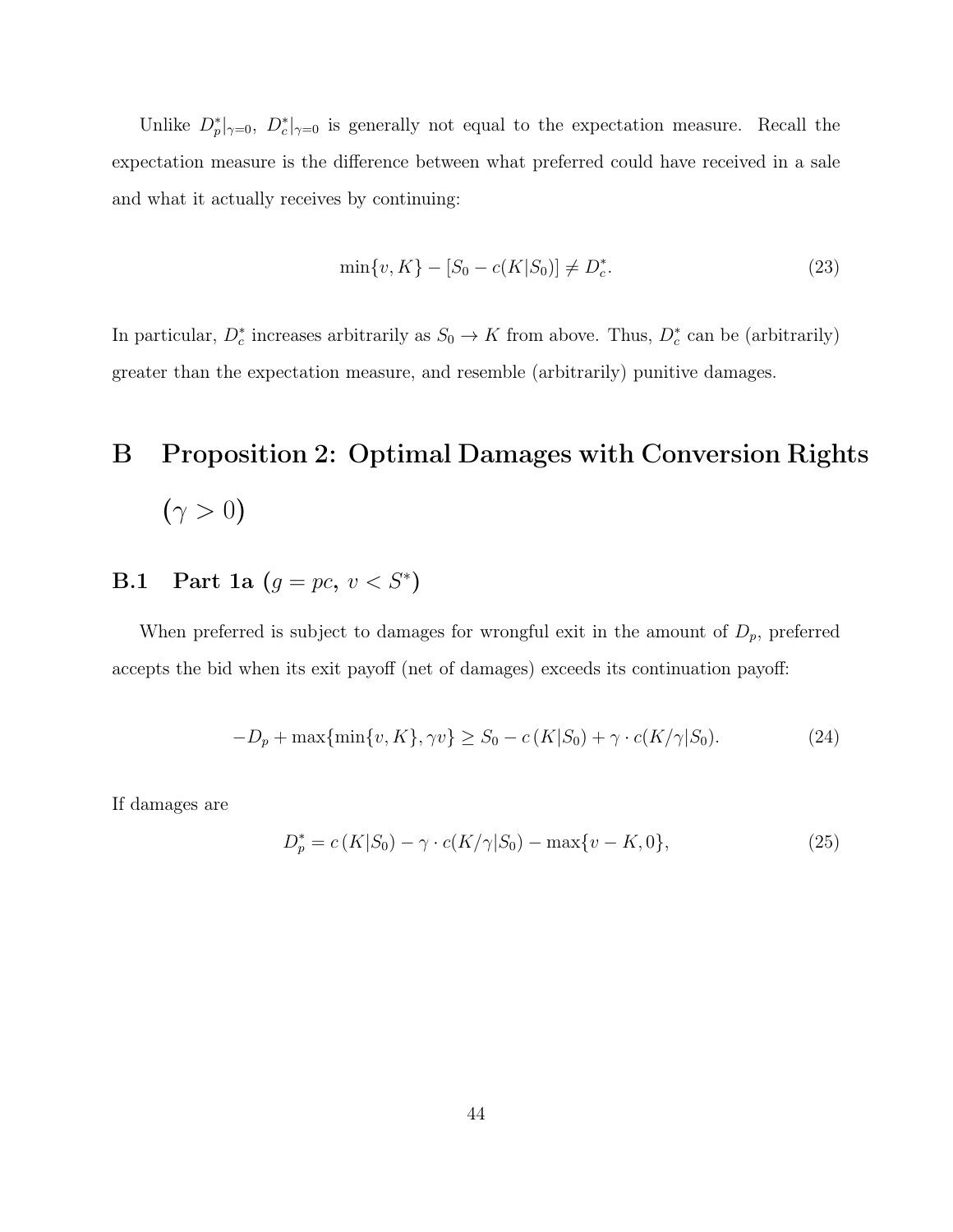Unlike $D_p^*|_{\gamma=0}$, $D_c^*|_{\gamma=0}$ is generally not equal to the expectation measure. Recall the expectation measure is the difference between what preferred could have received in a sale and what it actually receives by continuing:

$$\min\{v, K\} - [S_0 - c(K|S_0)] \neq D_c^*. \tag{23}$$

In particular, $D_c^*$ increases arbitrarily as $S_0 \to K$ from above. Thus, $D_c^*$ can be (arbitrarily) greater than the expectation measure, and resemble (arbitrarily) punitive damages.

# B Proposition 2: Optimal Damages with Conversion Rights ($\gamma > 0$)

## B.1 Part 1a ($g = pc$, $v < S^*$)

When preferred is subject to damages for wrongful exit in the amount of $D_p$, preferred accepts the bid when its exit payoff (net of damages) exceeds its continuation payoff:

$$-D_p + \max\{\min\{v, K\}, \gamma v\} \geq S_0 - c\left(K|S_0\right) + \gamma \cdot c(K/\gamma|S_0). \tag{24}$$

If damages are

$$D_p^* = c\left(K|S_0\right) - \gamma \cdot c(K/\gamma|S_0) - \max\{v - K, 0\}, \tag{25}$$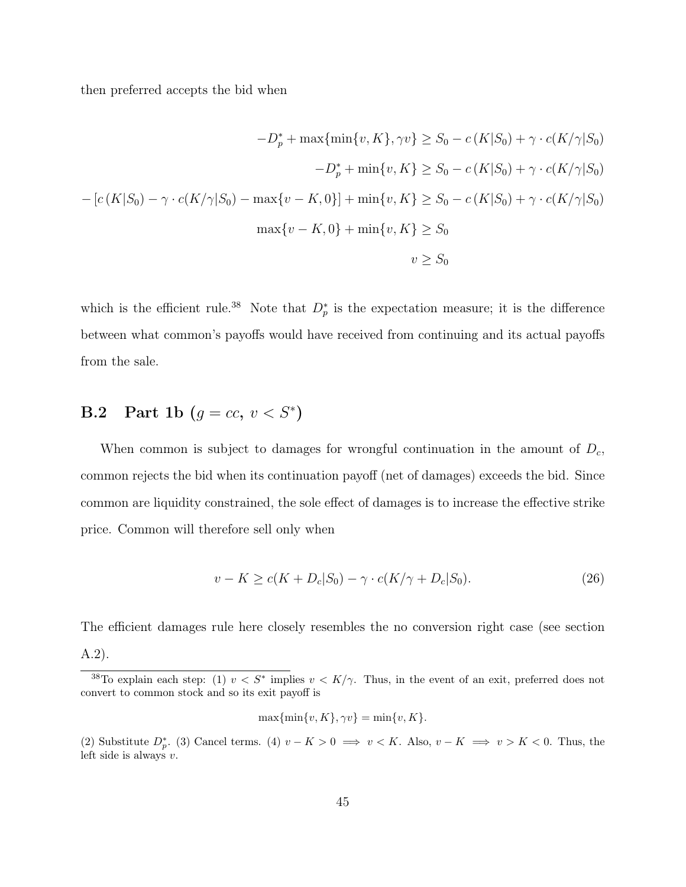then preferred accepts the bid when

$$
\begin{aligned}
-D_p^* + \max\{\min\{v, K\}, \gamma v\} &\geq S_0 - c\left(K|S_0\right) + \gamma \cdot c(K/\gamma|S_0) \\
-D_p^* + \min\{v, K\} &\geq S_0 - c\left(K|S_0\right) + \gamma \cdot c(K/\gamma|S_0) \\
-\left[c\left(K|S_0\right) - \gamma \cdot c(K/\gamma|S_0) - \max\{v - K, 0\}\right] + \min\{v, K\} &\geq S_0 - c\left(K|S_0\right) + \gamma \cdot c(K/\gamma|S_0) \\
\max\{v - K, 0\} + \min\{v, K\} &\geq S_0 \\
v &\geq S_0
\end{aligned}
$$

which is the efficient rule.[38] Note that $D_p^*$ is the expectation measure; it is the difference between what common's payoffs would have received from continuing and its actual payoffs from the sale.

## B.2 Part 1b ($g = cc$, $v < S^*$)

When common is subject to damages for wrongful continuation in the amount of $D_c$, common rejects the bid when its continuation payoff (net of damages) exceeds the bid. Since common are liquidity constrained, the sole effect of damages is to increase the effective strike price. Common will therefore sell only when

$$
v - K \geq c(K + D_c|S_0) - \gamma \cdot c(K/\gamma + D_c|S_0). \tag{26}
$$

The efficient damages rule here closely resembles the no conversion right case (see section A.2).

---

[38] To explain each step: (1) $v < S^*$ implies $v < K/\gamma$. Thus, in the event of an exit, preferred does not convert to common stock and so its exit payoff is

$$
\max\{\min\{v, K\}, \gamma v\} = \min\{v, K\}.
$$

(2) Substitute $D_p^*$. (3) Cancel terms. (4) $v - K > 0 \implies v < K$. Also, $v - K \implies v > K < 0$. Thus, the left side is always $v$.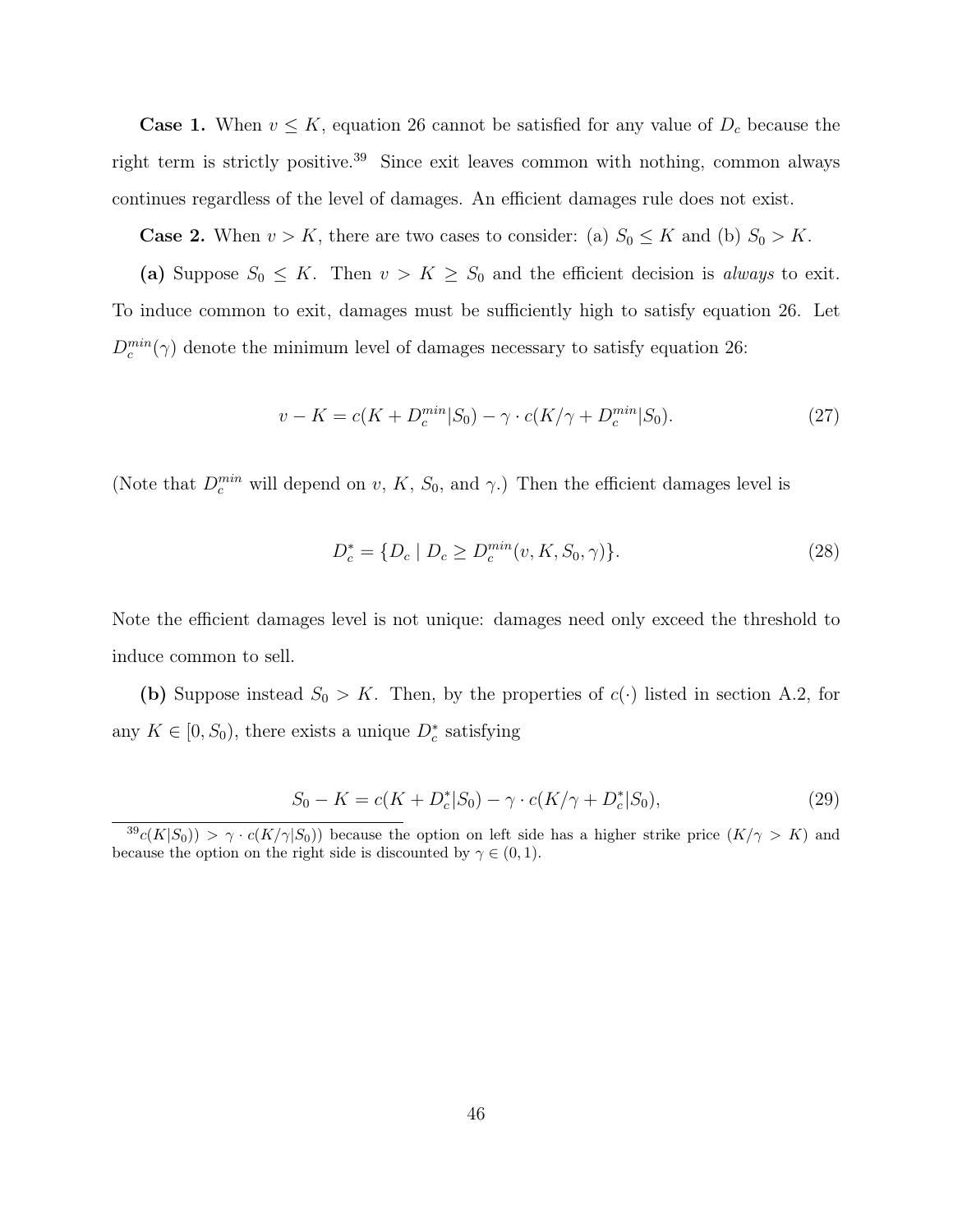**Case 1.** When $v \leq K$, equation 26 cannot be satisfied for any value of $D_c$ because the right term is strictly positive.[39] Since exit leaves common with nothing, common always continues regardless of the level of damages. An efficient damages rule does not exist.

**Case 2.** When $v > K$, there are two cases to consider: (a) $S_0 \leq K$ and (b) $S_0 > K$.

**(a)** Suppose $S_0 \leq K$. Then $v > K \geq S_0$ and the efficient decision is *always* to exit. To induce common to exit, damages must be sufficiently high to satisfy equation 26. Let $D_c^{min}(\gamma)$ denote the minimum level of damages necessary to satisfy equation 26:

$$v - K = c(K + D_c^{min}|S_0) - \gamma \cdot c(K/\gamma + D_c^{min}|S_0). \tag{27}$$

(Note that $D_c^{min}$ will depend on $v$, $K$, $S_0$, and $\gamma$.) Then the efficient damages level is

$$D_c^* = \{D_c \mid D_c \geq D_c^{min}(v, K, S_0, \gamma)\}. \tag{28}$$

Note the efficient damages level is not unique: damages need only exceed the threshold to induce common to sell.

**(b)** Suppose instead $S_0 > K$. Then, by the properties of $c(\cdot)$ listed in section A.2, for any $K \in [0, S_0)$, there exists a unique $D_c^*$ satisfying

$$S_0 - K = c(K + D_c^*|S_0) - \gamma \cdot c(K/\gamma + D_c^*|S_0), \tag{29}$$

[39] $c(K|S_0)) > \gamma \cdot c(K/\gamma|S_0))$ because the option on left side has a higher strike price ($K/\gamma > K$) and because the option on the right side is discounted by $\gamma \in (0, 1)$.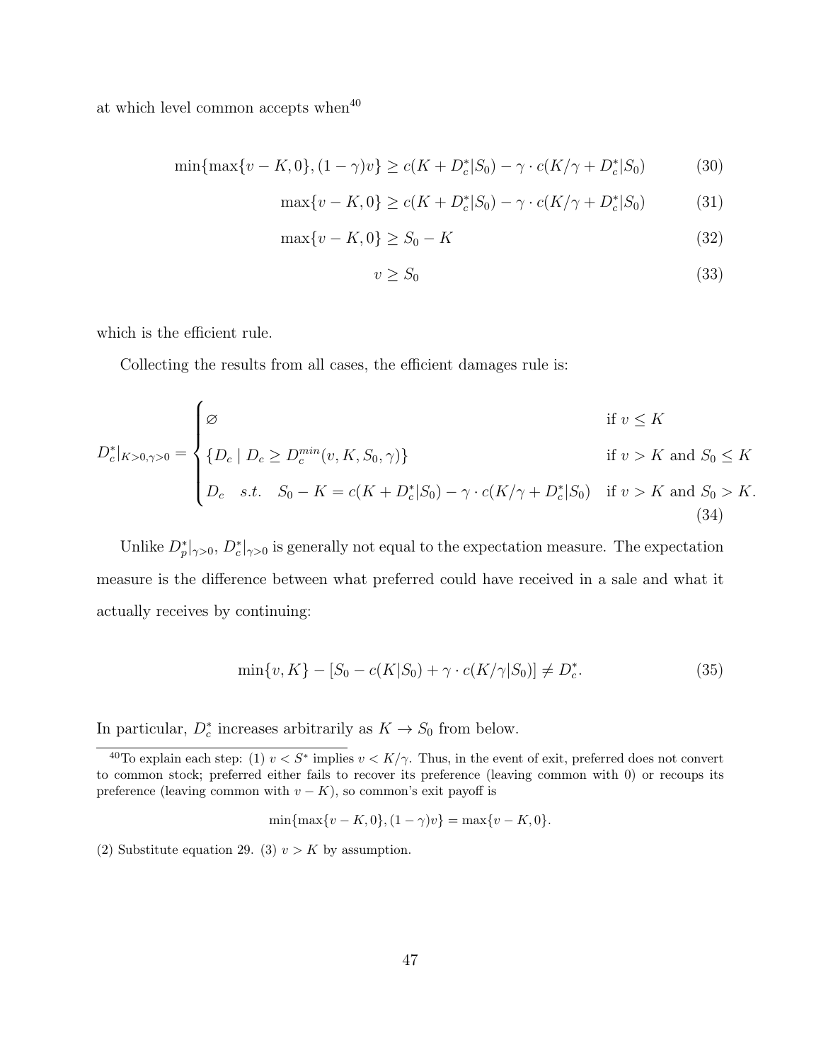at which level common accepts when[40]

$$\min\{\max\{v-K,0\},(1-\gamma)v\} \geq c(K+D_c^*|S_0) - \gamma \cdot c(K/\gamma + D_c^*|S_0) \tag{30}$$

$$\max\{v-K,0\} \geq c(K+D_c^*|S_0) - \gamma \cdot c(K/\gamma + D_c^*|S_0) \tag{31}$$

$$\max\{v-K,0\} \geq S_0 - K \tag{32}$$

$$v \geq S_0 \tag{33}$$

which is the efficient rule.

Collecting the results from all cases, the efficient damages rule is:

$$D_c^*|_{K>0,\gamma>0} = \begin{cases} \varnothing & \text{if } v \leq K \\ \{D_c \mid D_c \geq D_c^{min}(v,K,S_0,\gamma)\} & \text{if } v > K \text{ and } S_0 \leq K \\ D_c \quad s.t. \quad S_0 - K = c(K+D_c^*|S_0) - \gamma \cdot c(K/\gamma + D_c^*|S_0) & \text{if } v > K \text{ and } S_0 > K. \end{cases} \tag{34}$$

Unlike $D_p^*|_{\gamma>0}$, $D_c^*|_{\gamma>0}$ is generally not equal to the expectation measure. The expectation measure is the difference between what preferred could have received in a sale and what it actually receives by continuing:

$$\min\{v,K\} - [S_0 - c(K|S_0) + \gamma \cdot c(K/\gamma|S_0)] \neq D_c^*. \tag{35}$$

In particular, $D_c^*$ increases arbitrarily as $K \to S_0$ from below.

---

[40] To explain each step: (1) $v < S^*$ implies $v < K/\gamma$. Thus, in the event of exit, preferred does not convert to common stock; preferred either fails to recover its preference (leaving common with 0) or recoups its preference (leaving common with $v-K$), so common's exit payoff is

$$\min\{\max\{v-K,0\},(1-\gamma)v\} = \max\{v-K,0\}.$$

(2) Substitute equation 29. (3) $v > K$ by assumption.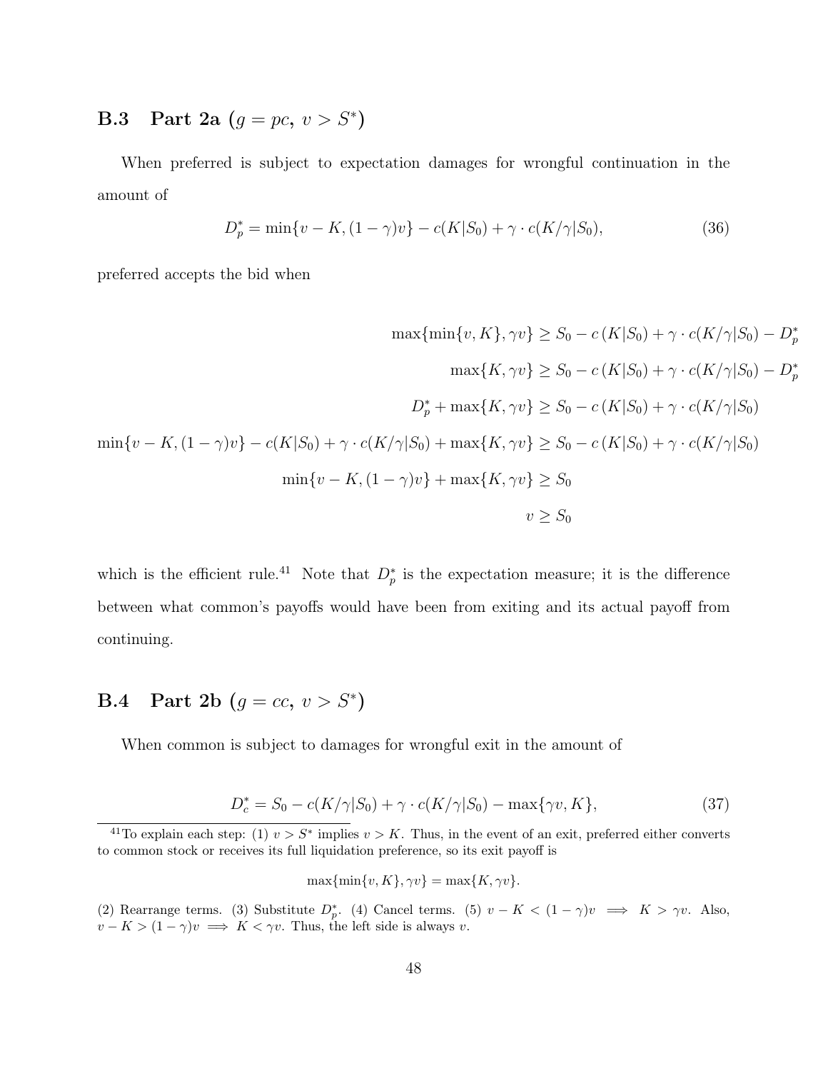## B.3 Part 2a ($g = pc$, $v > S^*$)

When preferred is subject to expectation damages for wrongful continuation in the amount of

$$D_p^* = \min\{v - K, (1-\gamma)v\} - c(K|S_0) + \gamma \cdot c(K/\gamma|S_0), \tag{36}$$

preferred accepts the bid when

$$\begin{aligned}
\max\{\min\{v, K\}, \gamma v\} &\geq S_0 - c\,(K|S_0) + \gamma \cdot c(K/\gamma|S_0) - D_p^* \\
\max\{K, \gamma v\} &\geq S_0 - c\,(K|S_0) + \gamma \cdot c(K/\gamma|S_0) - D_p^* \\
D_p^* + \max\{K, \gamma v\} &\geq S_0 - c\,(K|S_0) + \gamma \cdot c(K/\gamma|S_0) \\
\min\{v - K, (1-\gamma)v\} - c(K|S_0) + \gamma \cdot c(K/\gamma|S_0) + \max\{K, \gamma v\} &\geq S_0 - c\,(K|S_0) + \gamma \cdot c(K/\gamma|S_0) \\
\min\{v - K, (1-\gamma)v\} + \max\{K, \gamma v\} &\geq S_0 \\
v &\geq S_0
\end{aligned}$$

which is the efficient rule.[41] Note that $D_p^*$ is the expectation measure; it is the difference between what common's payoffs would have been from exiting and its actual payoff from continuing.

## B.4 Part 2b ($g = cc$, $v > S^*$)

When common is subject to damages for wrongful exit in the amount of

$$D_c^* = S_0 - c(K/\gamma|S_0) + \gamma \cdot c(K/\gamma|S_0) - \max\{\gamma v, K\}, \tag{37}$$

[41] To explain each step: (1) $v > S^*$ implies $v > K$. Thus, in the event of an exit, preferred either converts to common stock or receives its full liquidation preference, so its exit payoff is

$$\max\{\min\{v, K\}, \gamma v\} = \max\{K, \gamma v\}.$$

(2) Rearrange terms. (3) Substitute $D_p^*$. (4) Cancel terms. (5) $v - K < (1-\gamma)v \implies K > \gamma v$. Also, $v - K > (1-\gamma)v \implies K < \gamma v$. Thus, the left side is always $v$.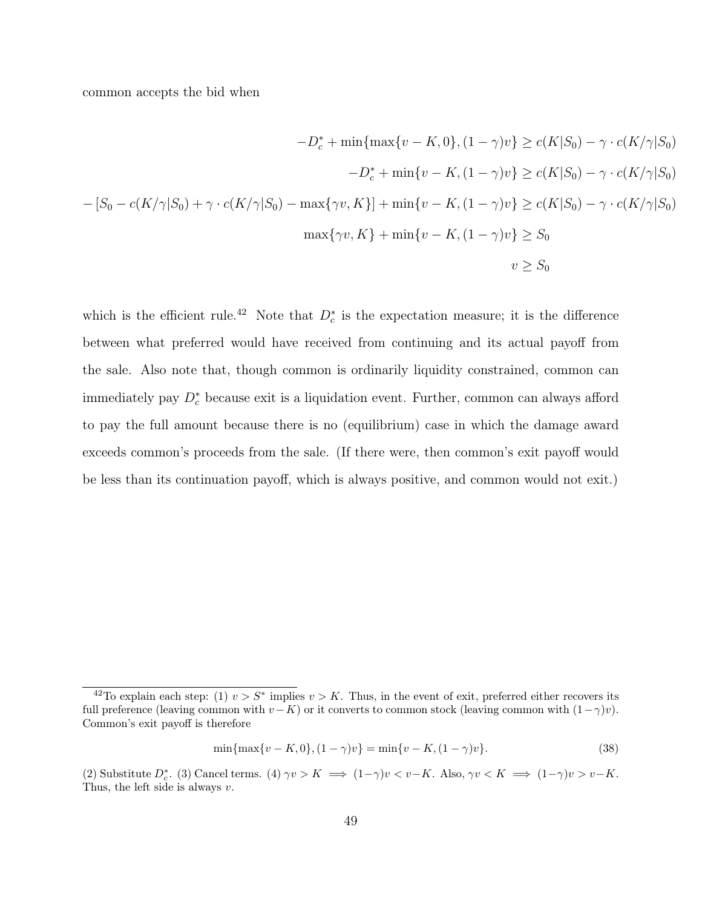common accepts the bid when

$$-D_c^* + \min\{\max\{v - K, 0\}, (1-\gamma)v\} \geq c(K|S_0) - \gamma \cdot c(K/\gamma|S_0)$$

$$-D_c^* + \min\{v - K, (1-\gamma)v\} \geq c(K|S_0) - \gamma \cdot c(K/\gamma|S_0)$$

$$-[S_0 - c(K/\gamma|S_0) + \gamma \cdot c(K/\gamma|S_0) - \max\{\gamma v, K\}] + \min\{v - K, (1-\gamma)v\} \geq c(K|S_0) - \gamma \cdot c(K/\gamma|S_0)$$

$$\max\{\gamma v, K\} + \min\{v - K, (1-\gamma)v\} \geq S_0$$

$$v \geq S_0$$

which is the efficient rule.[42] Note that $D_c^*$ is the expectation measure; it is the difference between what preferred would have received from continuing and its actual payoff from the sale. Also note that, though common is ordinarily liquidity constrained, common can immediately pay $D_c^*$ because exit is a liquidation event. Further, common can always afford to pay the full amount because there is no (equilibrium) case in which the damage award exceeds common's proceeds from the sale. (If there were, then common's exit payoff would be less than its continuation payoff, which is always positive, and common would not exit.)

---

[42] To explain each step: (1) $v > S^*$ implies $v > K$. Thus, in the event of exit, preferred either recovers its full preference (leaving common with $v - K$) or it converts to common stock (leaving common with $(1-\gamma)v$). Common's exit payoff is therefore

$$\min\{\max\{v - K, 0\}, (1-\gamma)v\} = \min\{v - K, (1-\gamma)v\}. \tag{38}$$

(2) Substitute $D_c^*$. (3) Cancel terms. (4) $\gamma v > K \implies (1-\gamma)v < v - K$. Also, $\gamma v < K \implies (1-\gamma)v > v - K$. Thus, the left side is always $v$.